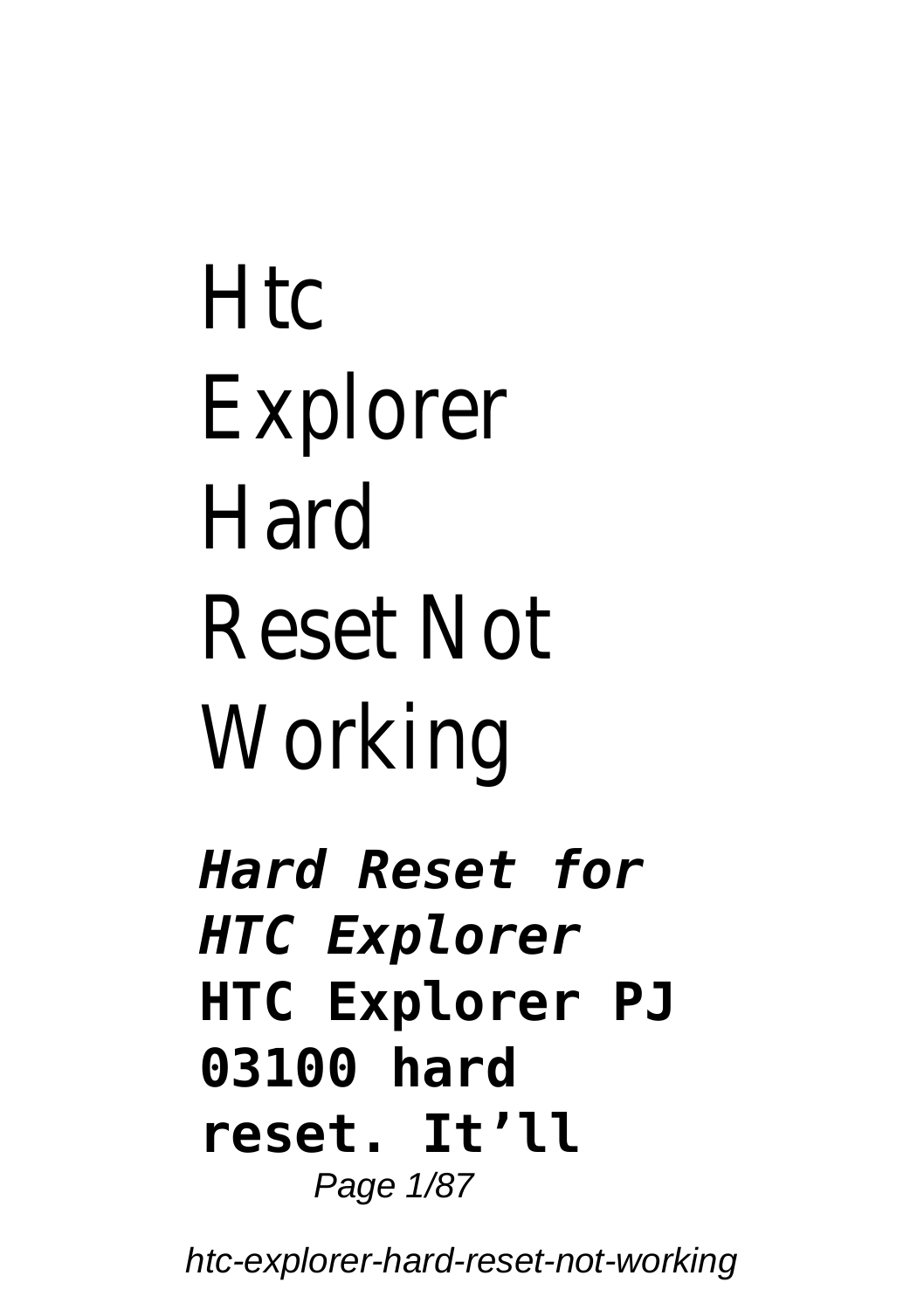# Htc Explorer Hard Reset Not Working

***Hard Reset for HTC Explorer***

**HTC Explorer PJ 03100 hard reset. It'll**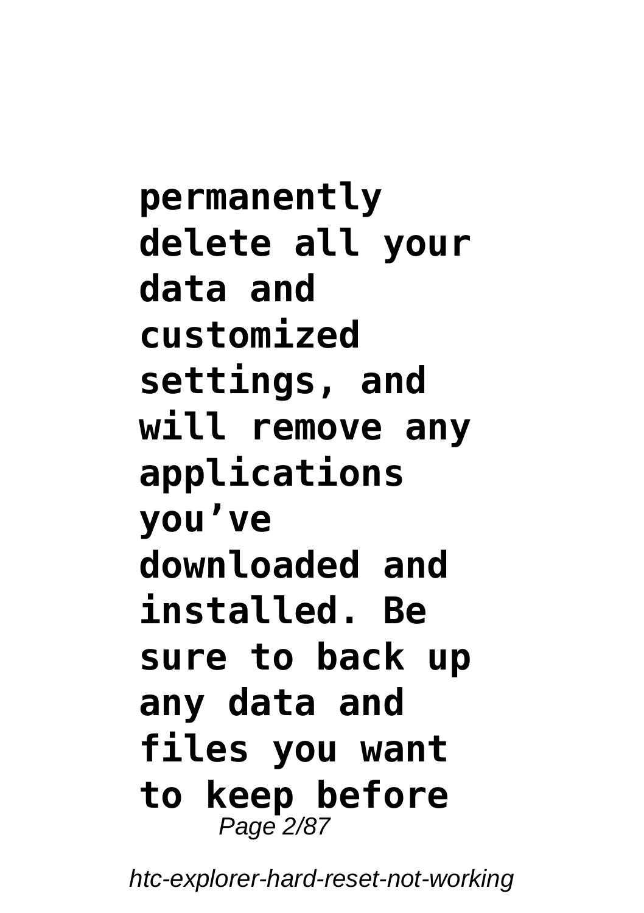**permanently delete all your data and customized settings, and will remove any applications you’ve downloaded and installed. Be sure to back up any data and files you want to keep before**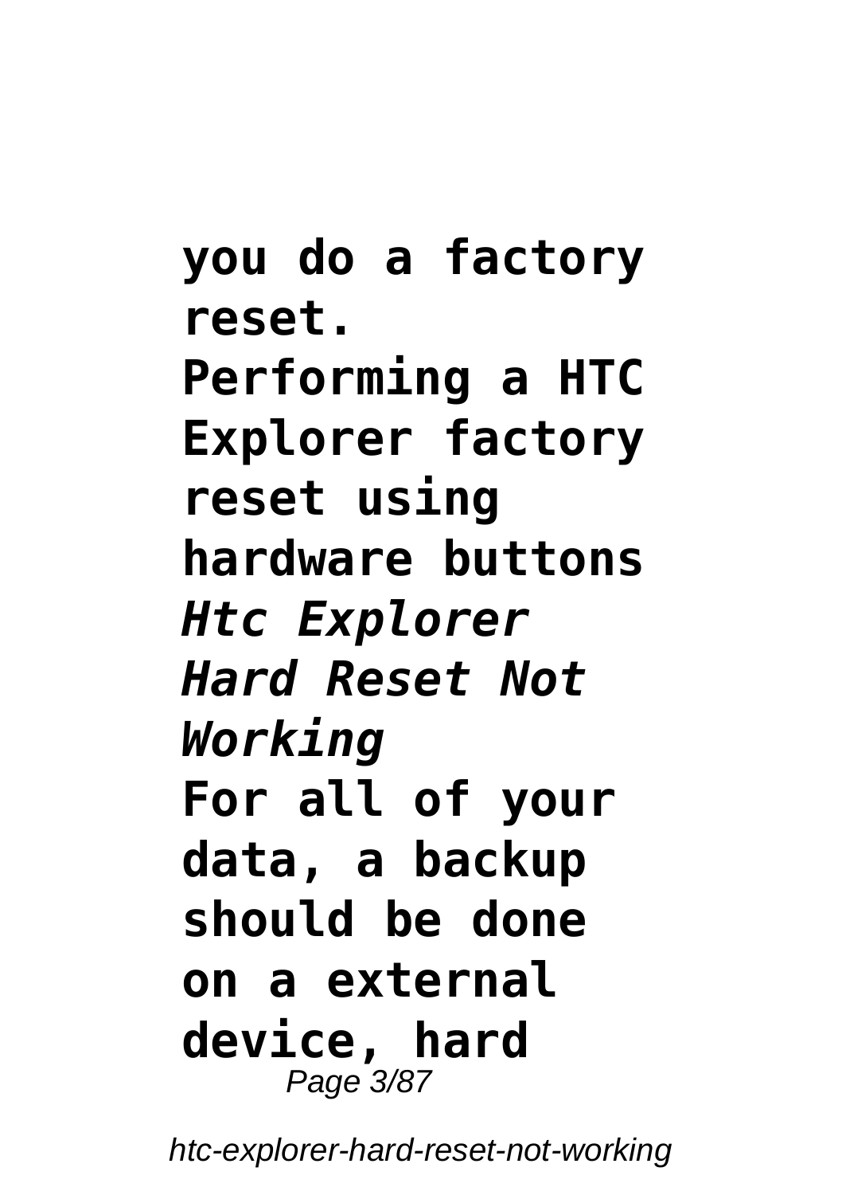**you do a factory reset.**

**Performing a HTC Explorer factory reset using hardware buttons**

***Htc Explorer Hard Reset Not Working***

**For all of your data, a backup should be done on a external device, hard**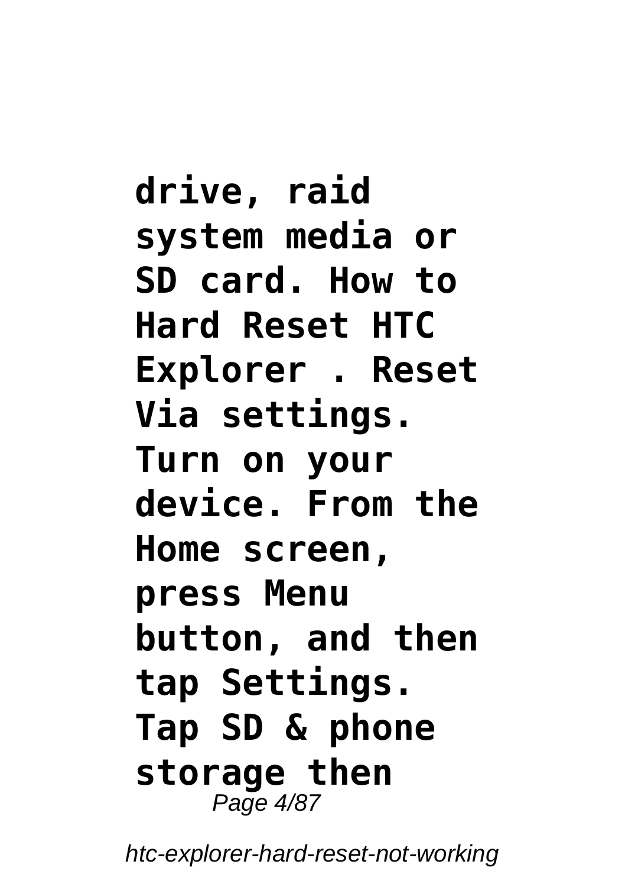**drive, raid system media or SD card. How to Hard Reset HTC Explorer . Reset Via settings. Turn on your device. From the Home screen, press Menu button, and then tap Settings. Tap SD & phone storage then**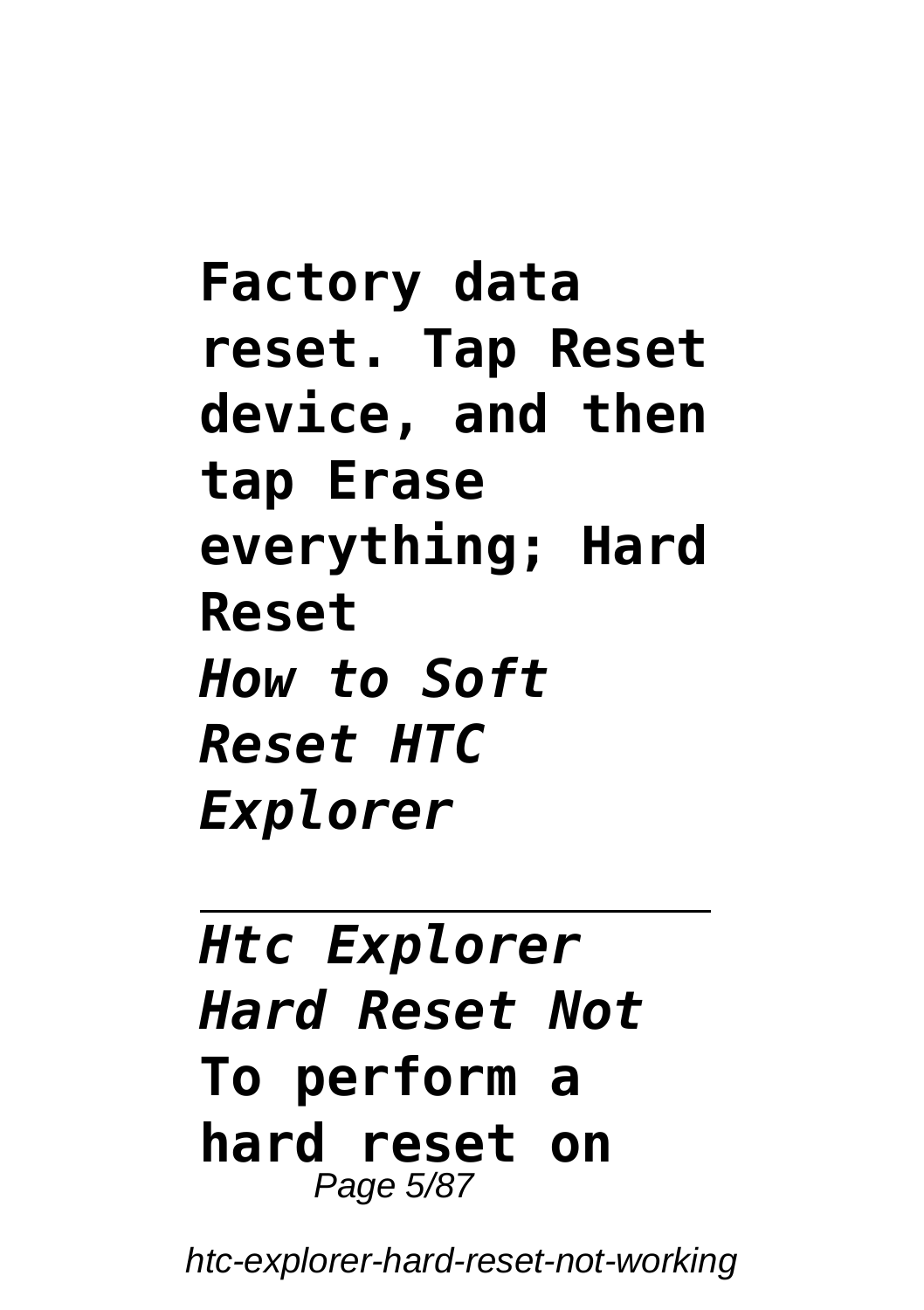**Factory data reset. Tap Reset device, and then tap Erase everything; Hard Reset**

*How to Soft Reset HTC Explorer*

---

*Htc Explorer Hard Reset Not*

**To perform a hard reset on**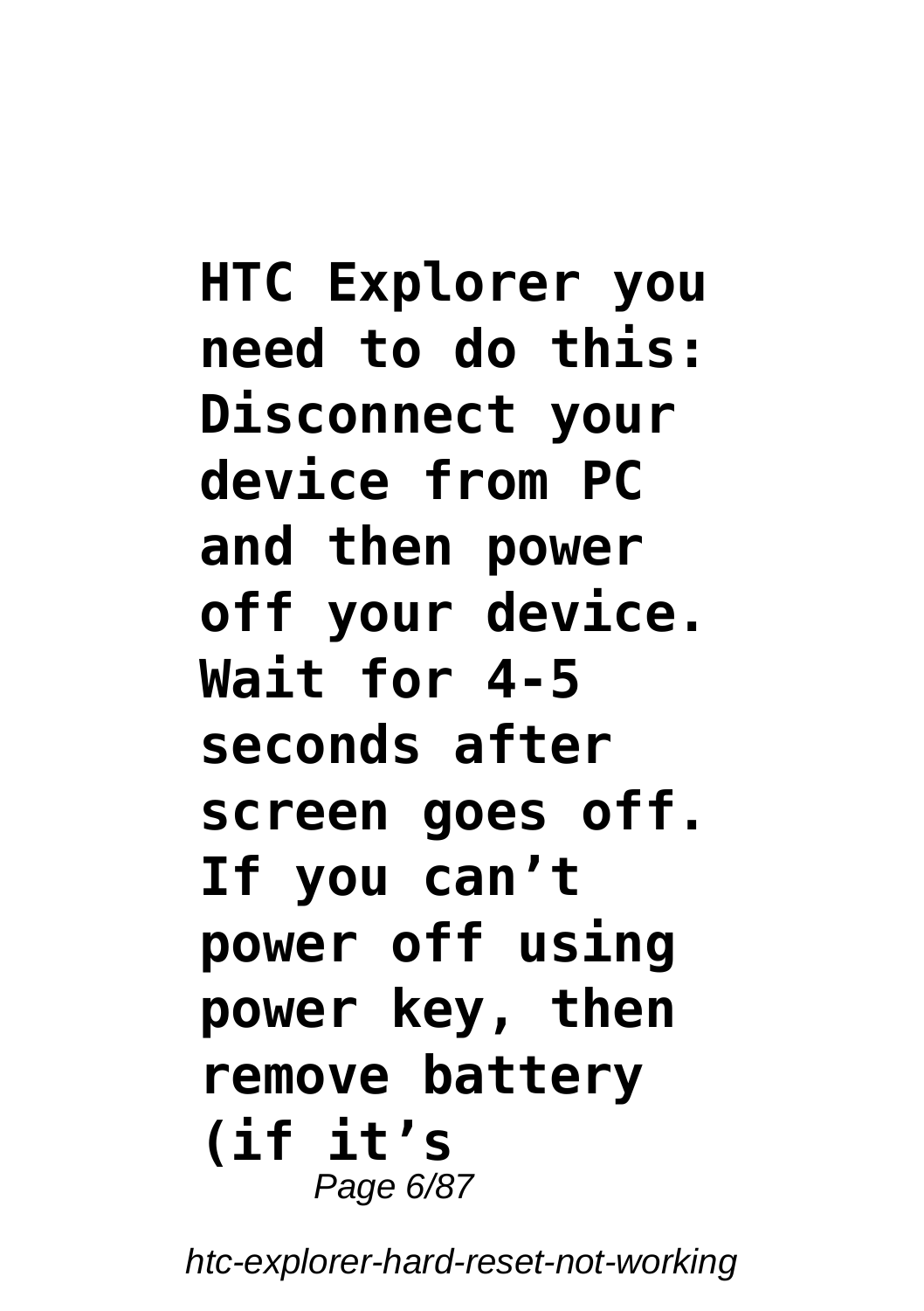**HTC Explorer you need to do this: Disconnect your device from PC and then power off your device. Wait for 4-5 seconds after screen goes off. If you can't power off using power key, then remove battery (if it's**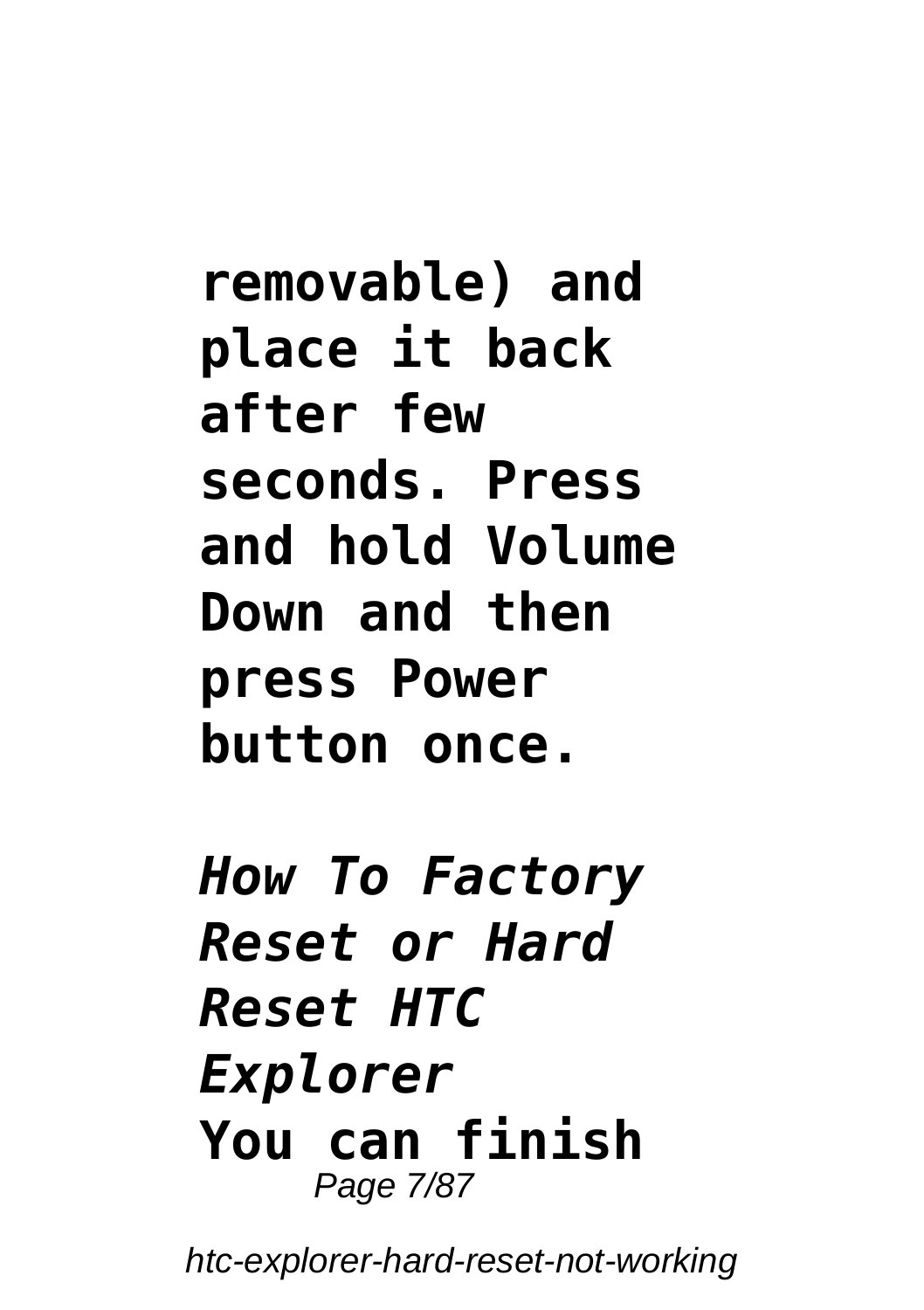**removable) and place it back after few seconds. Press and hold Volume Down and then press Power button once.**

***How To Factory Reset or Hard Reset HTC Explorer***

**You can finish**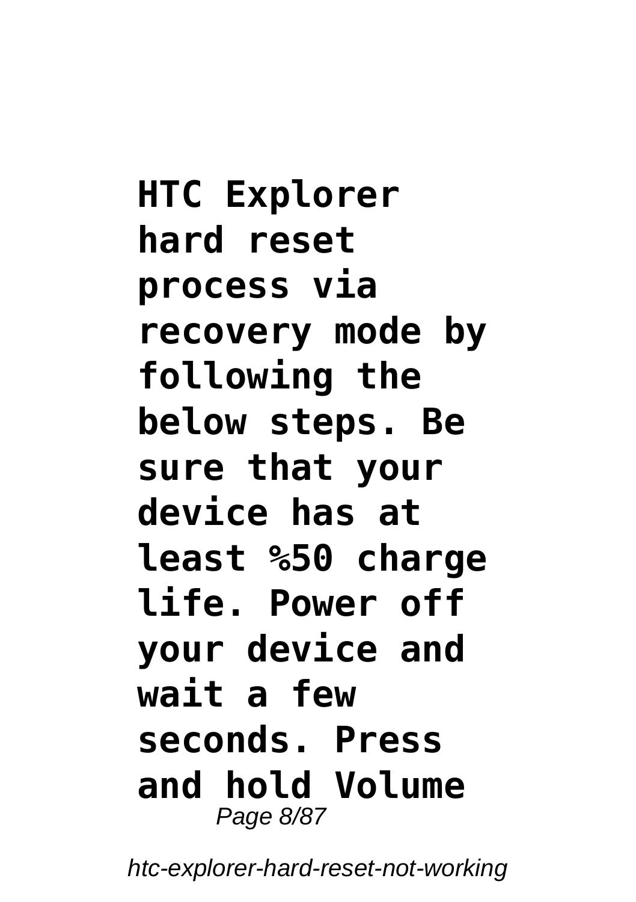**HTC Explorer hard reset process via recovery mode by following the below steps. Be sure that your device has at least %50 charge life. Power off your device and wait a few seconds. Press and hold Volume**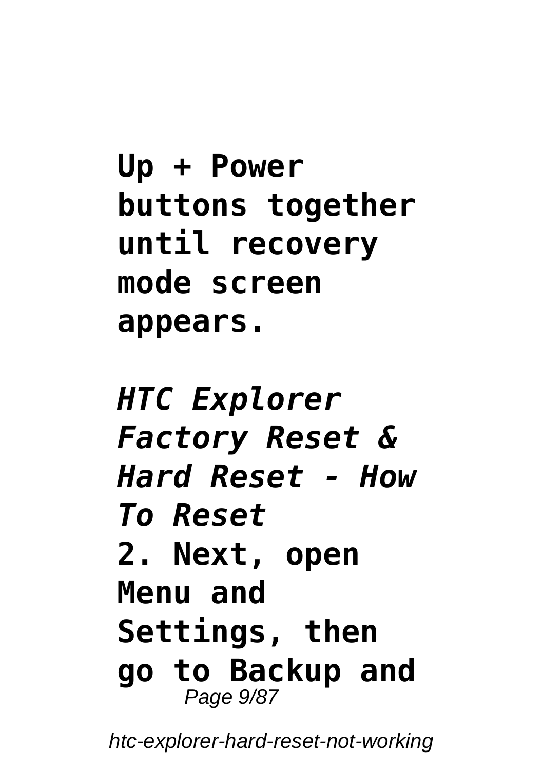**Up + Power buttons together until recovery mode screen appears.**

***HTC Explorer Factory Reset & Hard Reset - How To Reset***

**2. Next, open Menu and Settings, then go to Backup and**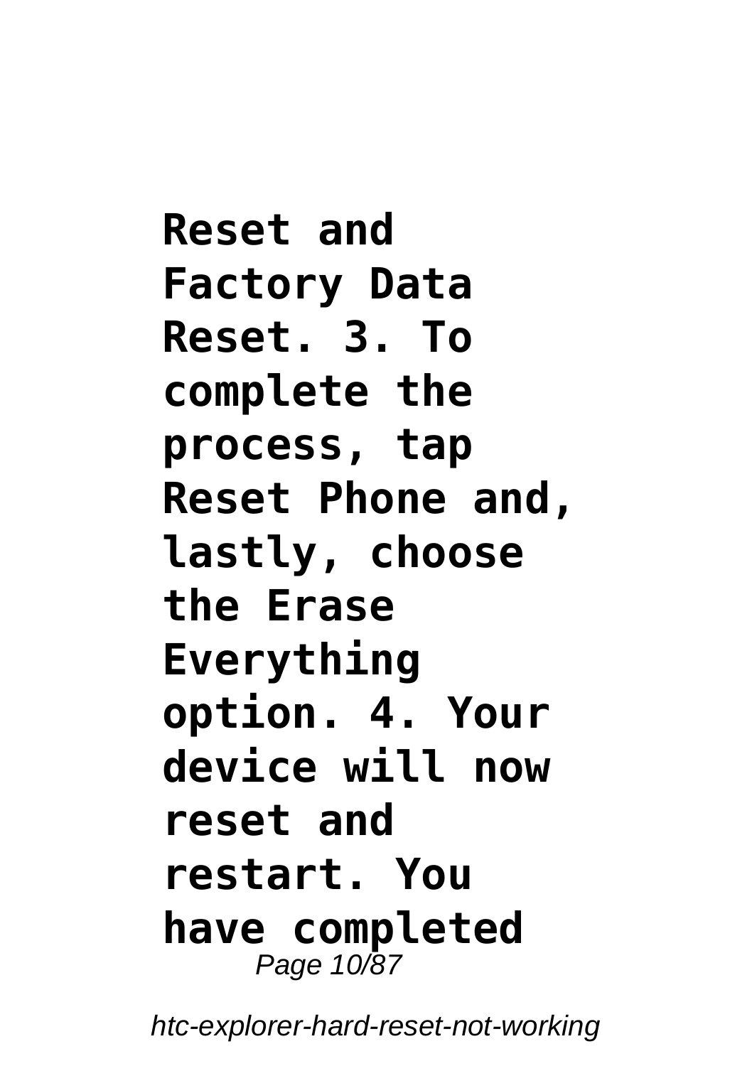**Reset and Factory Data Reset. 3. To complete the process, tap Reset Phone and, lastly, choose the Erase Everything option. 4. Your device will now reset and restart. You have completed**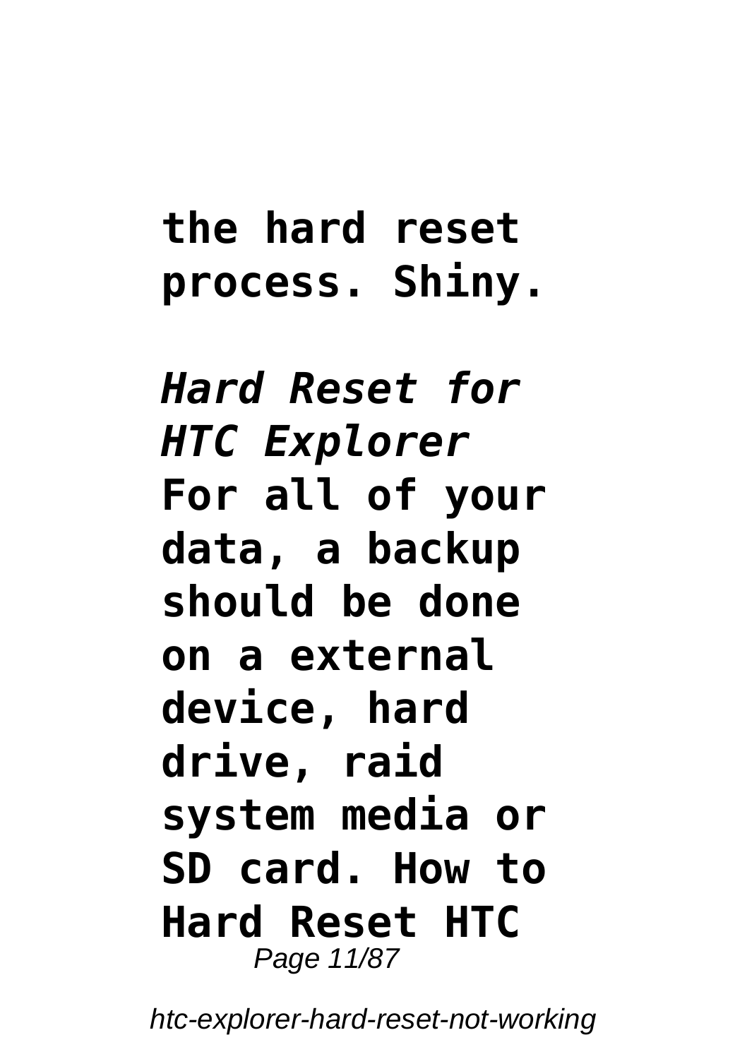**the hard reset process. Shiny.**

***Hard Reset for HTC Explorer***

**For all of your data, a backup should be done on a external device, hard drive, raid system media or SD card. How to Hard Reset HTC**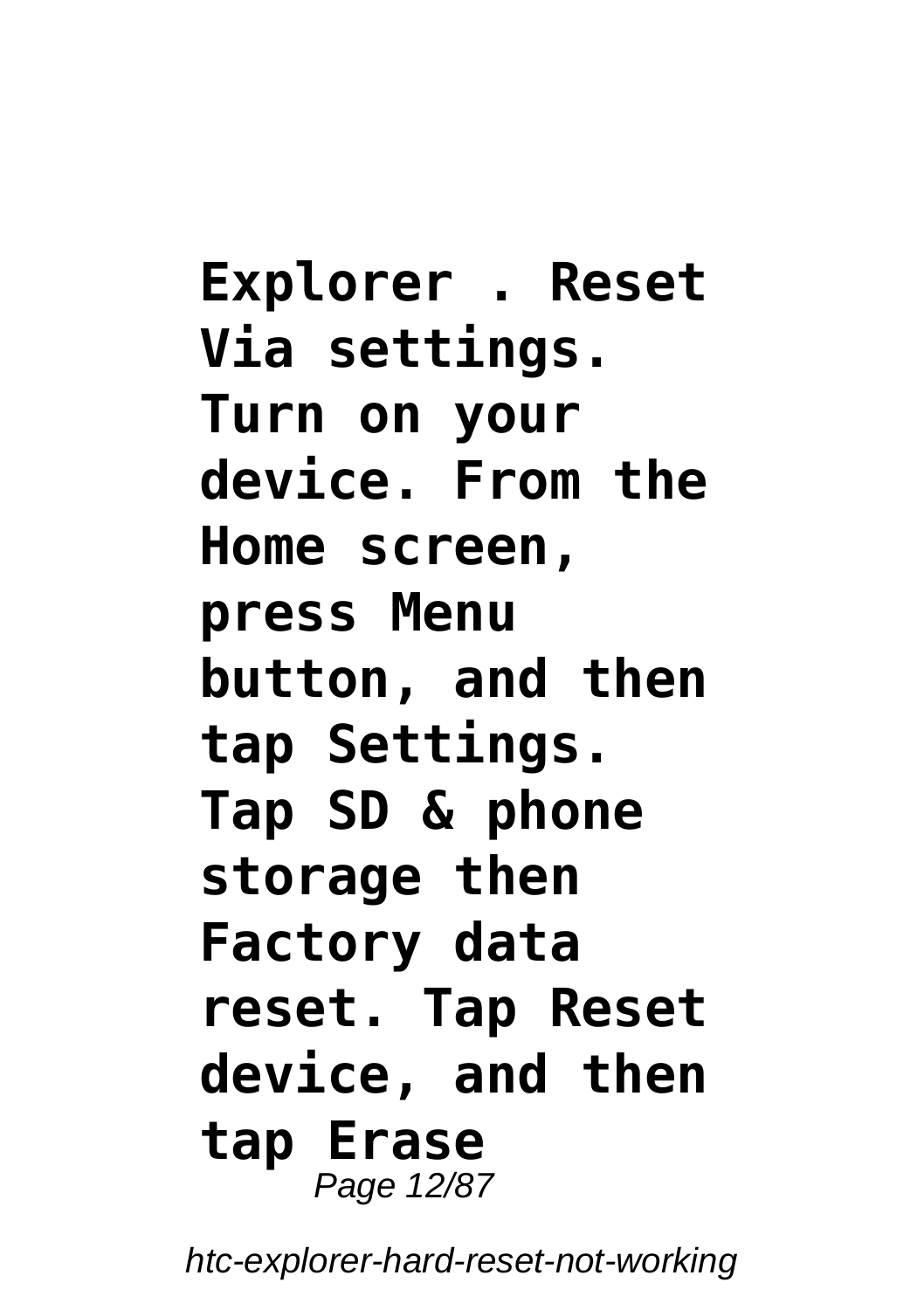**Explorer . Reset Via settings. Turn on your device. From the Home screen, press Menu button, and then tap Settings. Tap SD & phone storage then Factory data reset. Tap Reset device, and then tap Erase**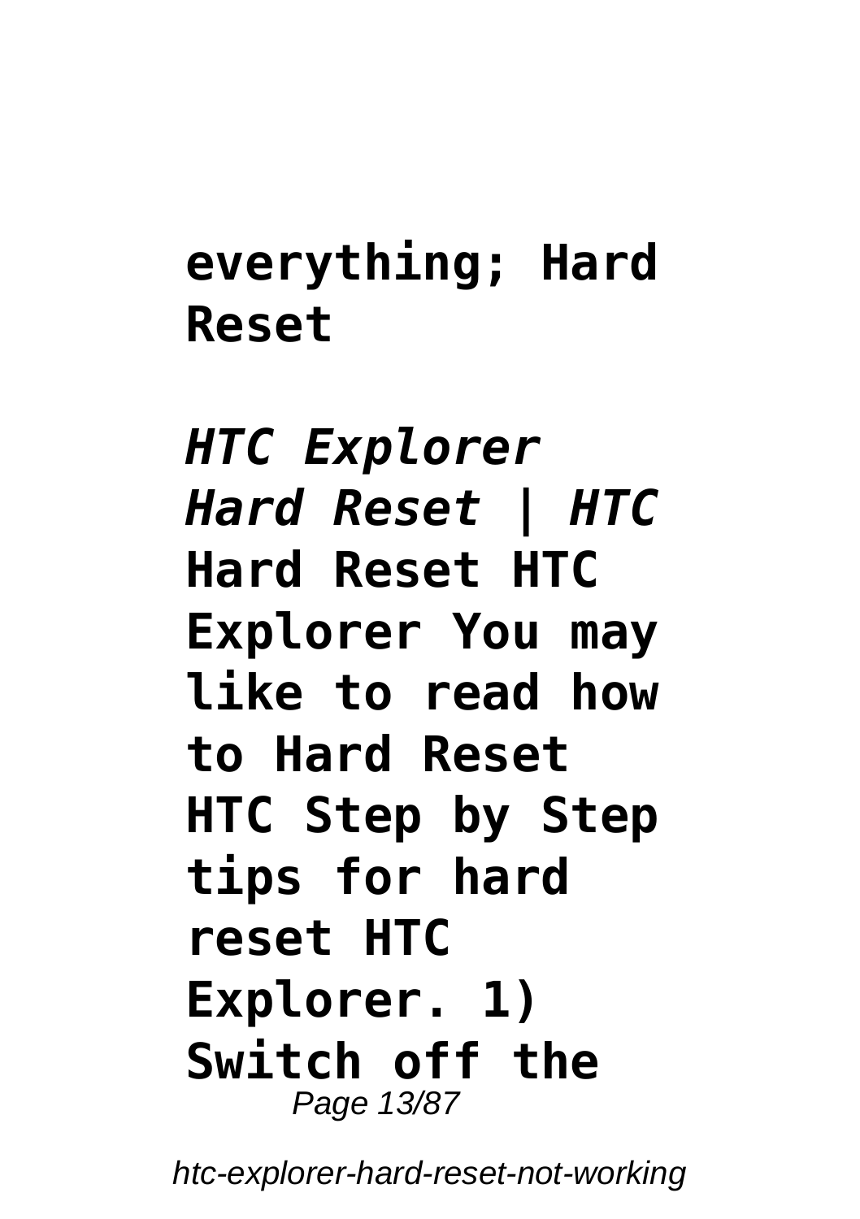**everything; Hard Reset**

***HTC Explorer Hard Reset | HTC***

**Hard Reset HTC Explorer You may like to read how to Hard Reset HTC Step by Step tips for hard reset HTC Explorer. 1) Switch off the**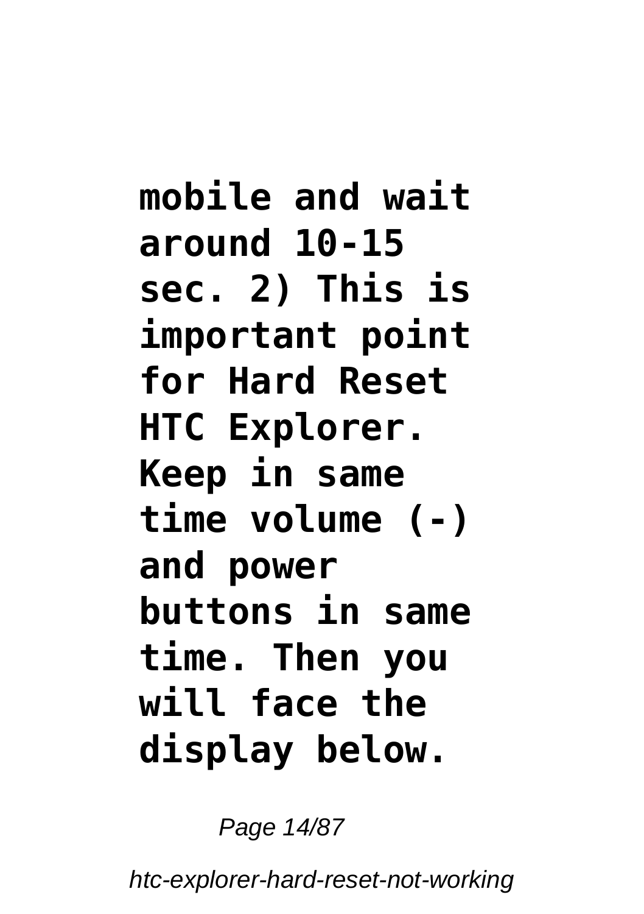**mobile and wait around 10-15 sec. 2) This is important point for Hard Reset HTC Explorer. Keep in same time volume (-) and power buttons in same time. Then you will face the display below.**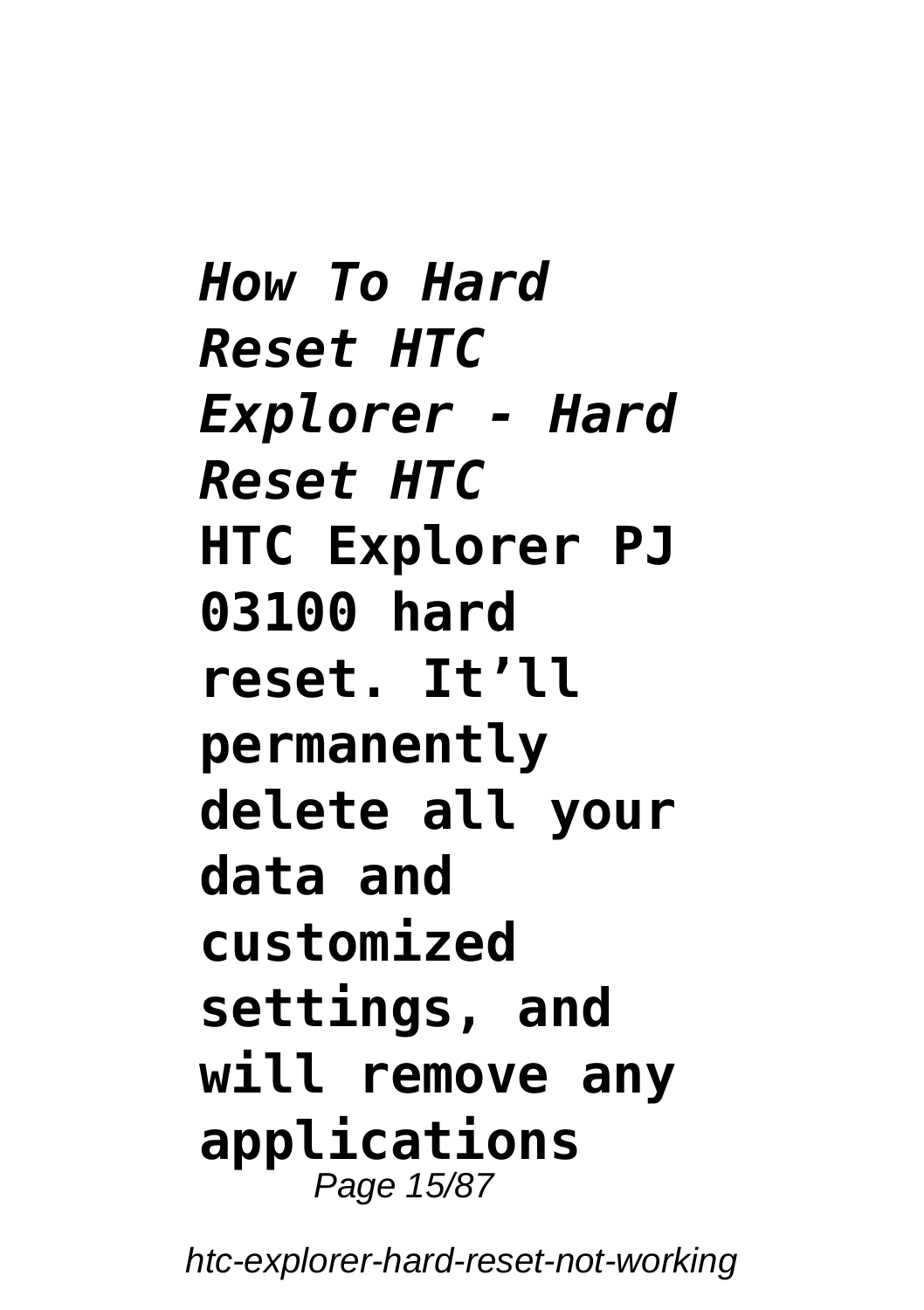*How To Hard Reset HTC Explorer - Hard Reset HTC*

**HTC Explorer PJ 03100 hard reset. It'll permanently delete all your data and customized settings, and will remove any applications**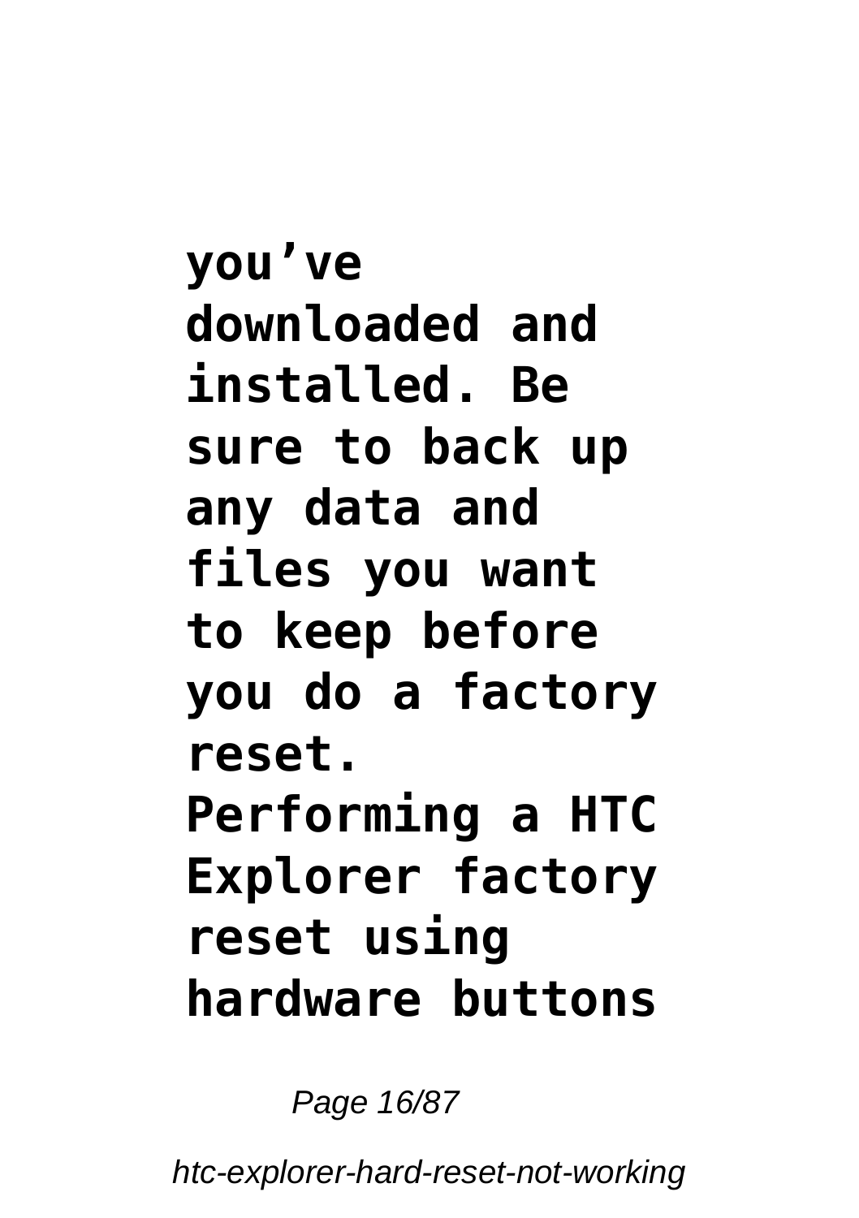**you've downloaded and installed. Be sure to back up any data and files you want to keep before you do a factory reset.**

**Performing a HTC Explorer factory reset using hardware buttons**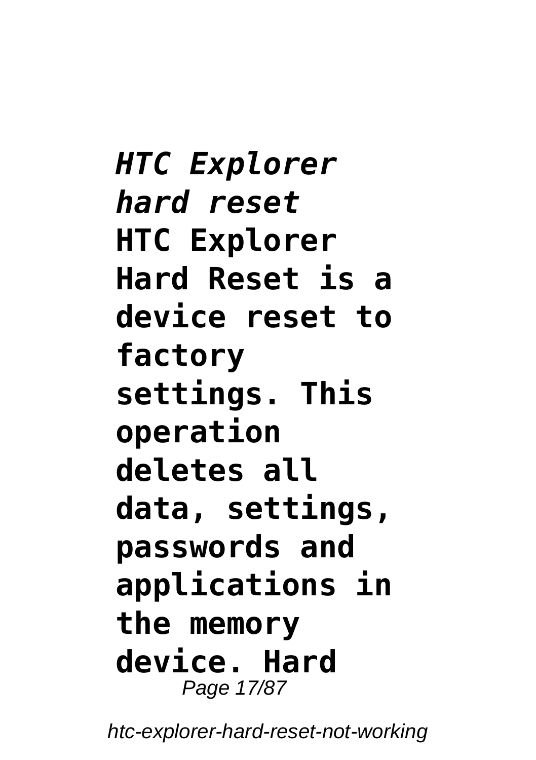*HTC Explorer hard reset*

**HTC Explorer Hard Reset is a device reset to factory settings. This operation deletes all data, settings, passwords and applications in the memory device. Hard**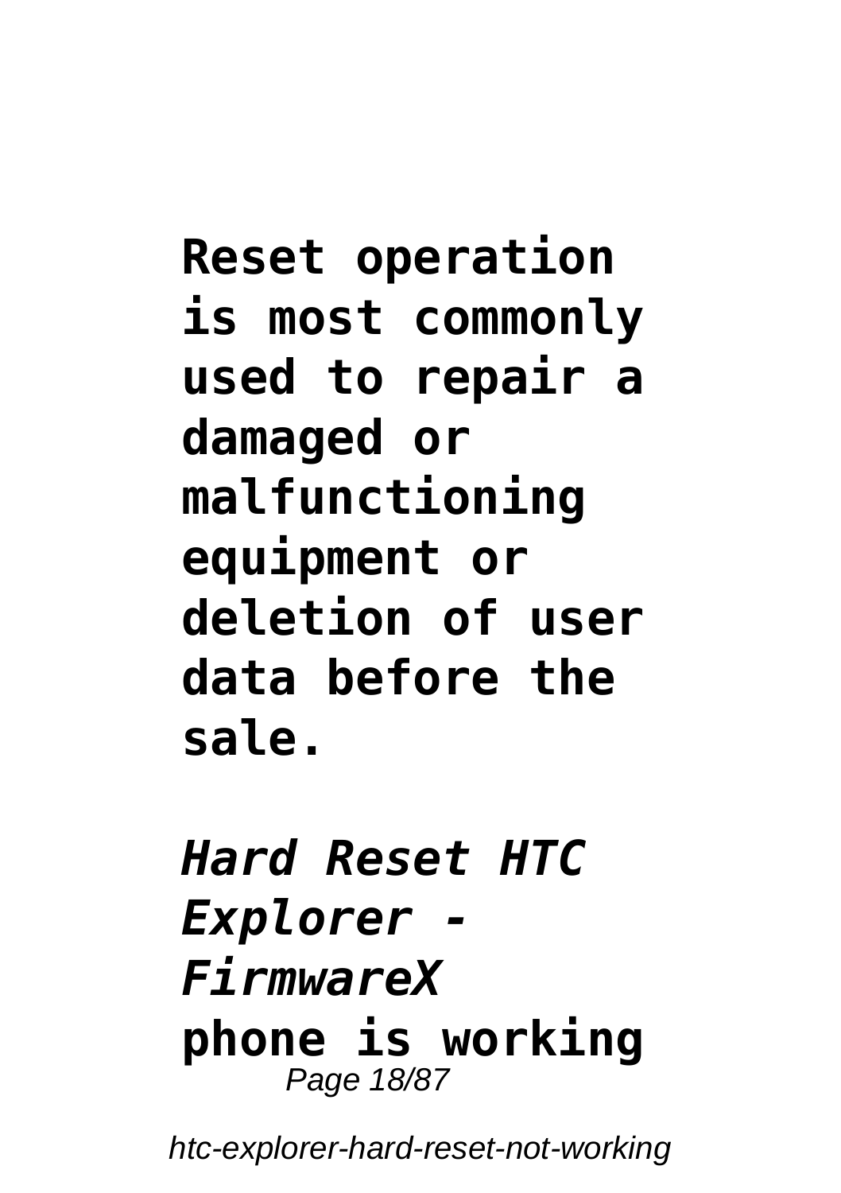**Reset operation is most commonly used to repair a damaged or malfunctioning equipment or deletion of user data before the sale.**

***Hard Reset HTC Explorer - FirmwareX***

**phone is working**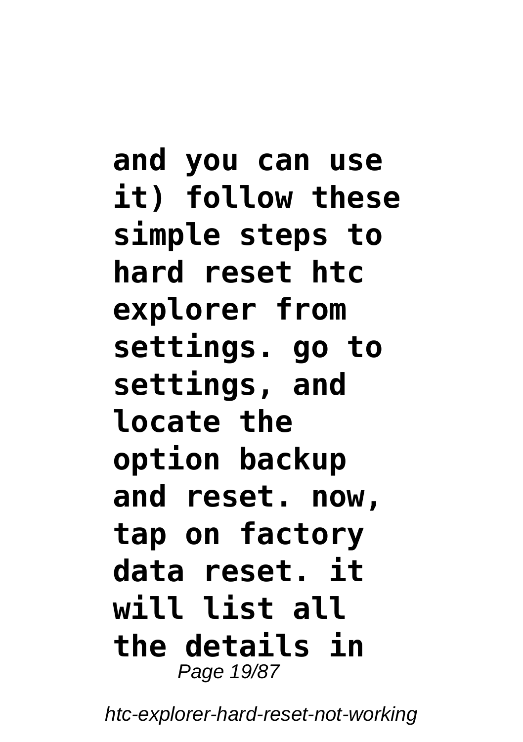**and you can use it) follow these simple steps to hard reset htc explorer from settings. go to settings, and locate the option backup and reset. now, tap on factory data reset. it will list all the details in**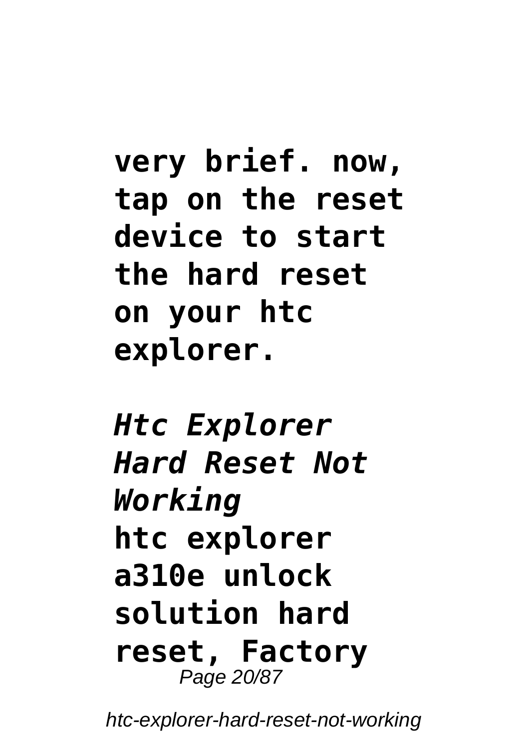**very brief. now, tap on the reset device to start the hard reset on your htc explorer.**

*Htc Explorer Hard Reset Not Working*

**htc explorer a310e unlock solution hard reset, Factory**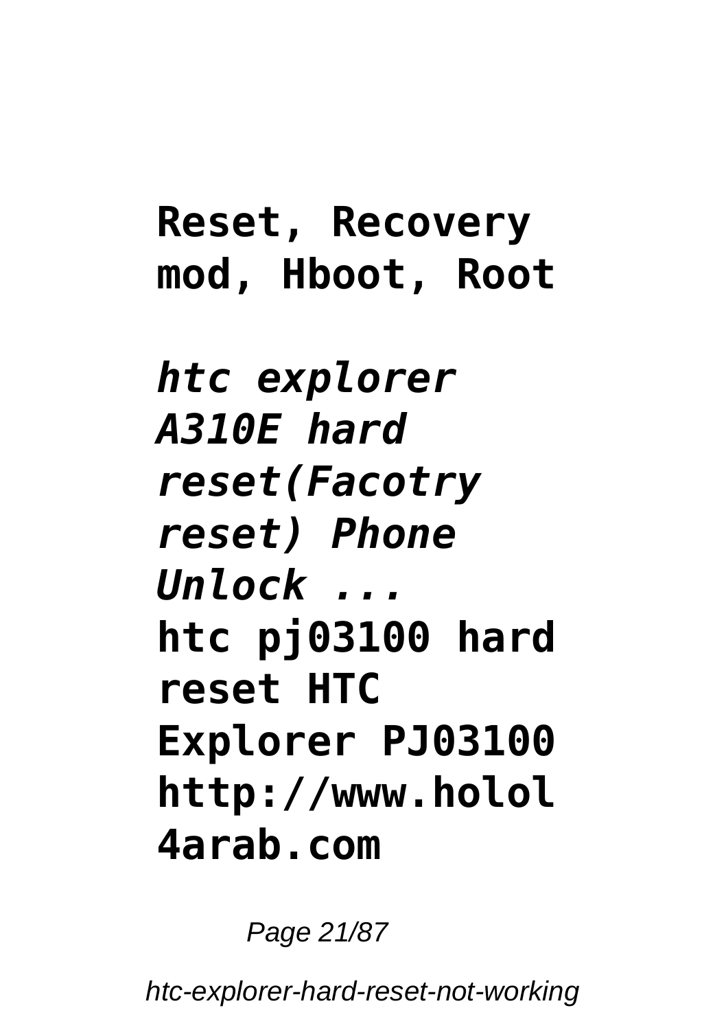**Reset, Recovery mod, Hboot, Root**

***htc explorer A310E hard reset(Facotry reset) Phone Unlock ...***

**htc pj03100 hard reset HTC Explorer PJ03100 http://www.holol4arab.com**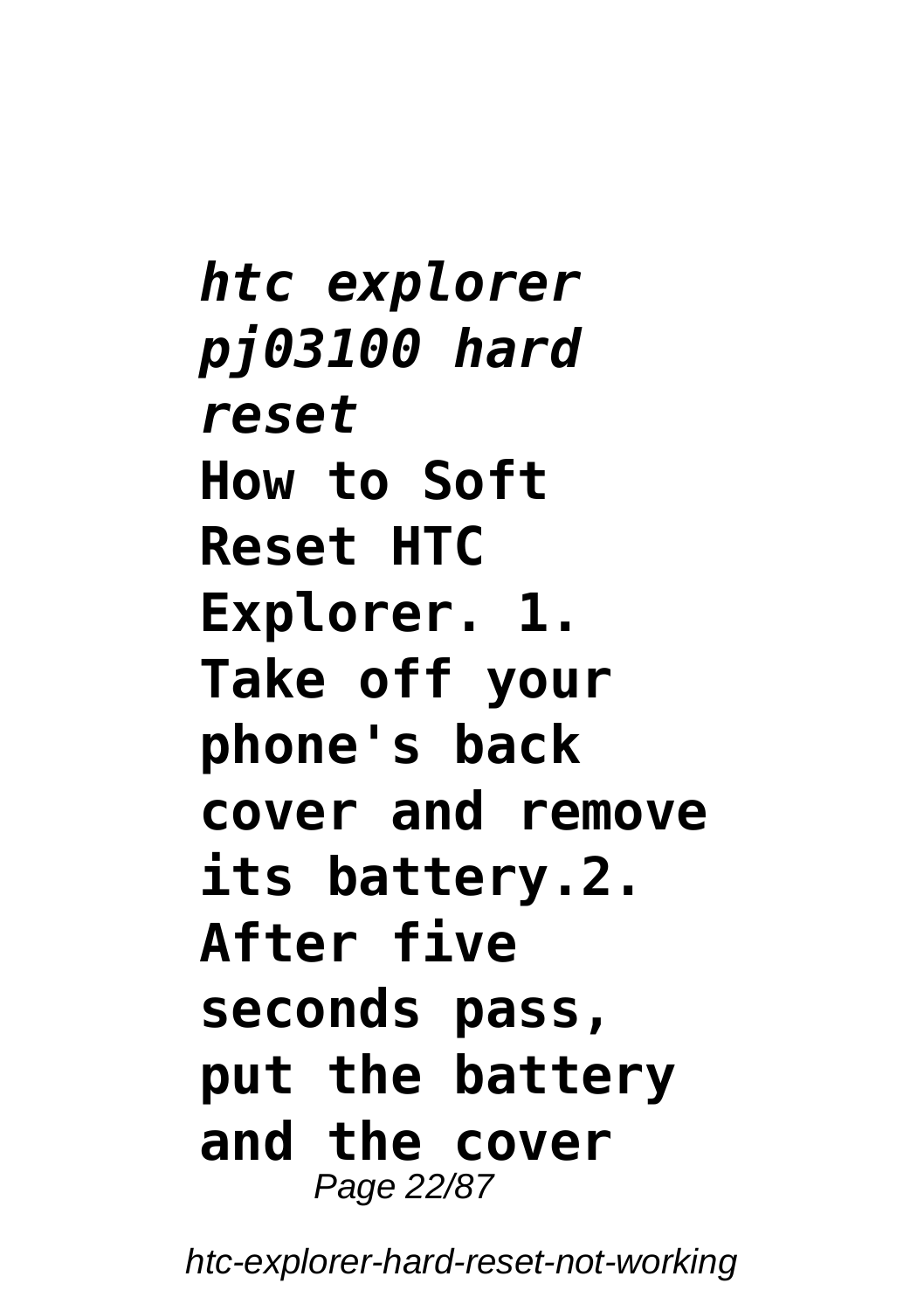*htc explorer pj03100 hard reset*

**How to Soft Reset HTC Explorer. 1. Take off your phone's back cover and remove its battery.2. After five seconds pass, put the battery and the cover**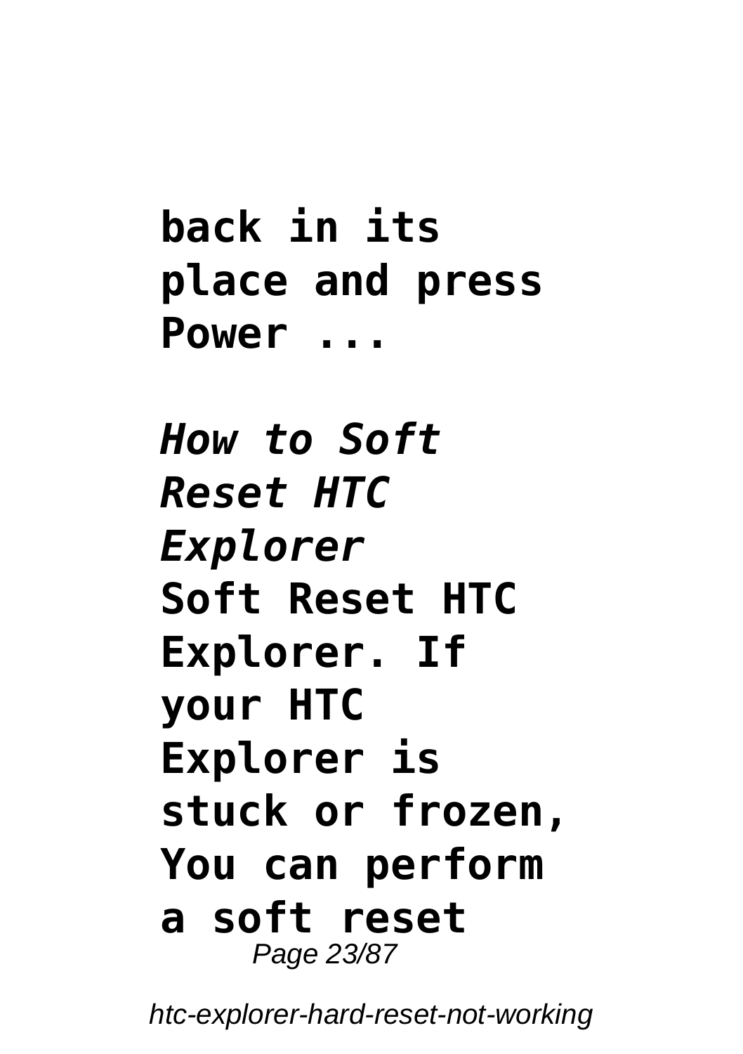**back in its place and press Power ...**

*How to Soft Reset HTC Explorer*

**Soft Reset HTC Explorer. If your HTC Explorer is stuck or frozen, You can perform a soft reset**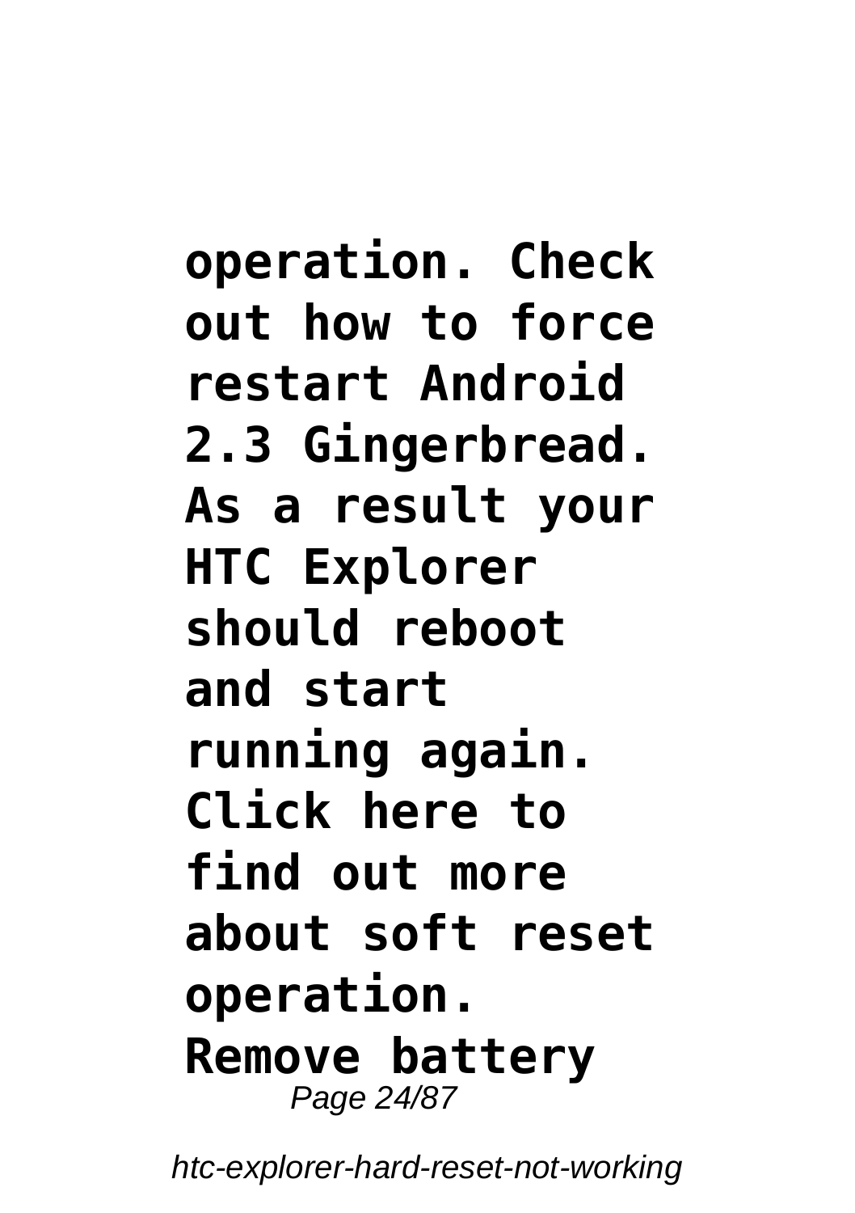**operation. Check out how to force restart Android 2.3 Gingerbread. As a result your HTC Explorer should reboot and start running again. Click here to find out more about soft reset operation. Remove battery**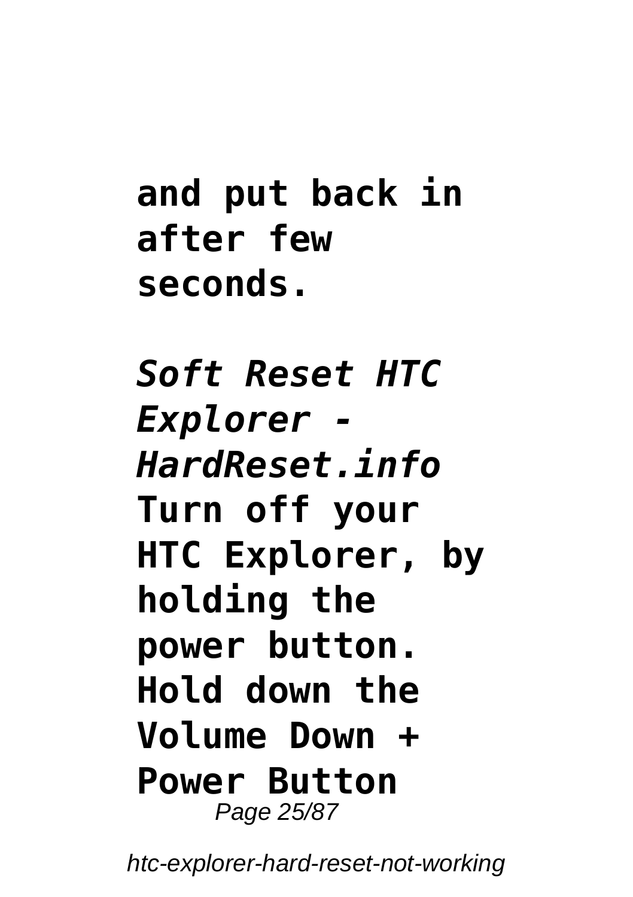**and put back in after few seconds.**

*Soft Reset HTC Explorer - HardReset.info*

**Turn off your HTC Explorer, by holding the power button. Hold down the Volume Down + Power Button**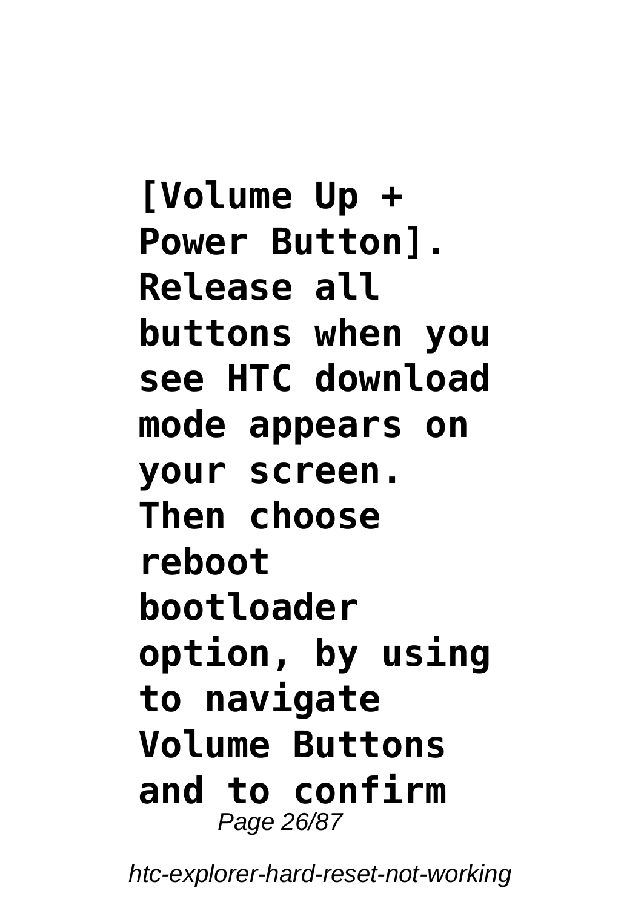**[Volume Up + Power Button]. Release all buttons when you see HTC download mode appears on your screen. Then choose reboot bootloader option, by using to navigate Volume Buttons and to confirm**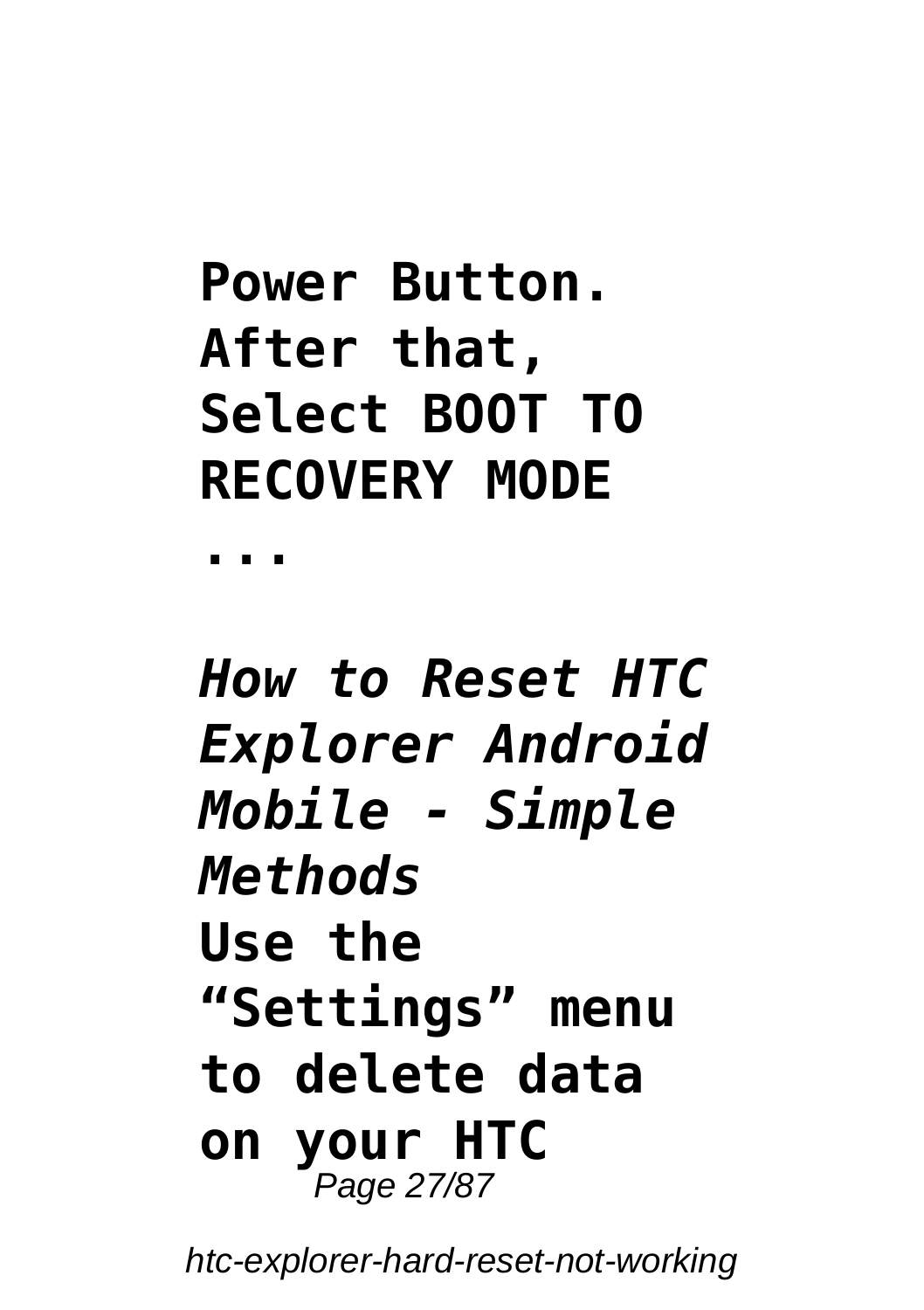**Power Button. After that, Select BOOT TO RECOVERY MODE ...**

***How to Reset HTC Explorer Android Mobile - Simple Methods***

**Use the “Settings” menu to delete data on your HTC**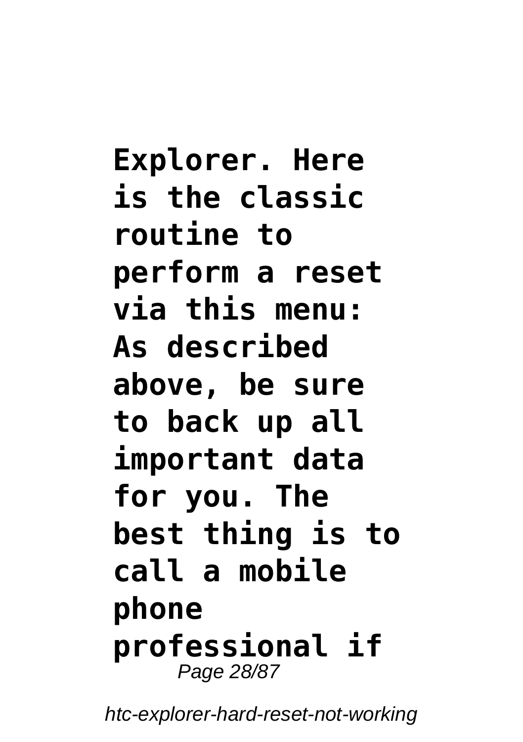**Explorer. Here is the classic routine to perform a reset via this menu: As described above, be sure to back up all important data for you. The best thing is to call a mobile phone professional if**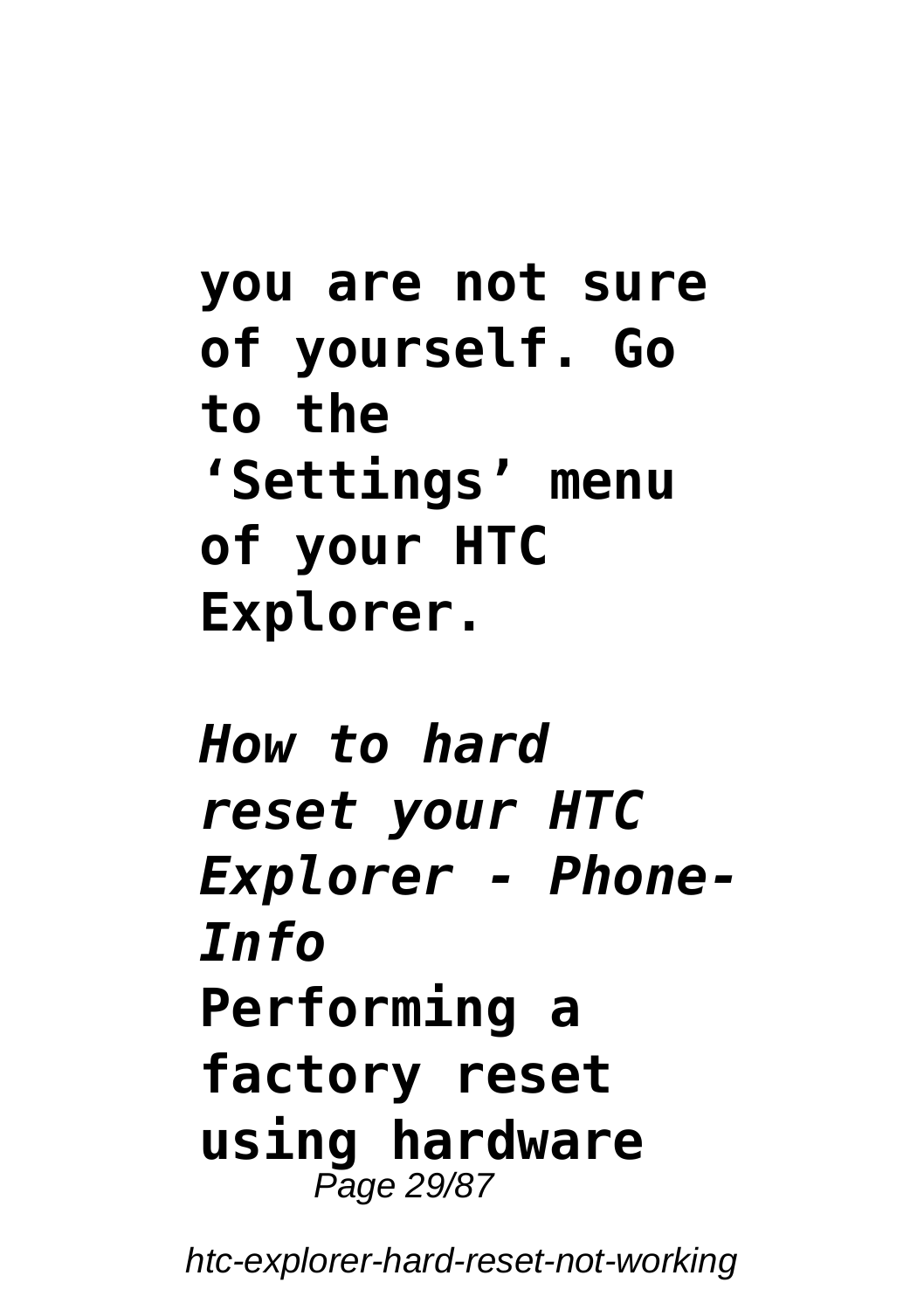**you are not sure of yourself. Go to the 'Settings' menu of your HTC Explorer.**

*How to hard reset your HTC Explorer - Phone-Info*

**Performing a factory reset using hardware**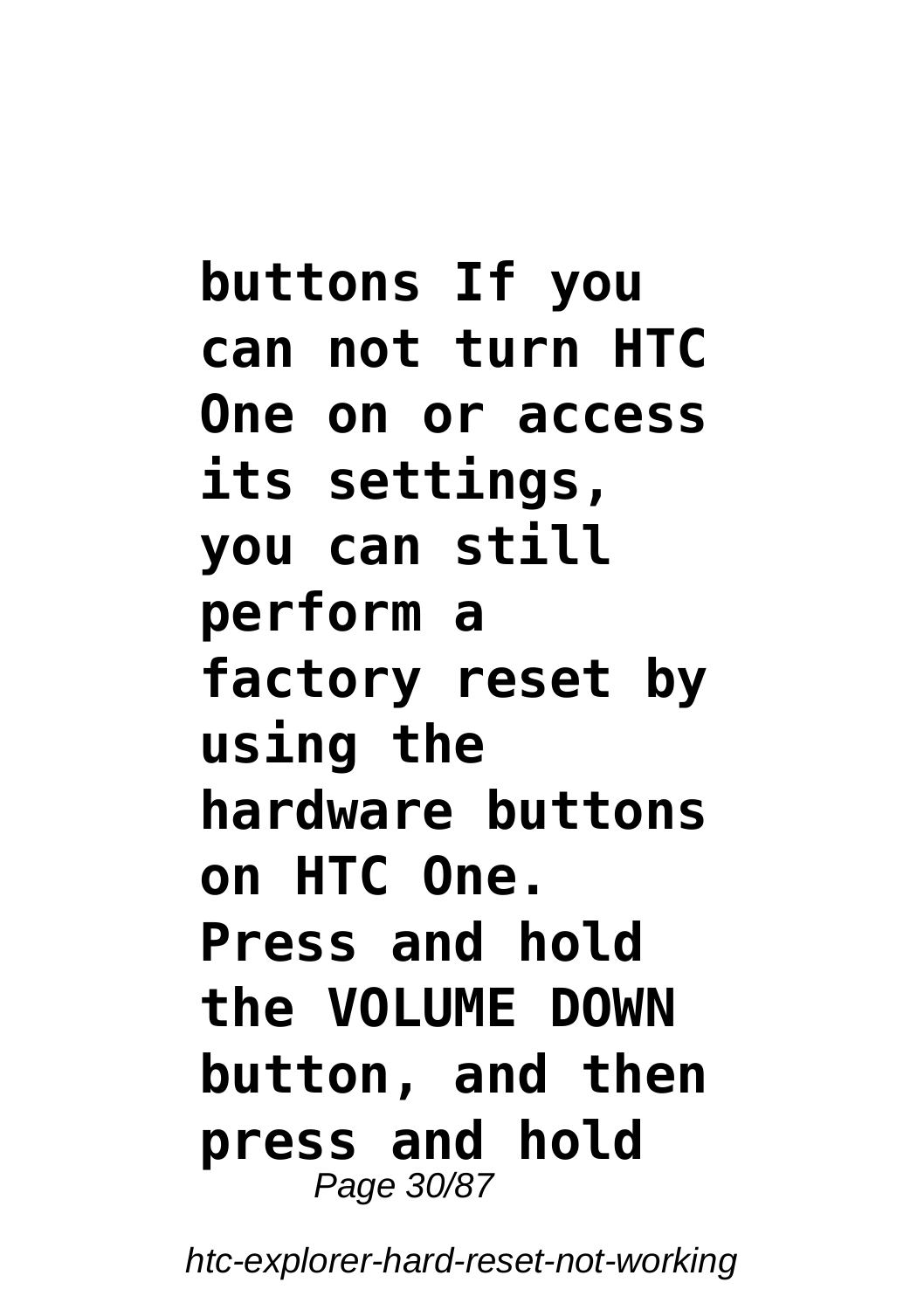**buttons If you can not turn HTC One on or access its settings, you can still perform a factory reset by using the hardware buttons on HTC One. Press and hold the VOLUME DOWN button, and then press and hold**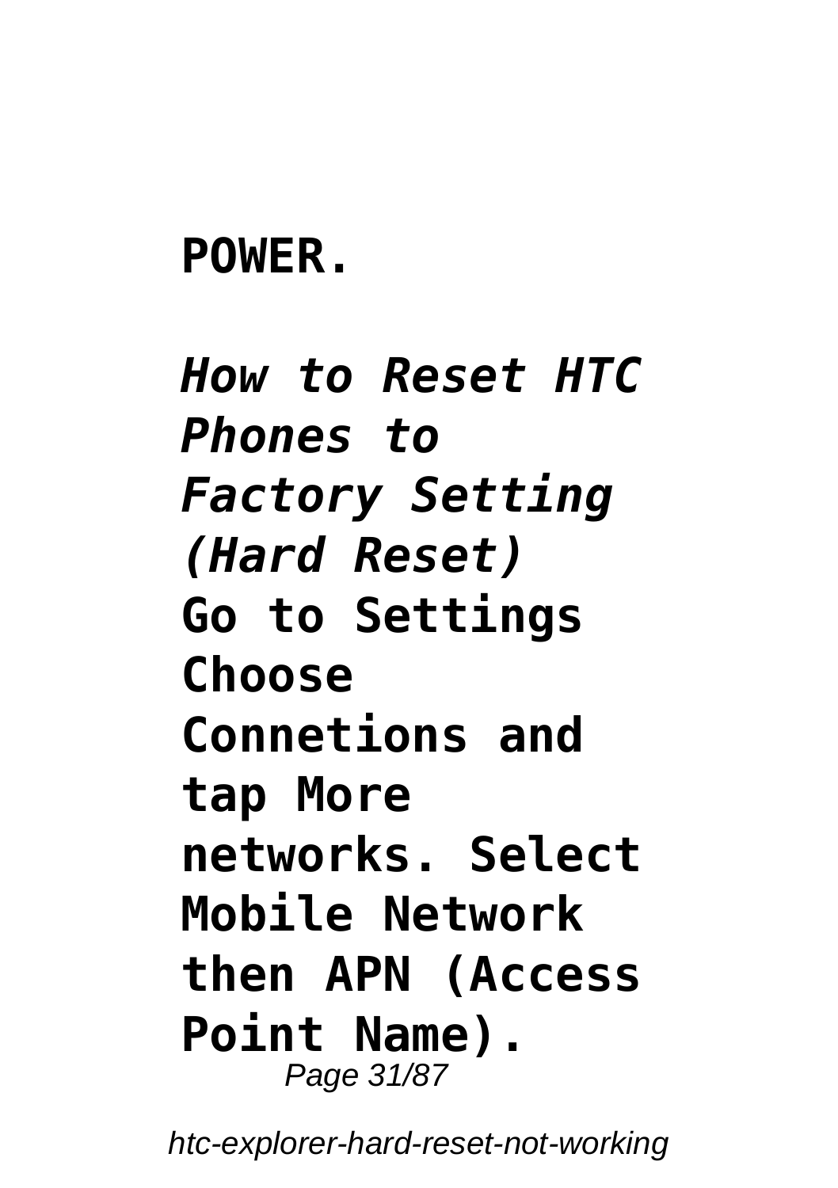**POWER.**

***How to Reset HTC Phones to Factory Setting (Hard Reset)***

**Go to Settings Choose Connetions and tap More networks. Select Mobile Network then APN (Access Point Name).**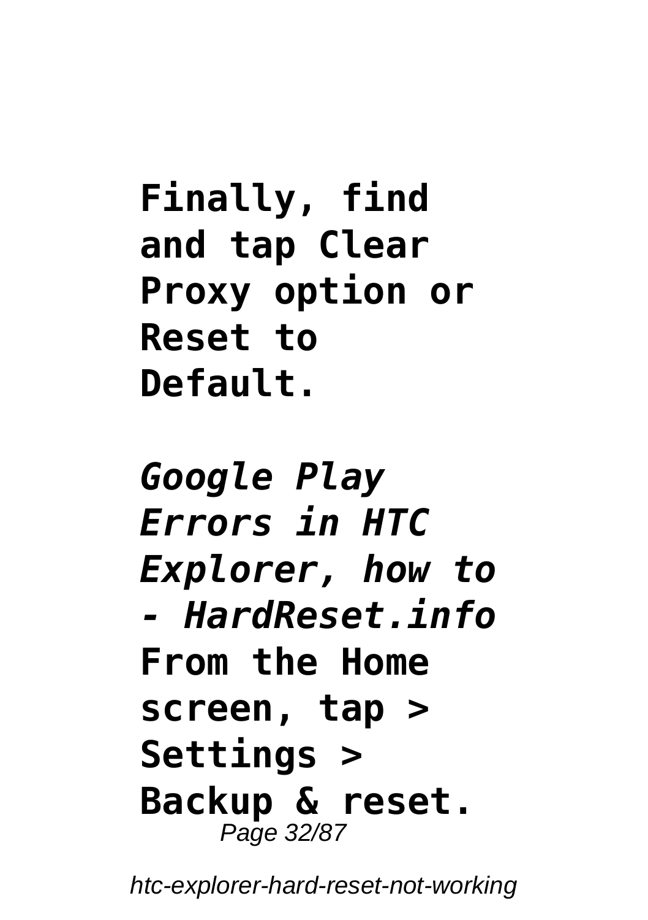**Finally, find and tap Clear Proxy option or Reset to Default.**

*Google Play Errors in HTC Explorer, how to - HardReset.info*

**From the Home screen, tap > Settings > Backup & reset.**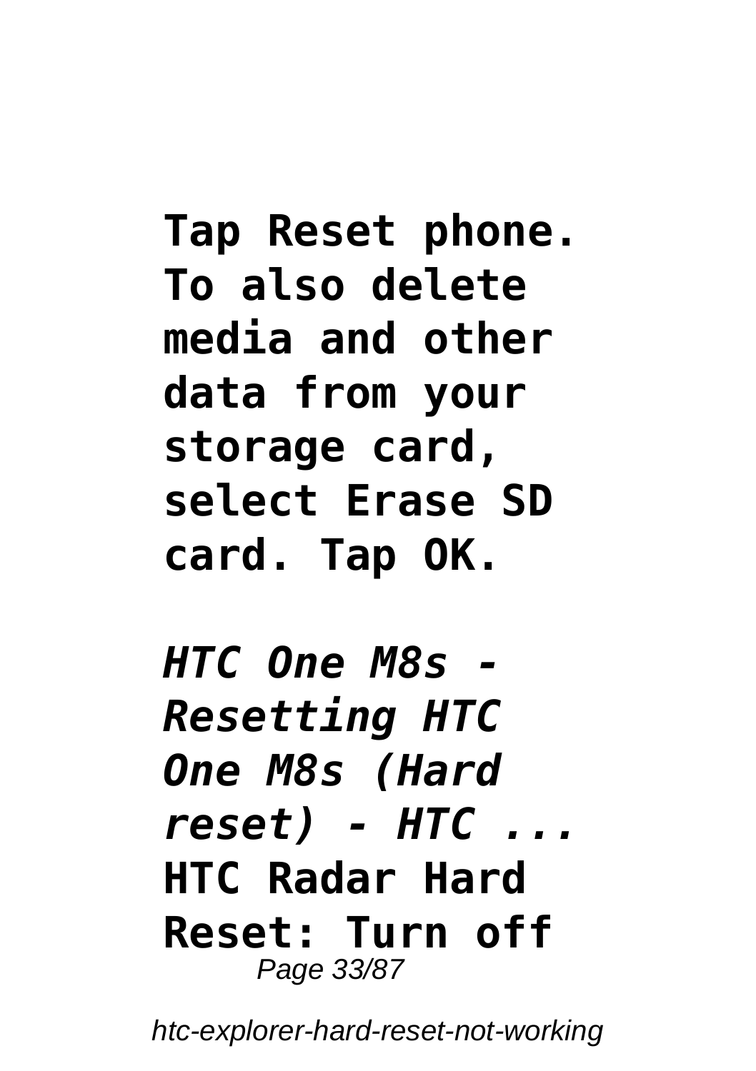**Tap Reset phone. To also delete media and other data from your storage card, select Erase SD card. Tap OK.**

*HTC One M8s - Resetting HTC One M8s (Hard reset) - HTC ...*

**HTC Radar Hard Reset: Turn off**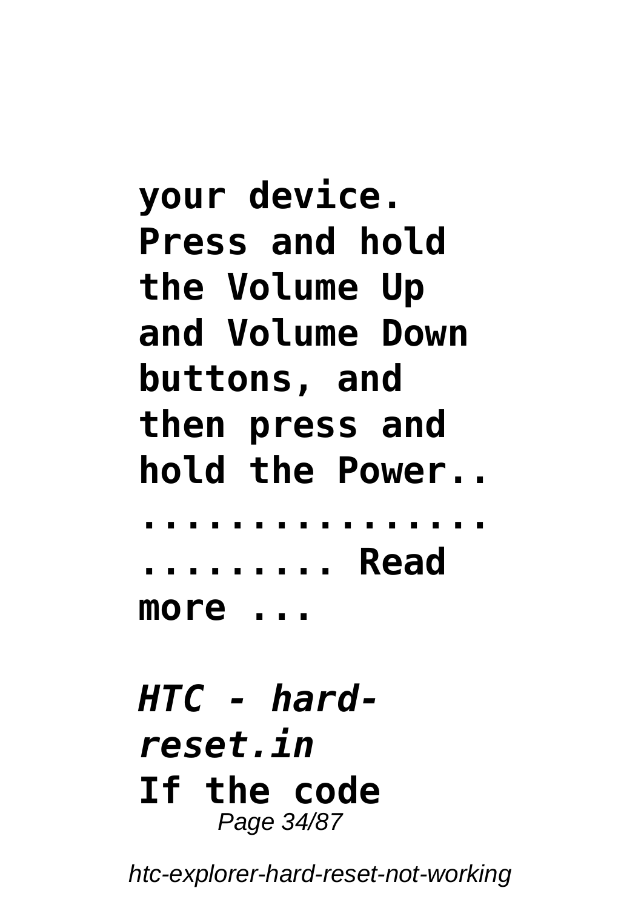**your device. Press and hold the Volume Up and Volume Down buttons, and then press and hold the Power.. .......................... Read more ...**

***HTC - hard-reset.in***

**If the code**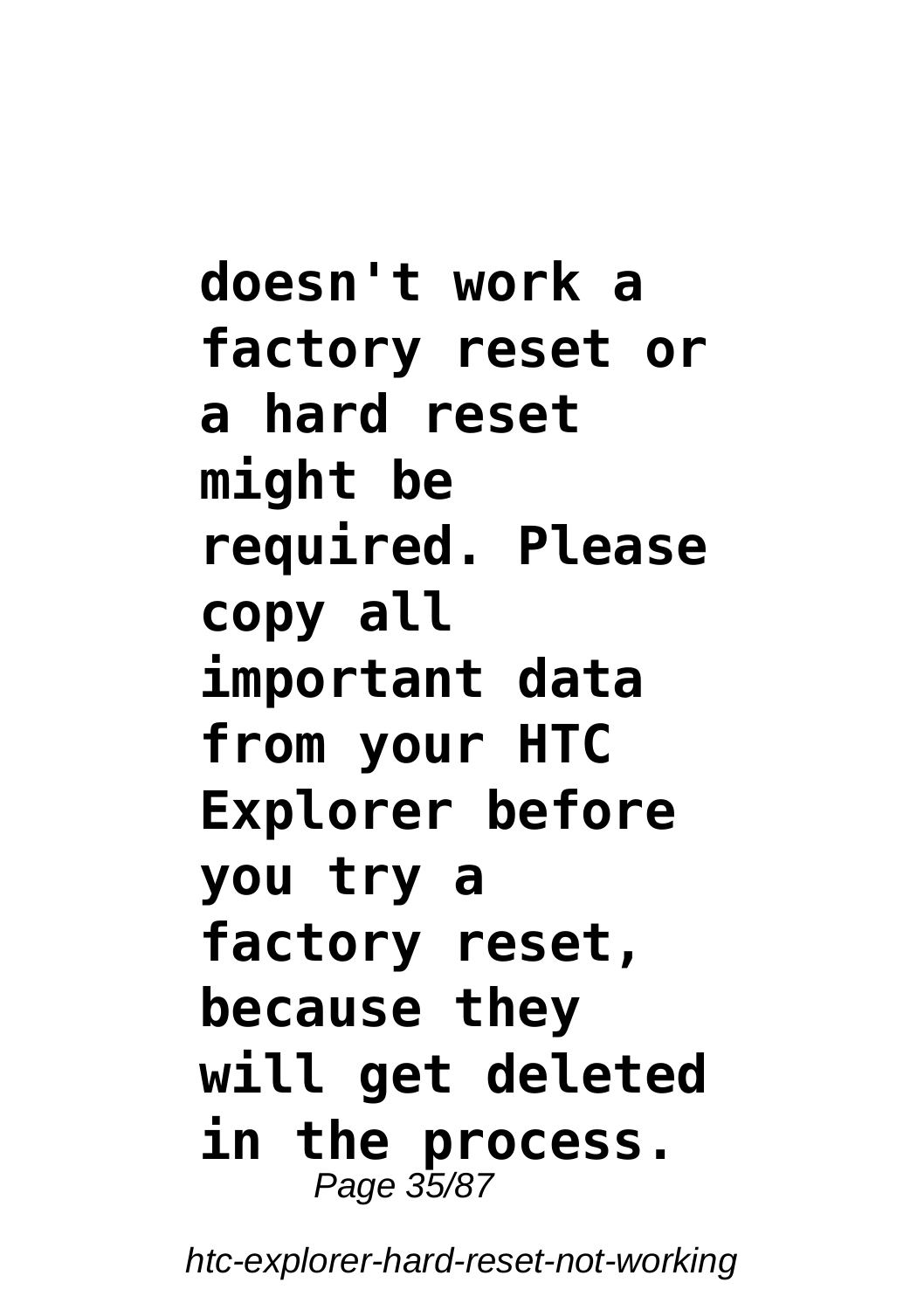**doesn't work a factory reset or a hard reset might be required. Please copy all important data from your HTC Explorer before you try a factory reset, because they will get deleted in the process.**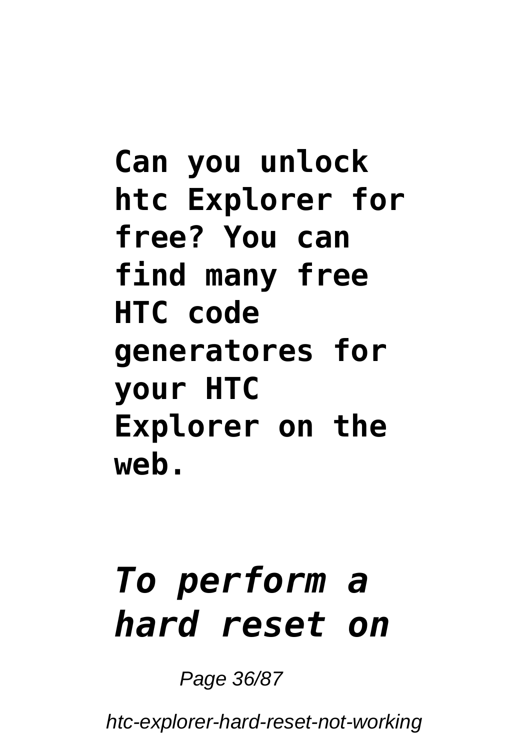**Can you unlock htc Explorer for free? You can find many free HTC code generatores for your HTC Explorer on the web.**

***To perform a hard reset on***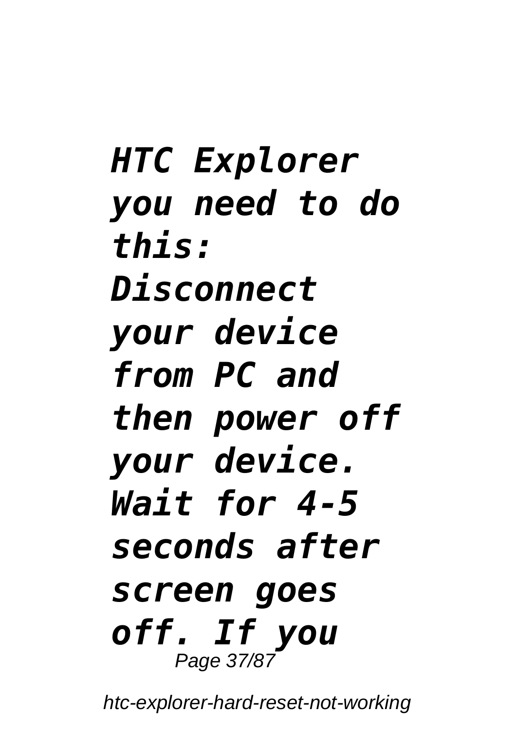*HTC Explorer you need to do this: Disconnect your device from PC and then power off your device. Wait for 4-5 seconds after screen goes off. If you*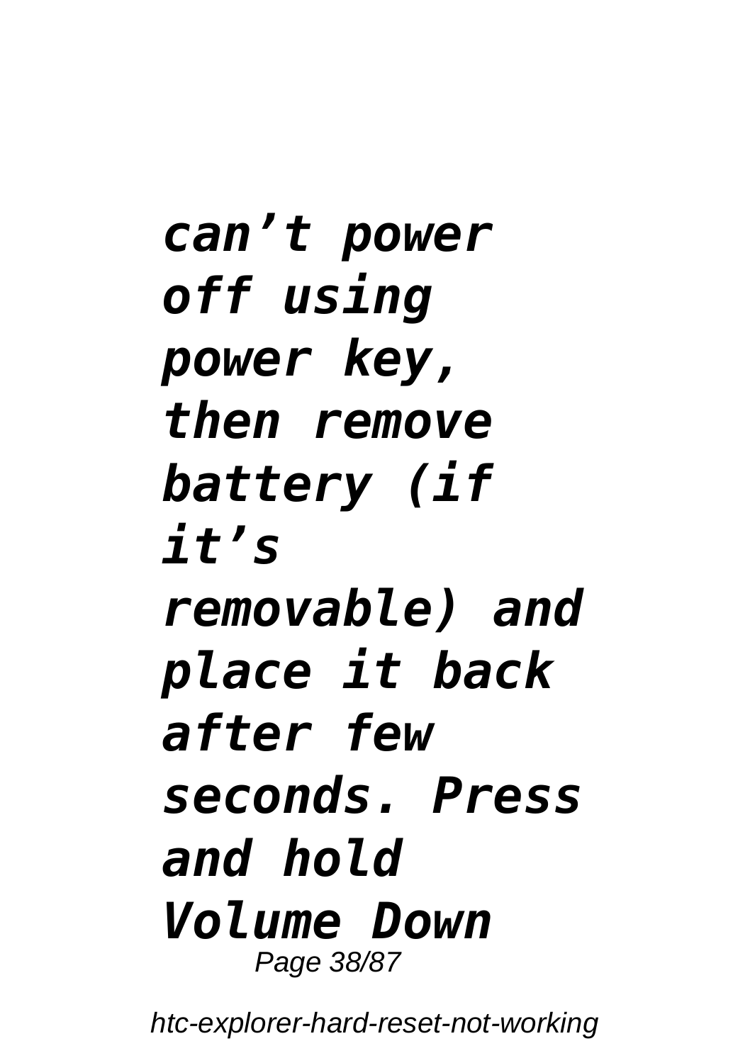***can't power off using power key, then remove battery (if it's removable) and place it back after few seconds. Press and hold Volume Down***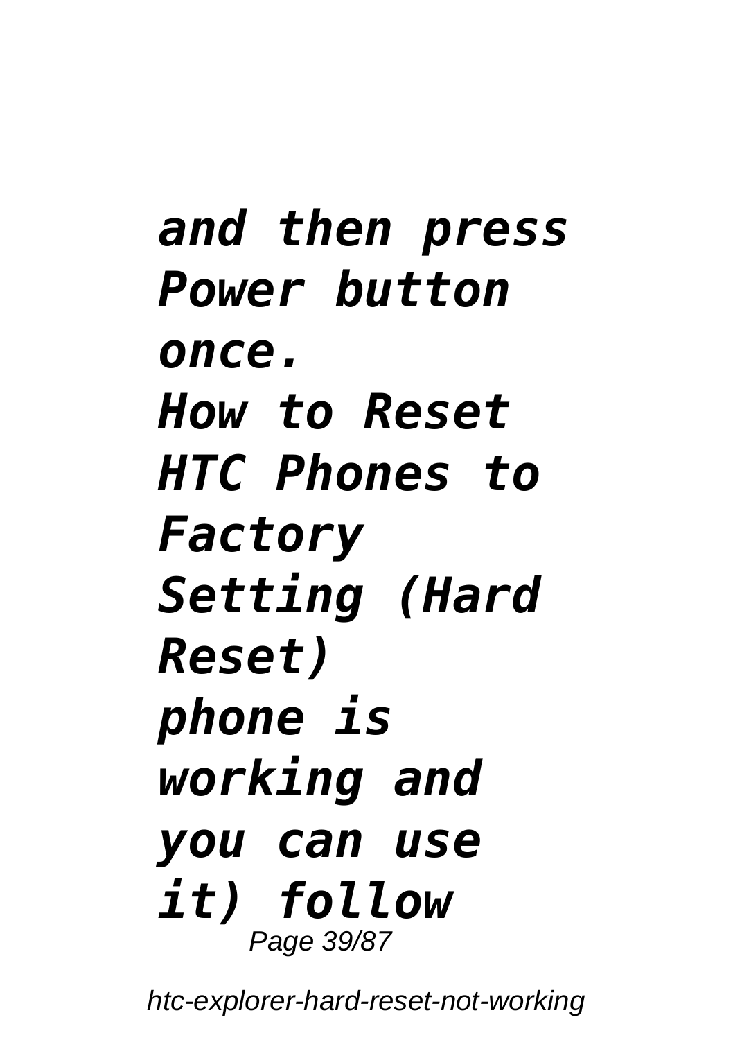***and then press Power button once.***
***How to Reset HTC Phones to Factory Setting (Hard Reset)***
***phone is working and you can use it) follow***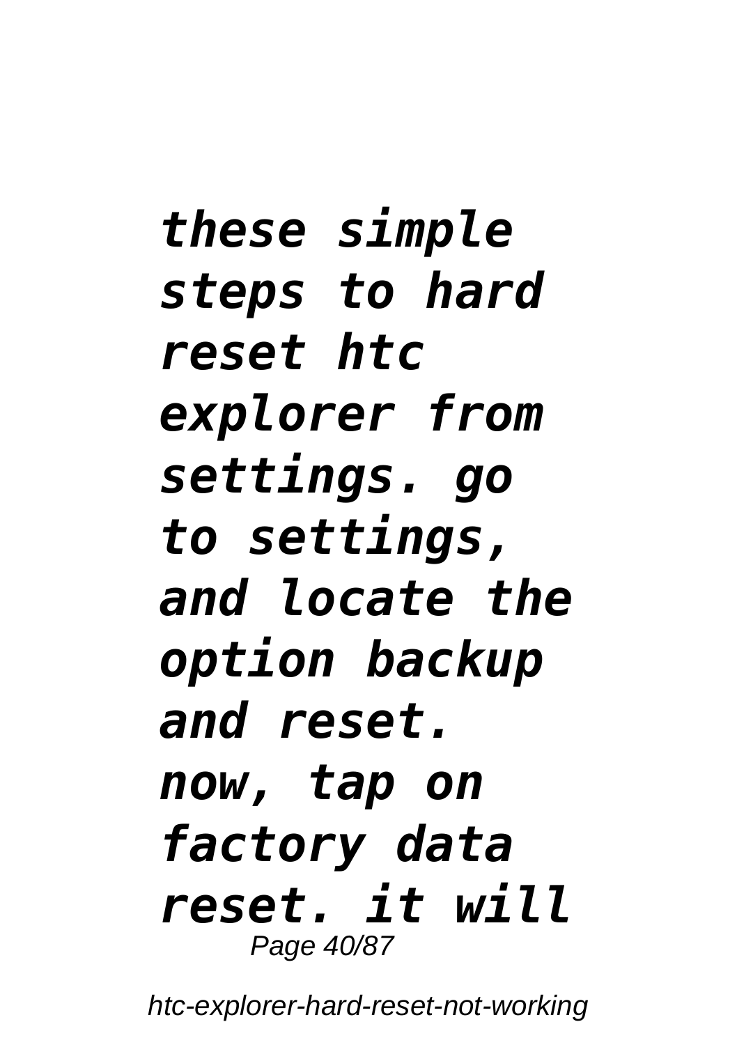*these simple steps to hard reset htc explorer from settings. go to settings, and locate the option backup and reset. now, tap on factory data reset. it will*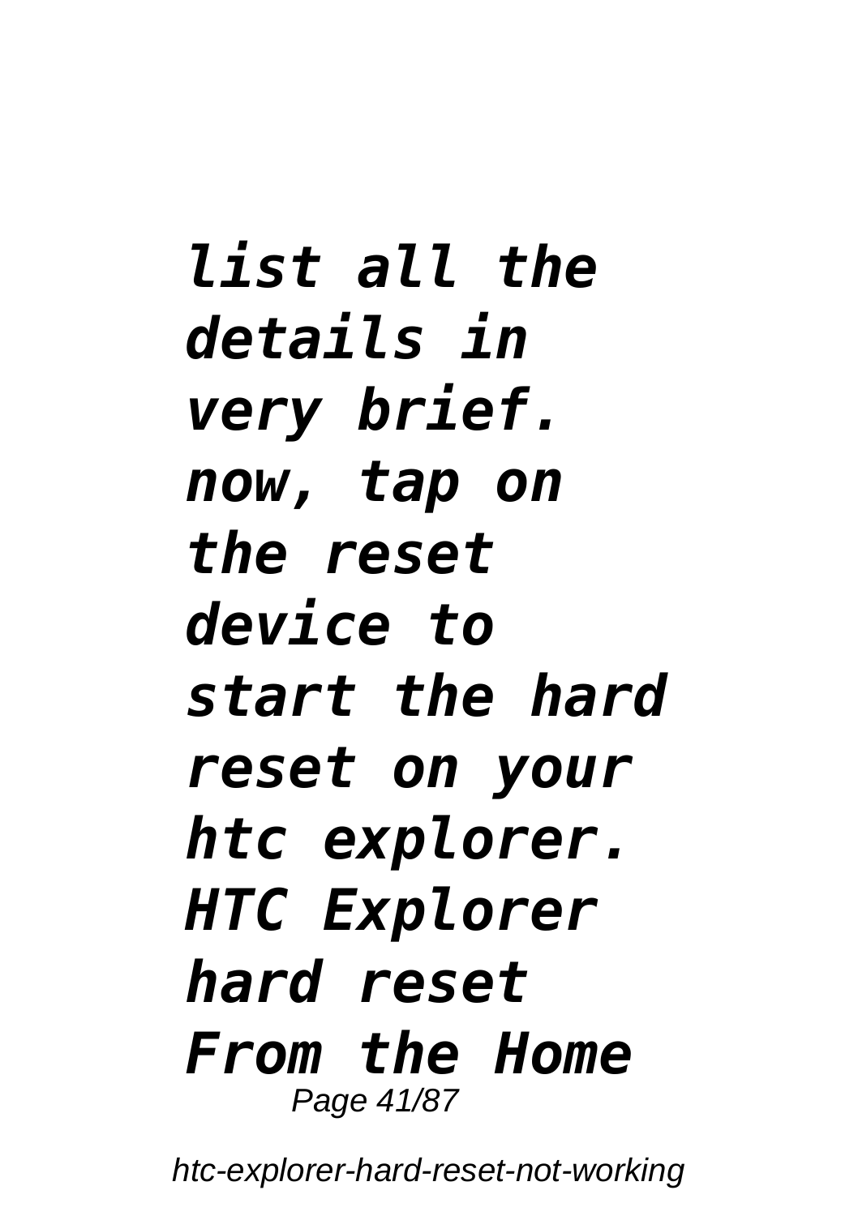*list all the details in very brief. now, tap on the reset device to start the hard reset on your htc explorer.* ***HTC Explorer hard reset*** ***From the Home***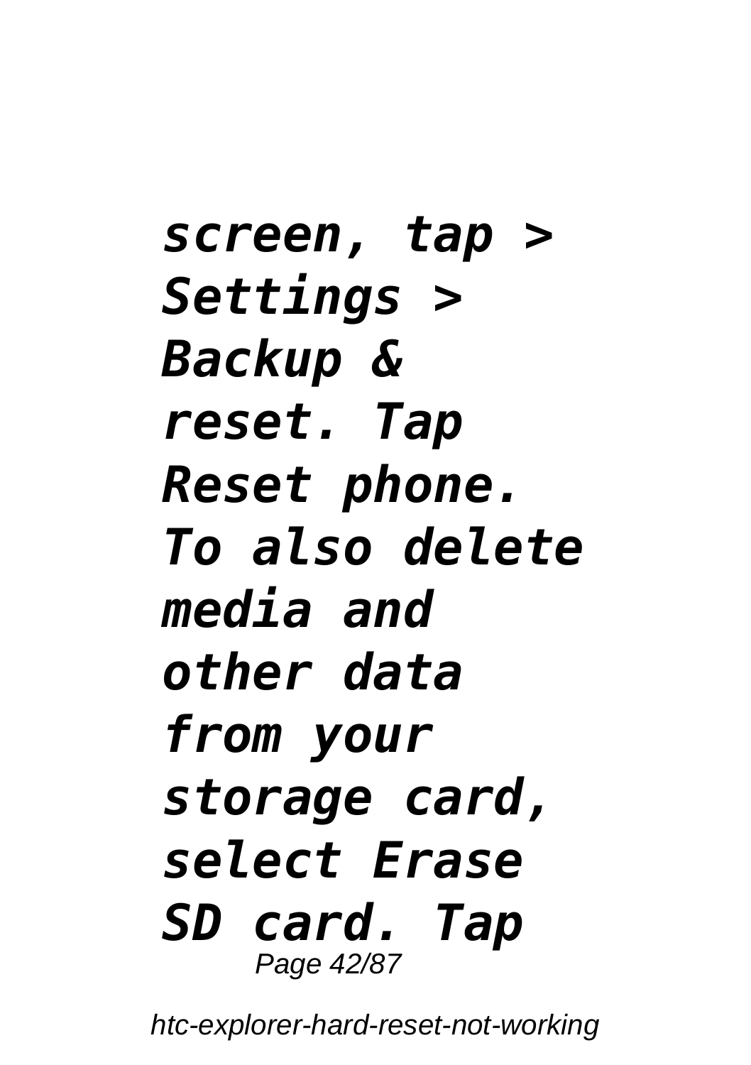***screen, tap > Settings > Backup & reset. Tap Reset phone. To also delete media and other data from your storage card, select Erase SD card. Tap***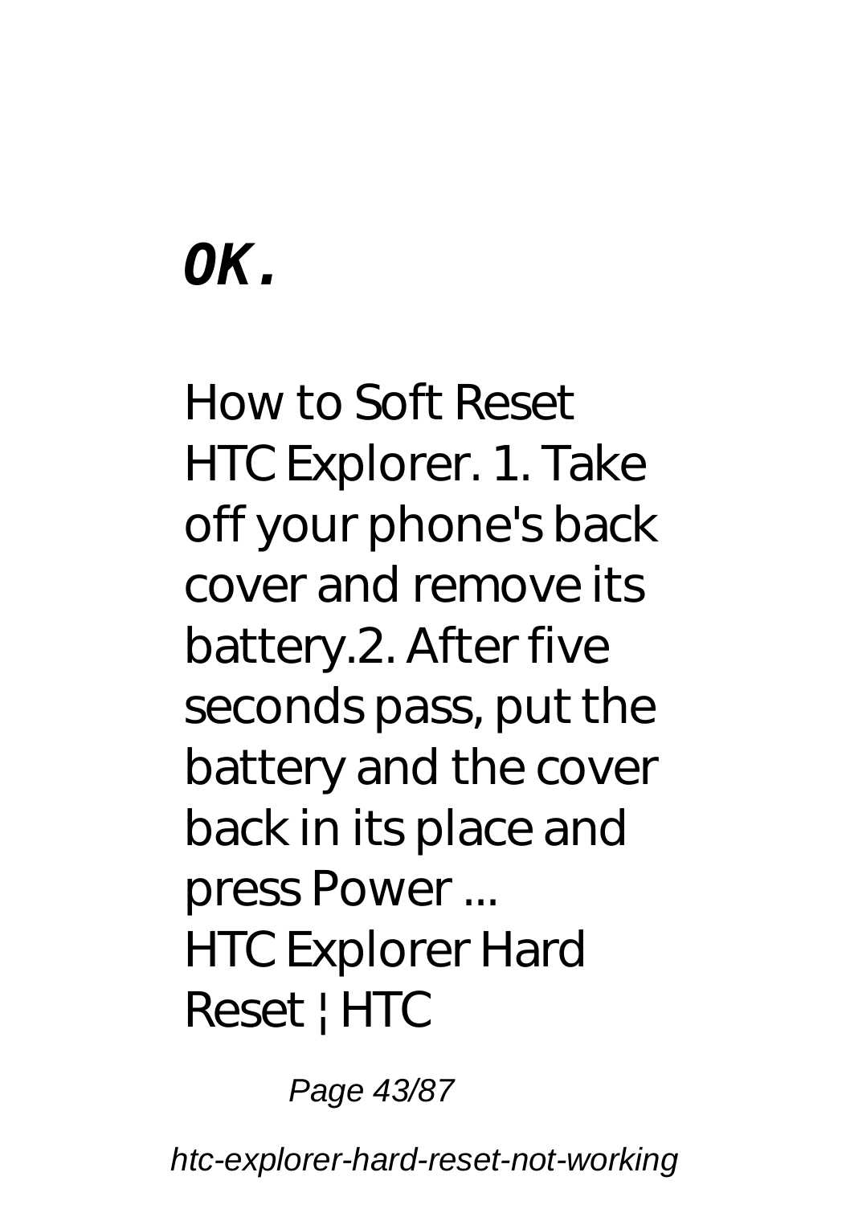***OK.***

How to Soft Reset HTC Explorer. 1. Take off your phone's back cover and remove its battery.2. After five seconds pass, put the battery and the cover back in its place and press Power ...
HTC Explorer Hard Reset ¦ HTC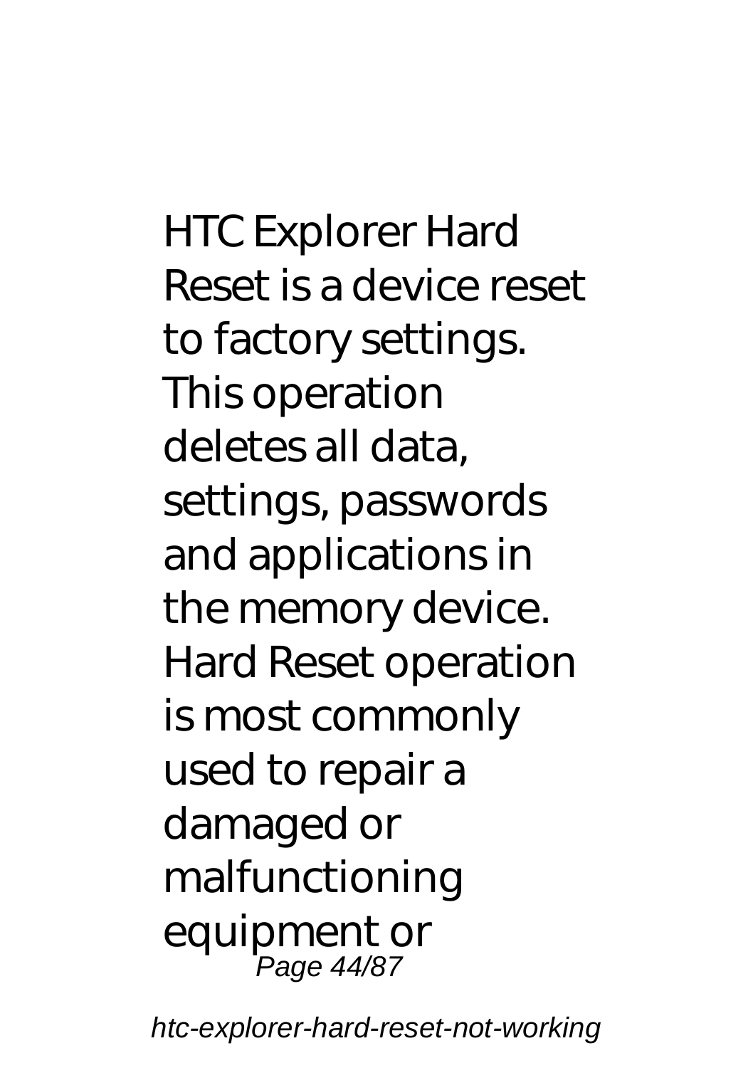HTC Explorer Hard Reset is a device reset to factory settings. This operation deletes all data, settings, passwords and applications in the memory device. Hard Reset operation is most commonly used to repair a damaged or malfunctioning equipment or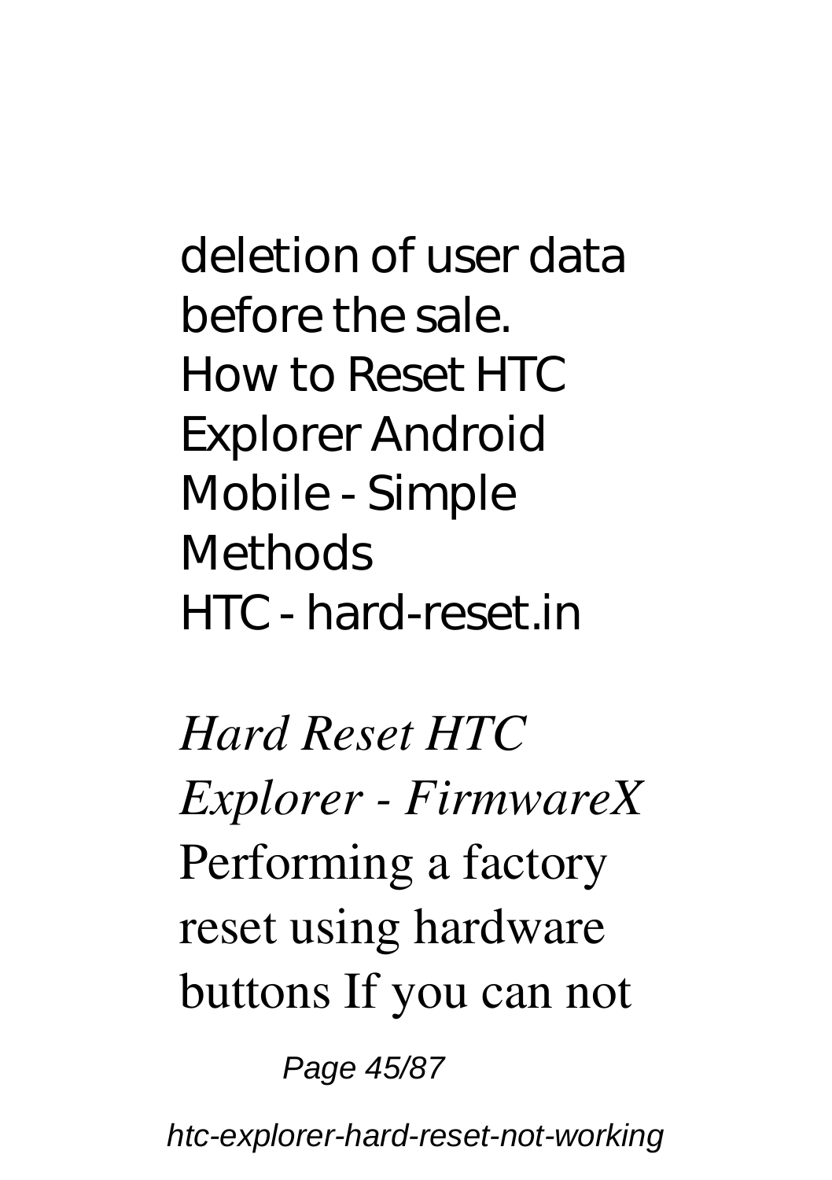deletion of user data before the sale.
How to Reset HTC Explorer Android Mobile - Simple Methods
HTC - hard-reset.in

*Hard Reset HTC Explorer - FirmwareX*
Performing a factory reset using hardware buttons If you can not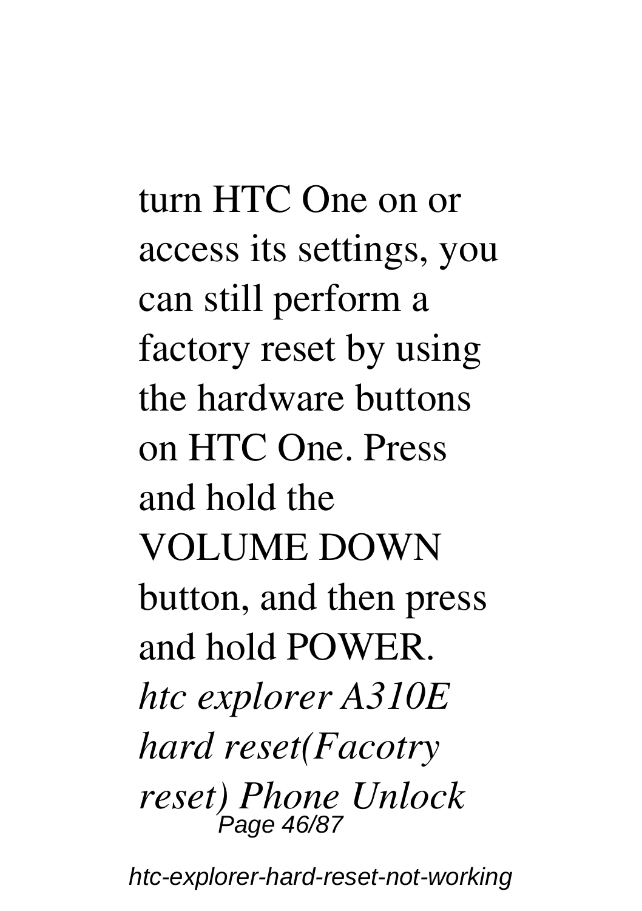turn HTC One on or access its settings, you can still perform a factory reset by using the hardware buttons on HTC One. Press and hold the VOLUME DOWN button, and then press and hold POWER.

***htc explorer A310E hard reset(Facotry reset) Phone Unlock***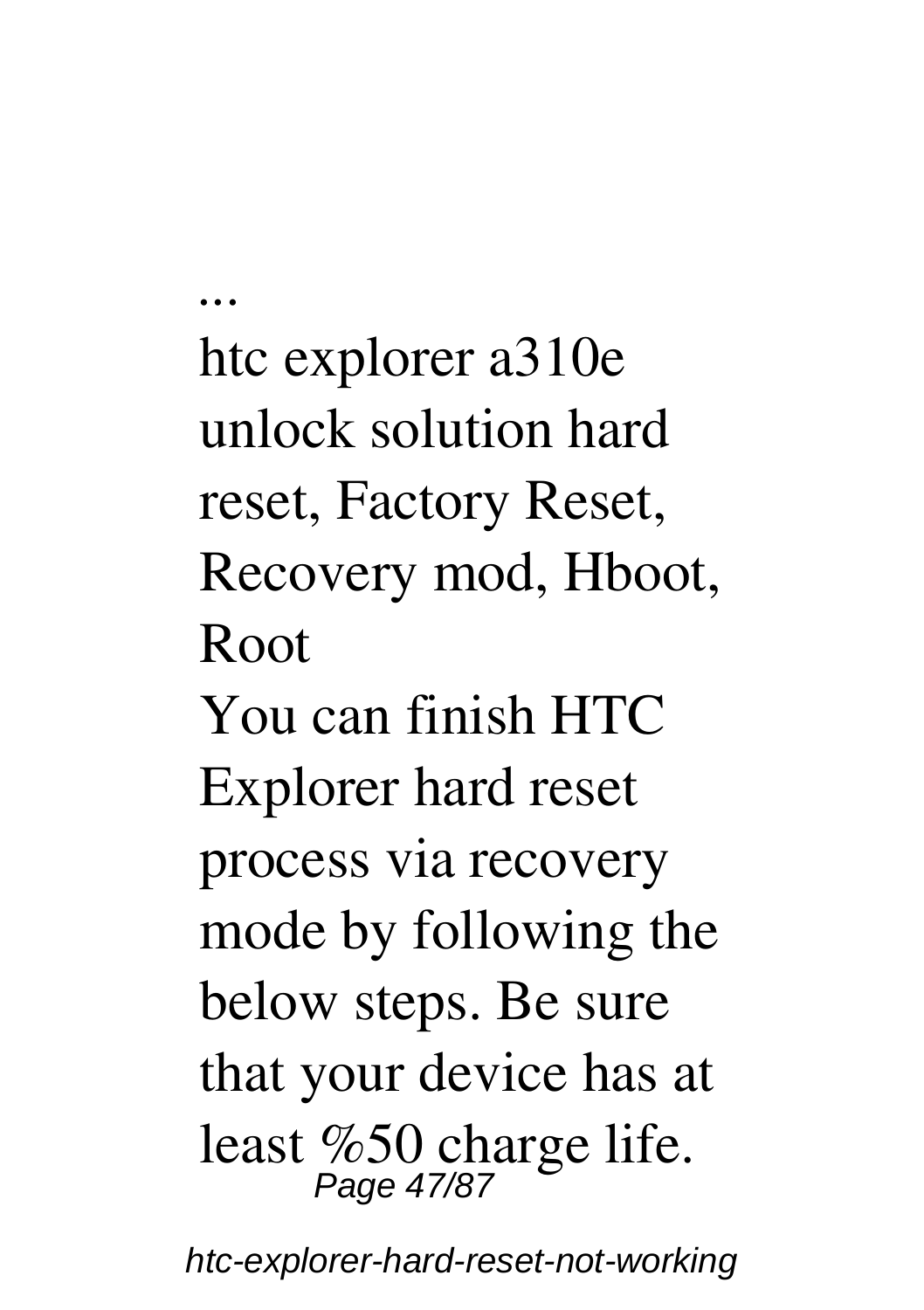...

htc explorer a310e unlock solution hard reset, Factory Reset, Recovery mod, Hboot, Root

You can finish HTC Explorer hard reset process via recovery mode by following the below steps. Be sure that your device has at least %50 charge life.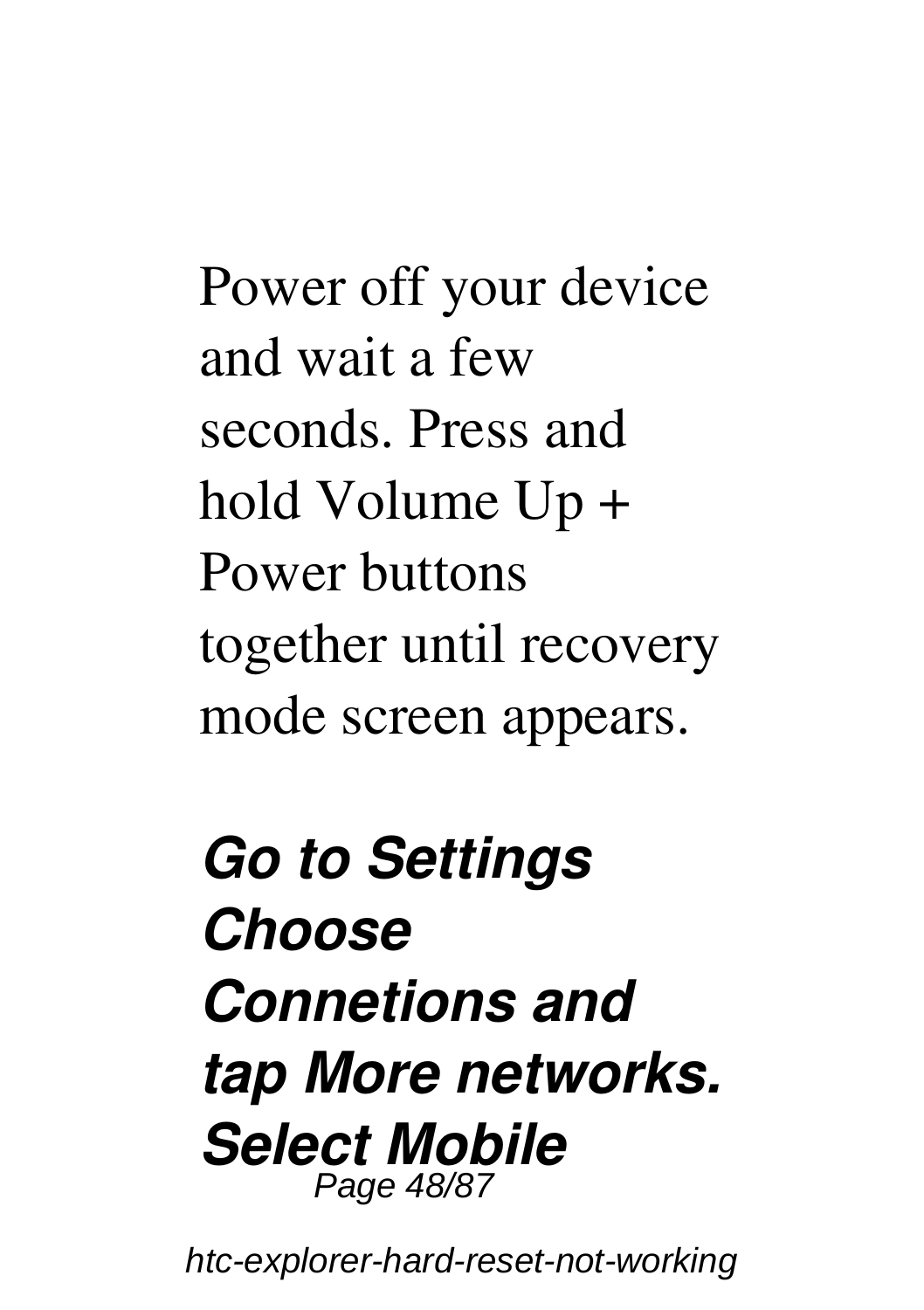Power off your device and wait a few seconds. Press and hold Volume Up + Power buttons together until recovery mode screen appears.

***Go to Settings Choose Connetions and tap More networks. Select Mobile***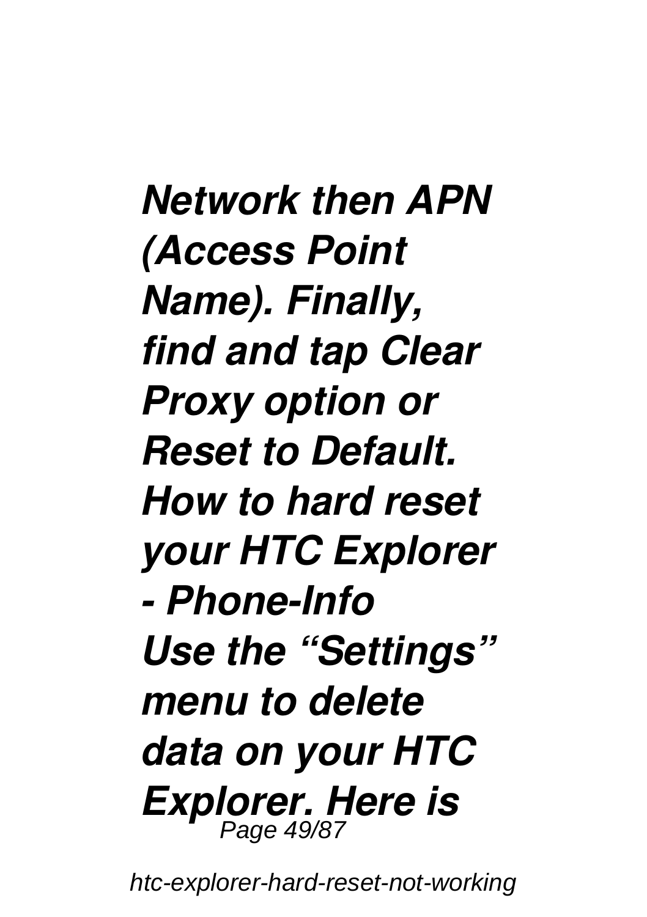*Network then APN (Access Point Name). Finally, find and tap Clear Proxy option or Reset to Default.*
***How to hard reset your HTC Explorer - Phone-Info***
*Use the “Settings” menu to delete data on your HTC Explorer. Here is*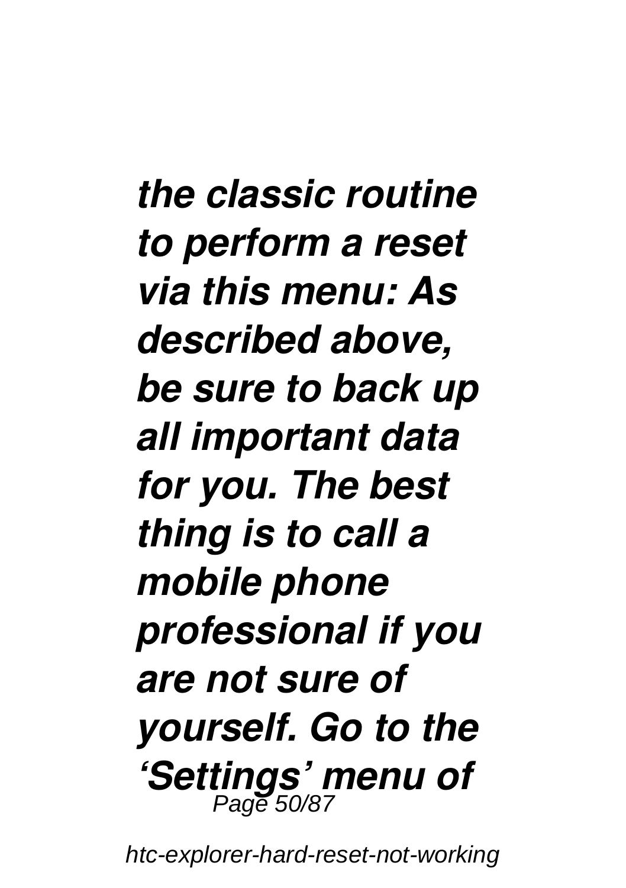***the classic routine to perform a reset via this menu: As described above, be sure to back up all important data for you. The best thing is to call a mobile phone professional if you are not sure of yourself. Go to the 'Settings' menu of***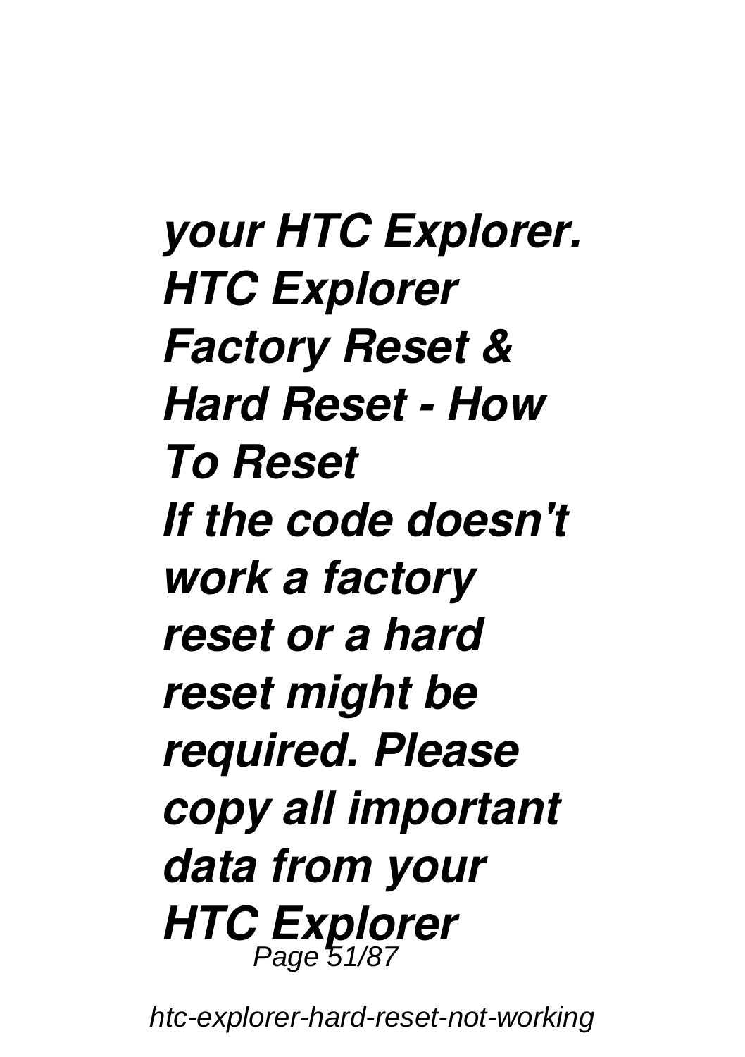***your HTC Explorer.***

***HTC Explorer Factory Reset & Hard Reset - How To Reset***

***If the code doesn't work a factory reset or a hard reset might be required. Please copy all important data from your HTC Explorer***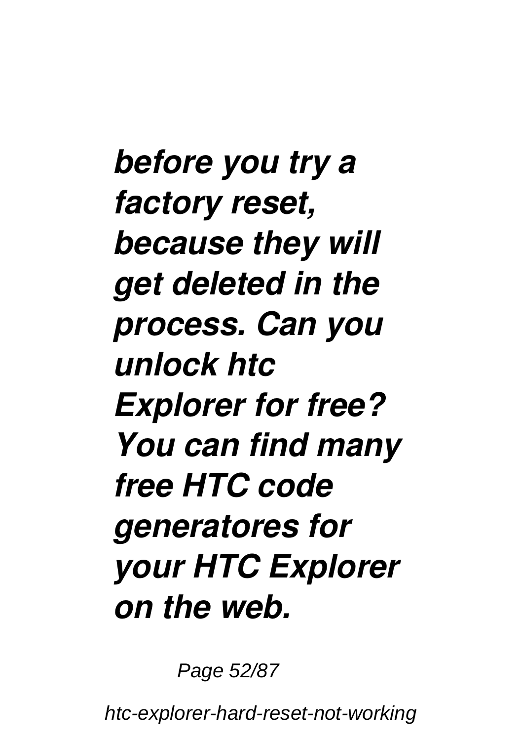***before you try a factory reset, because they will get deleted in the process. Can you unlock htc Explorer for free? You can find many free HTC code generatores for your HTC Explorer on the web.***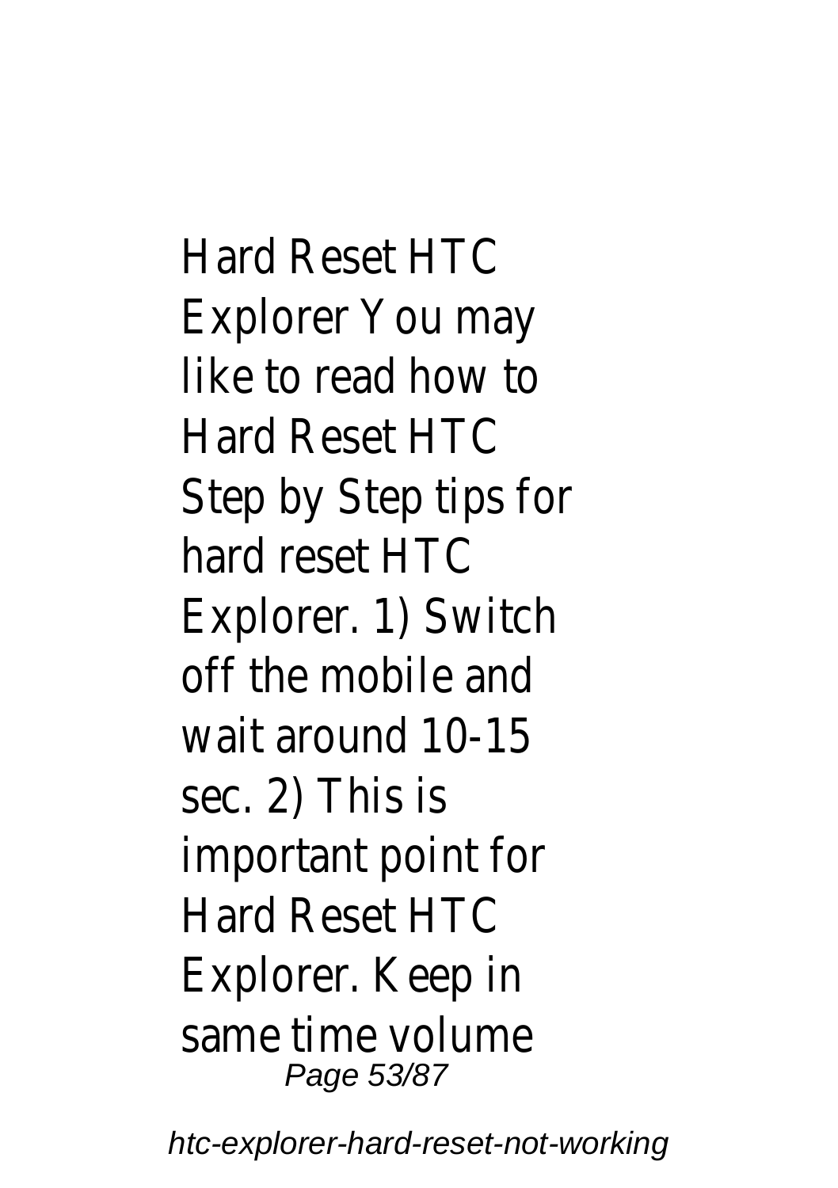Hard Reset HTC Explorer You may like to read how to Hard Reset HTC Step by Step tips for hard reset HTC Explorer. 1) Switch off the mobile and wait around 10-15 sec. 2) This is important point for Hard Reset HTC Explorer. Keep in same time volume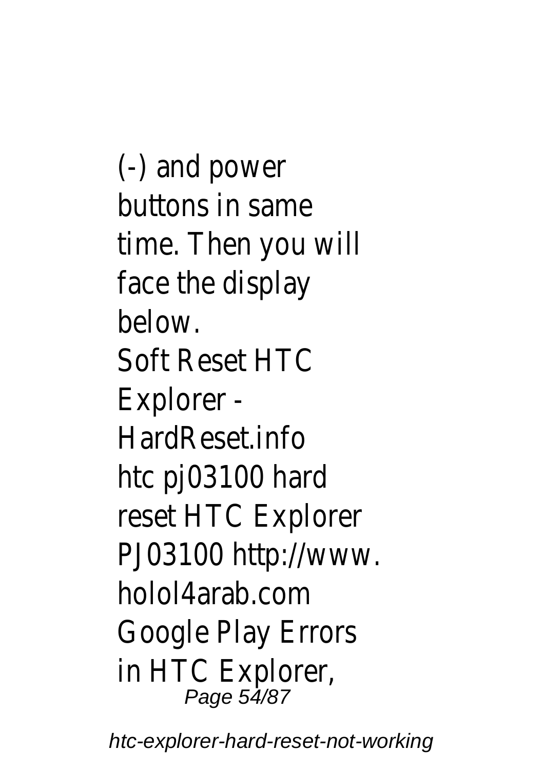(-) and power buttons in same time. Then you will face the display below.

Soft Reset HTC Explorer - HardReset.info

htc pj03100 hard reset HTC Explorer PJ03100 http://www.holol4arab.com

Google Play Errors in HTC Explorer,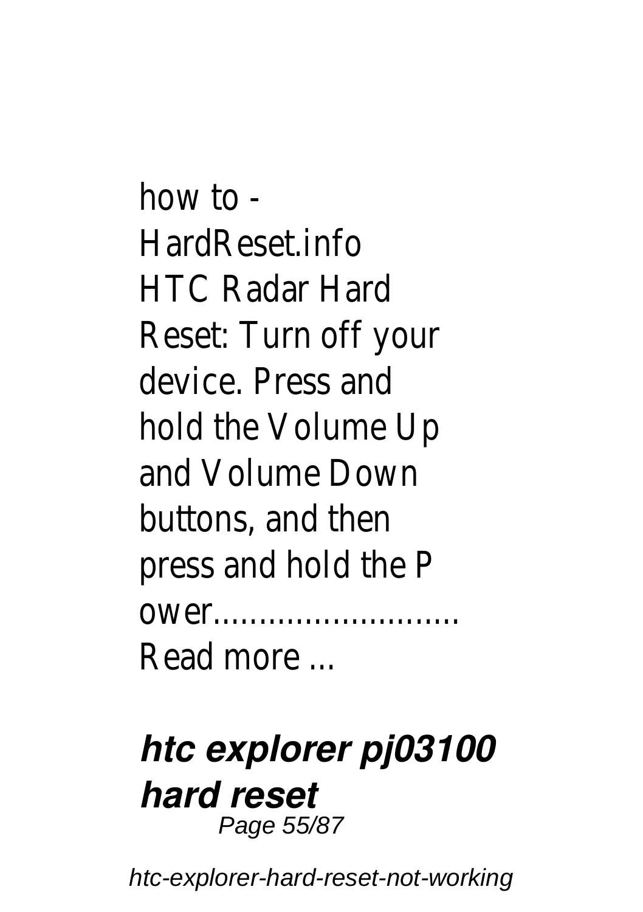how to - HardReset.info HTC Radar Hard Reset: Turn off your device. Press and hold the Volume Up and Volume Down buttons, and then press and hold the P ower.......................... Read more ...

### ***htc explorer pj03100 hard reset***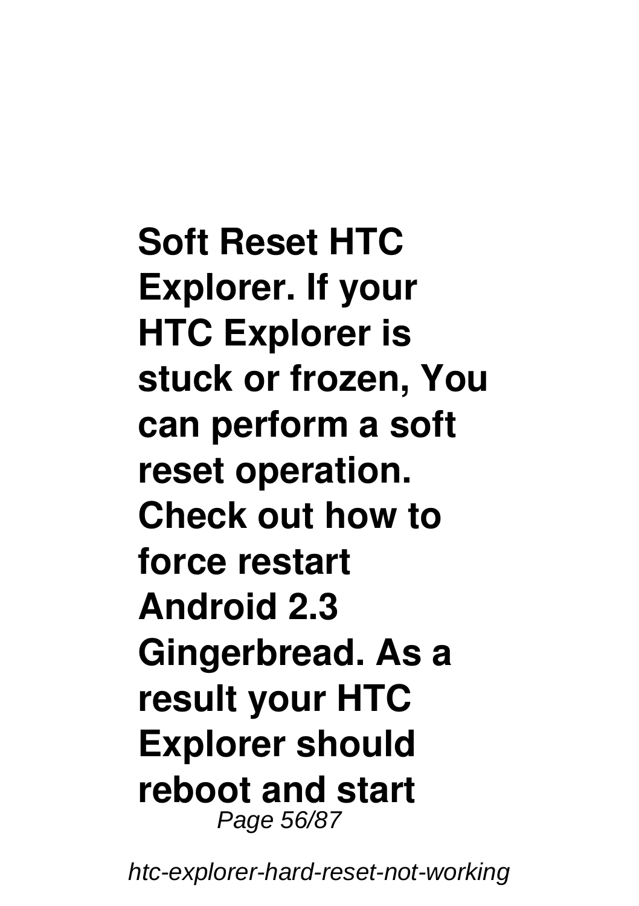**Soft Reset HTC Explorer. If your HTC Explorer is stuck or frozen, You can perform a soft reset operation. Check out how to force restart Android 2.3 Gingerbread. As a result your HTC Explorer should reboot and start**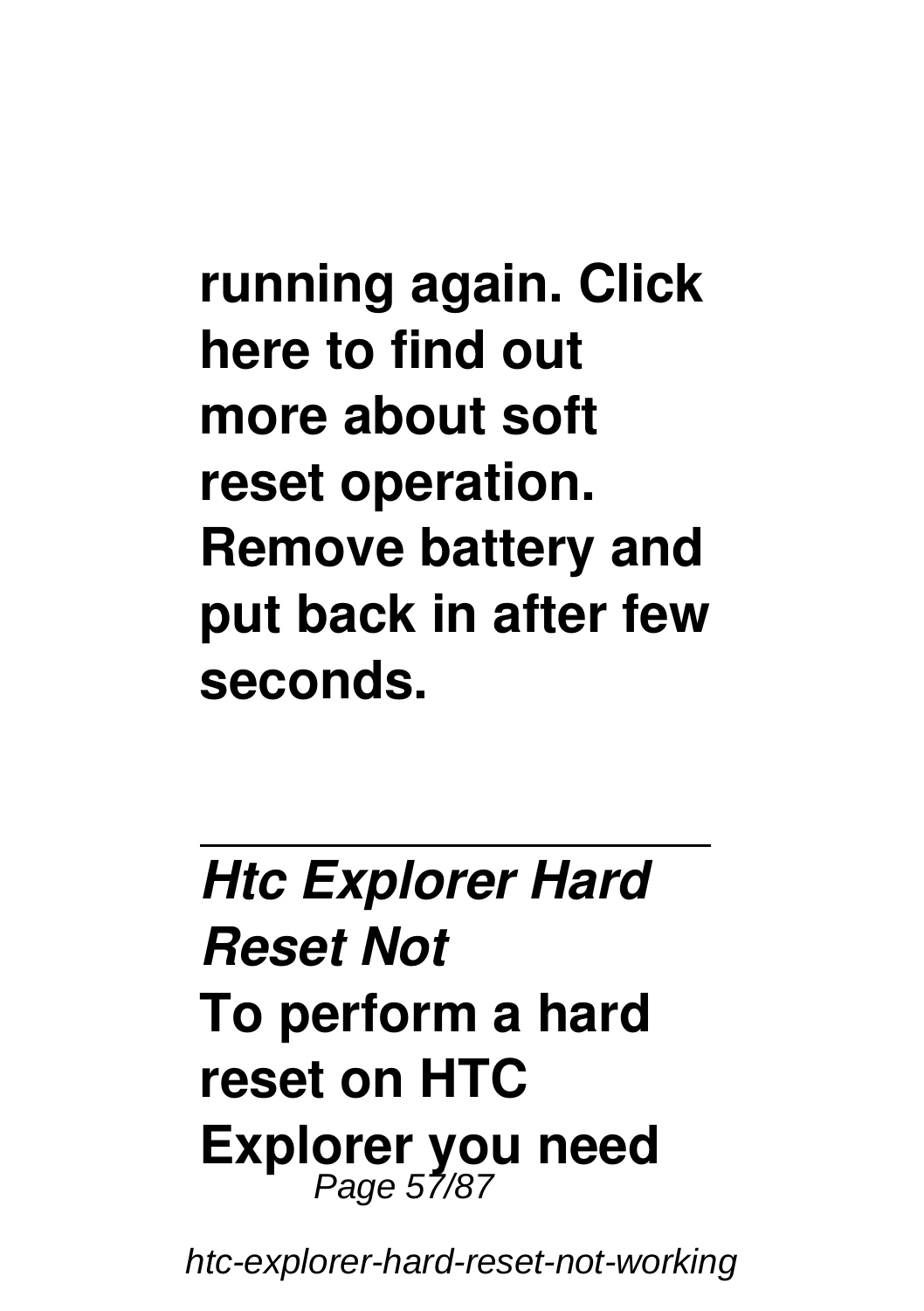**running again. Click here to find out more about soft reset operation. Remove battery and put back in after few seconds.**

---

***Htc Explorer Hard Reset Not***

**To perform a hard reset on HTC Explorer you need**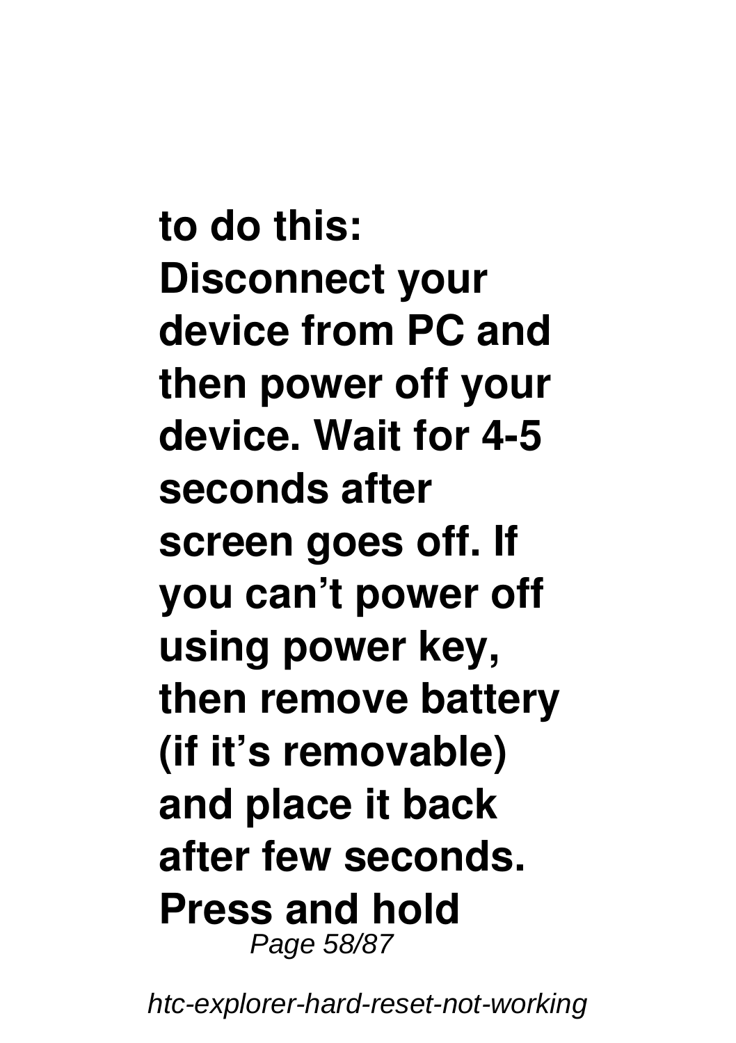**to do this: Disconnect your device from PC and then power off your device. Wait for 4-5 seconds after screen goes off. If you can't power off using power key, then remove battery (if it's removable) and place it back after few seconds. Press and hold**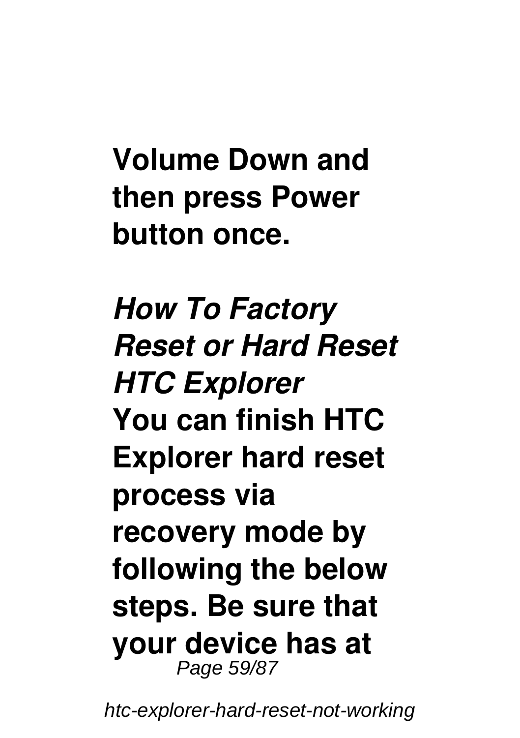**Volume Down and then press Power button once.**

### *How To Factory Reset or Hard Reset HTC Explorer*

**You can finish HTC Explorer hard reset process via recovery mode by following the below steps. Be sure that your device has at**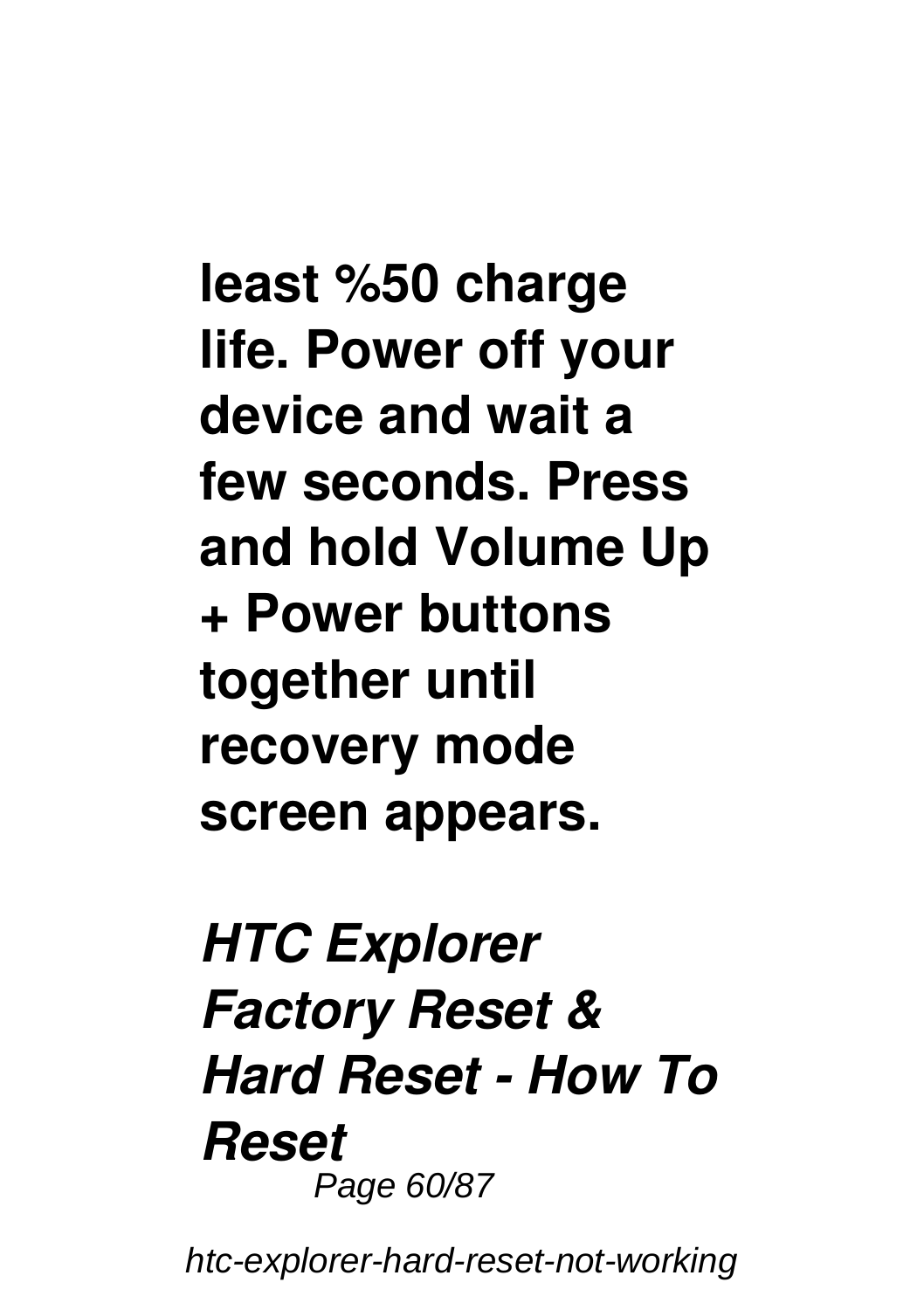**least %50 charge life. Power off your device and wait a few seconds. Press and hold Volume Up + Power buttons together until recovery mode screen appears.**

### *HTC Explorer Factory Reset & Hard Reset - How To Reset*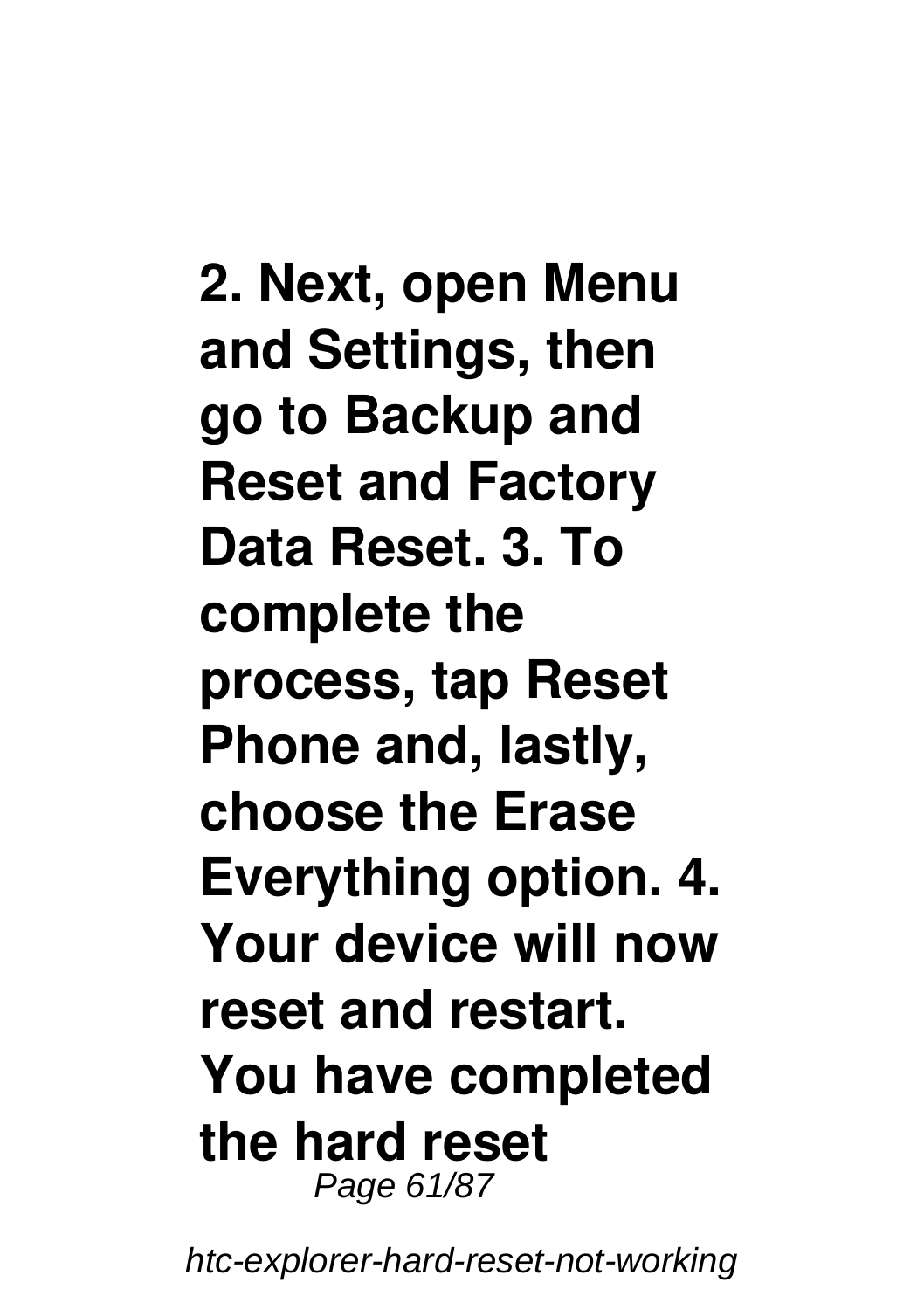**2. Next, open Menu and Settings, then go to Backup and Reset and Factory Data Reset. 3. To complete the process, tap Reset Phone and, lastly, choose the Erase Everything option. 4. Your device will now reset and restart. You have completed the hard reset**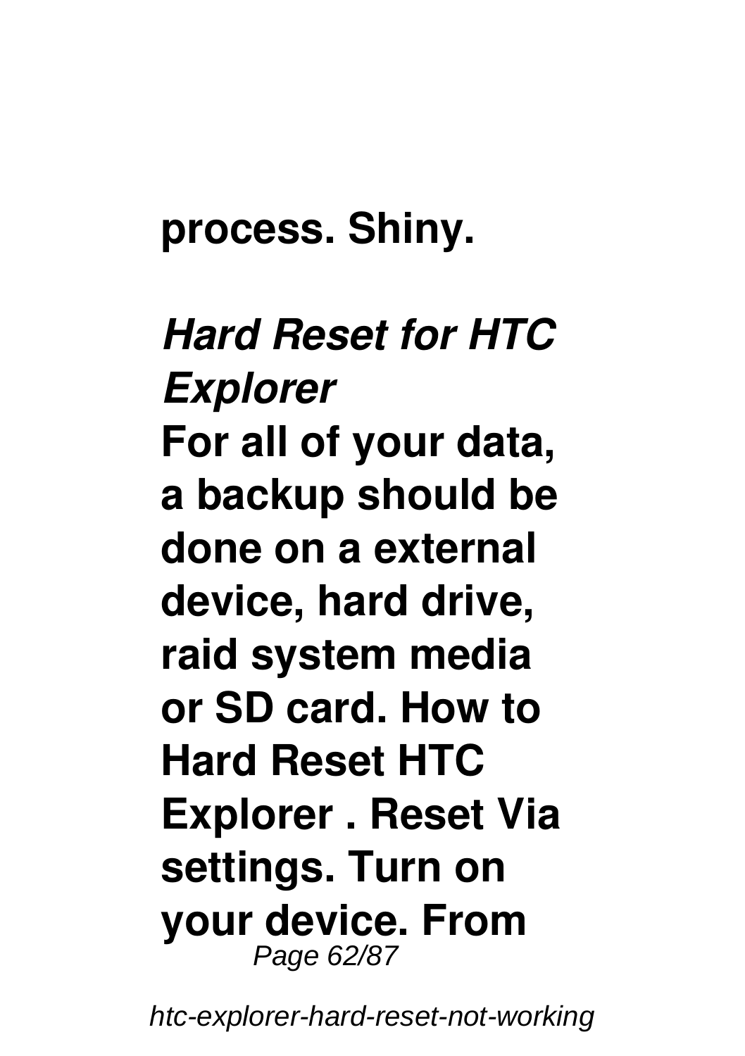**process. Shiny.**

***Hard Reset for HTC Explorer***

**For all of your data, a backup should be done on a external device, hard drive, raid system media or SD card. How to Hard Reset HTC Explorer . Reset Via settings. Turn on your device. From**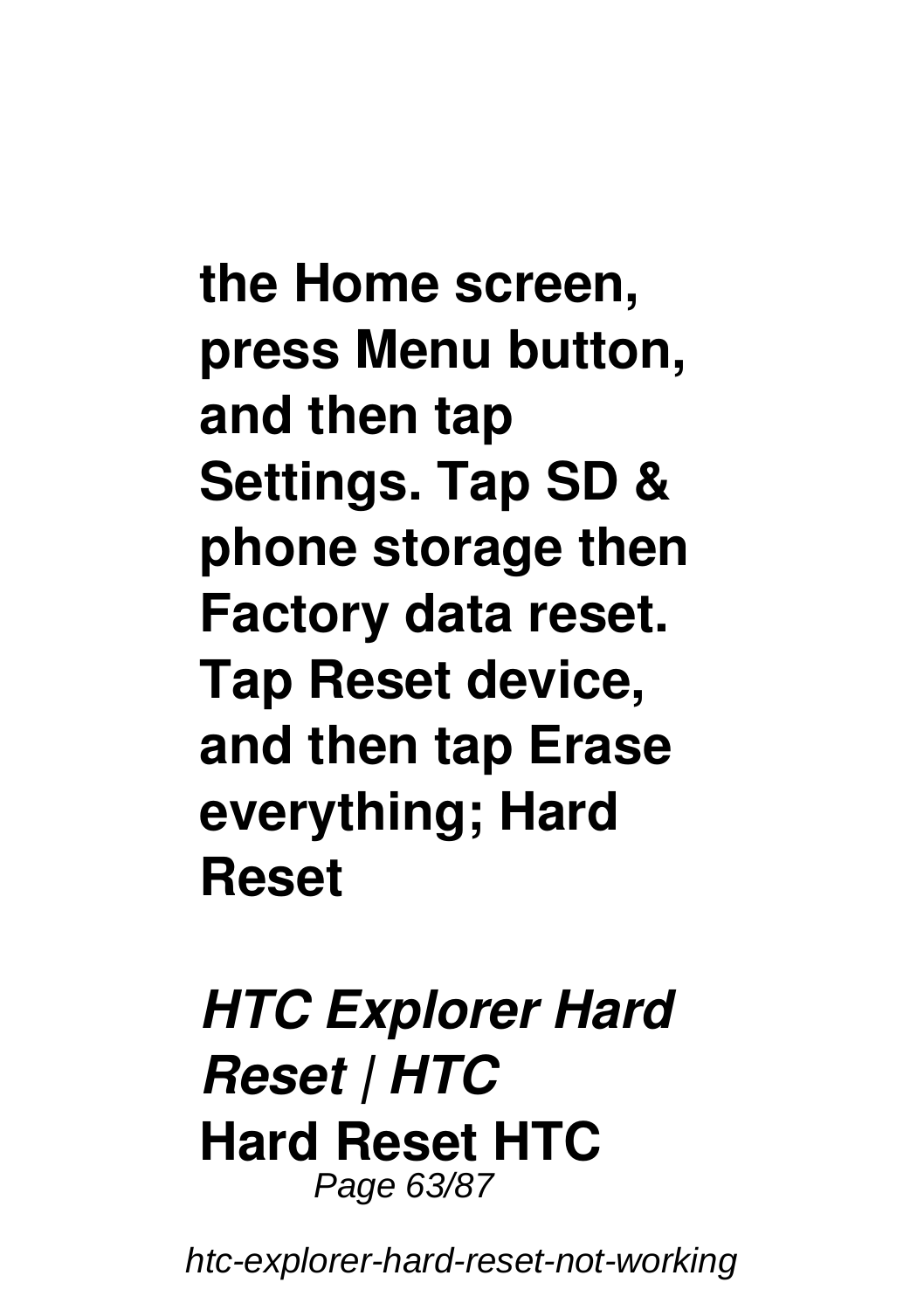**the Home screen, press Menu button, and then tap Settings. Tap SD & phone storage then Factory data reset. Tap Reset device, and then tap Erase everything; Hard Reset**

***HTC Explorer Hard Reset | HTC***

**Hard Reset HTC**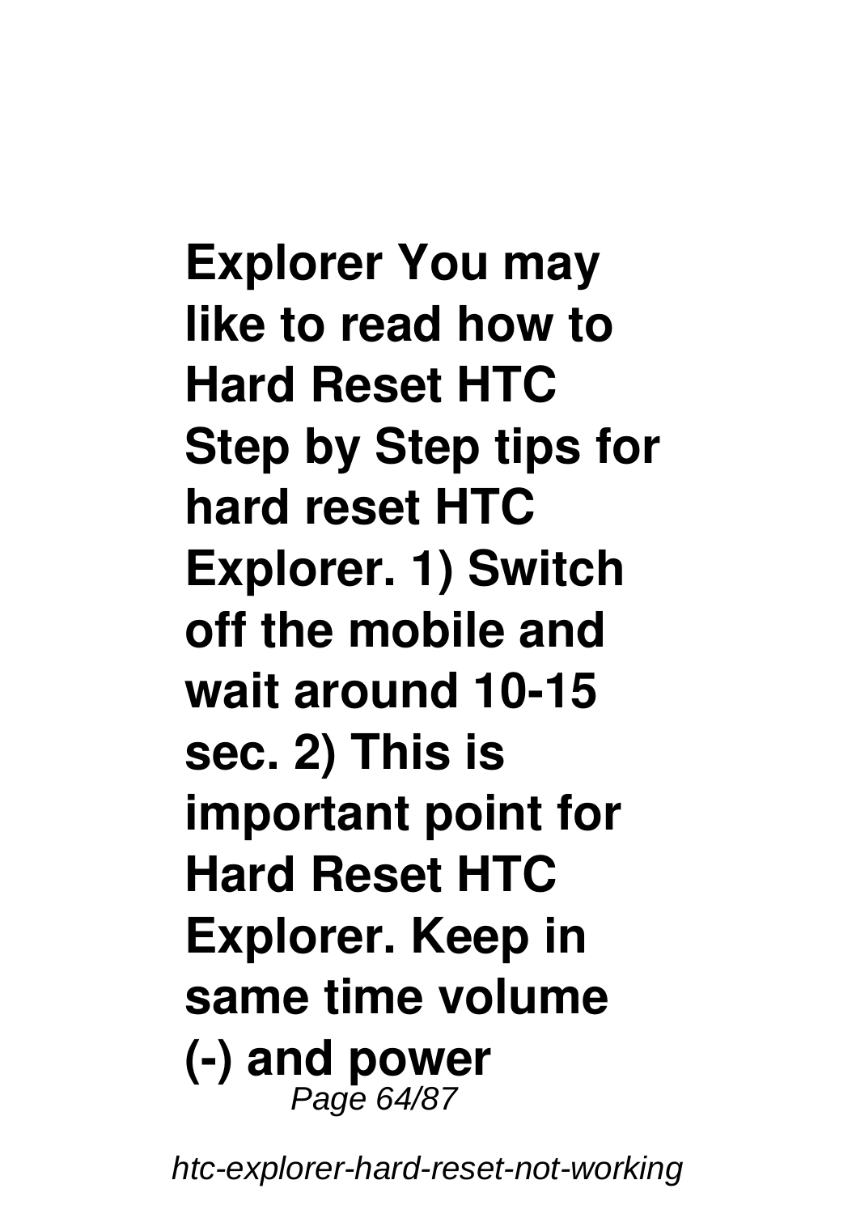**Explorer You may like to read how to Hard Reset HTC Step by Step tips for hard reset HTC Explorer. 1) Switch off the mobile and wait around 10-15 sec. 2) This is important point for Hard Reset HTC Explorer. Keep in same time volume (-) and power**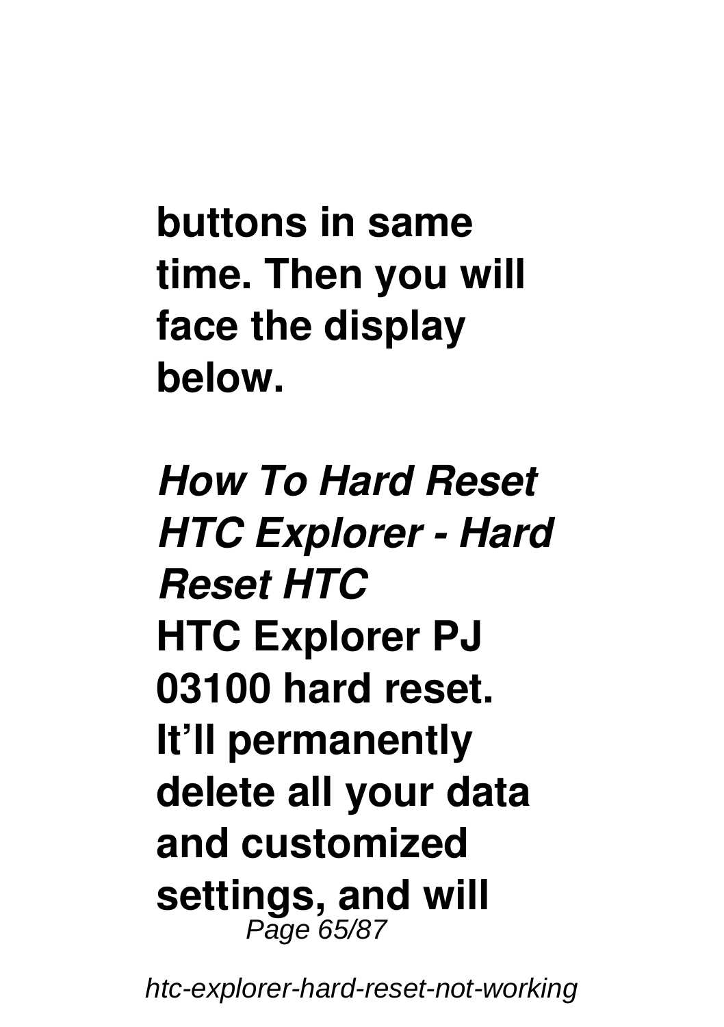**buttons in same time. Then you will face the display below.**

***How To Hard Reset HTC Explorer - Hard Reset HTC***

**HTC Explorer PJ 03100 hard reset. It'll permanently delete all your data and customized settings, and will**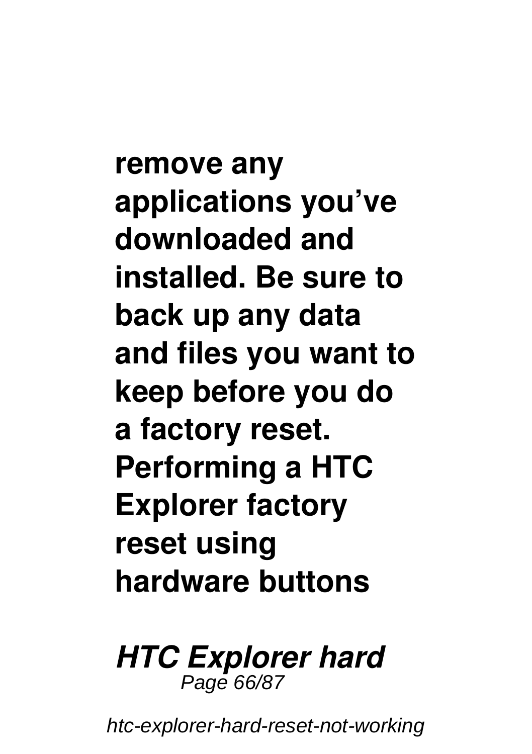**remove any applications you've downloaded and installed. Be sure to back up any data and files you want to keep before you do a factory reset. Performing a HTC Explorer factory reset using hardware buttons**

***HTC Explorer hard***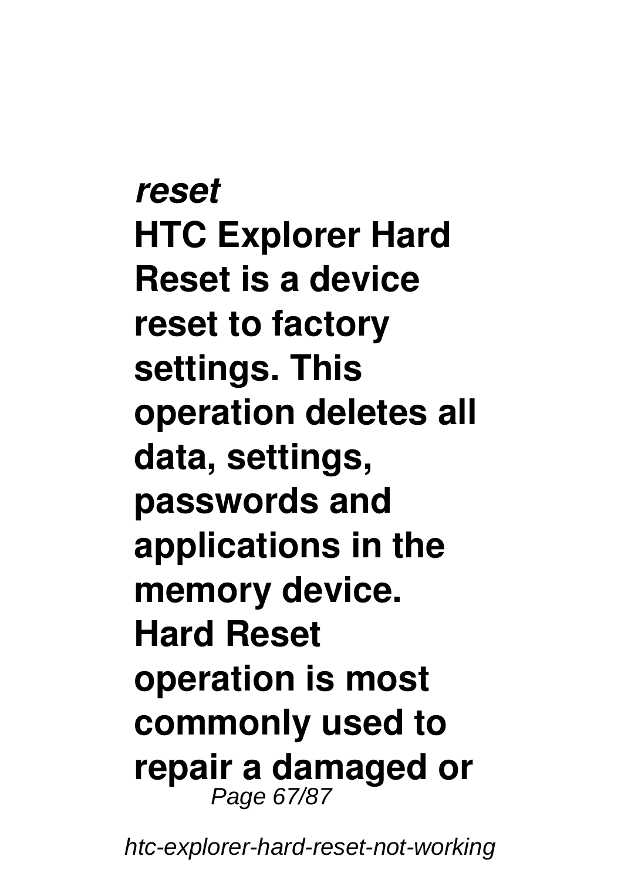***reset***

**HTC Explorer Hard Reset is a device reset to factory settings. This operation deletes all data, settings, passwords and applications in the memory device. Hard Reset operation is most commonly used to repair a damaged or**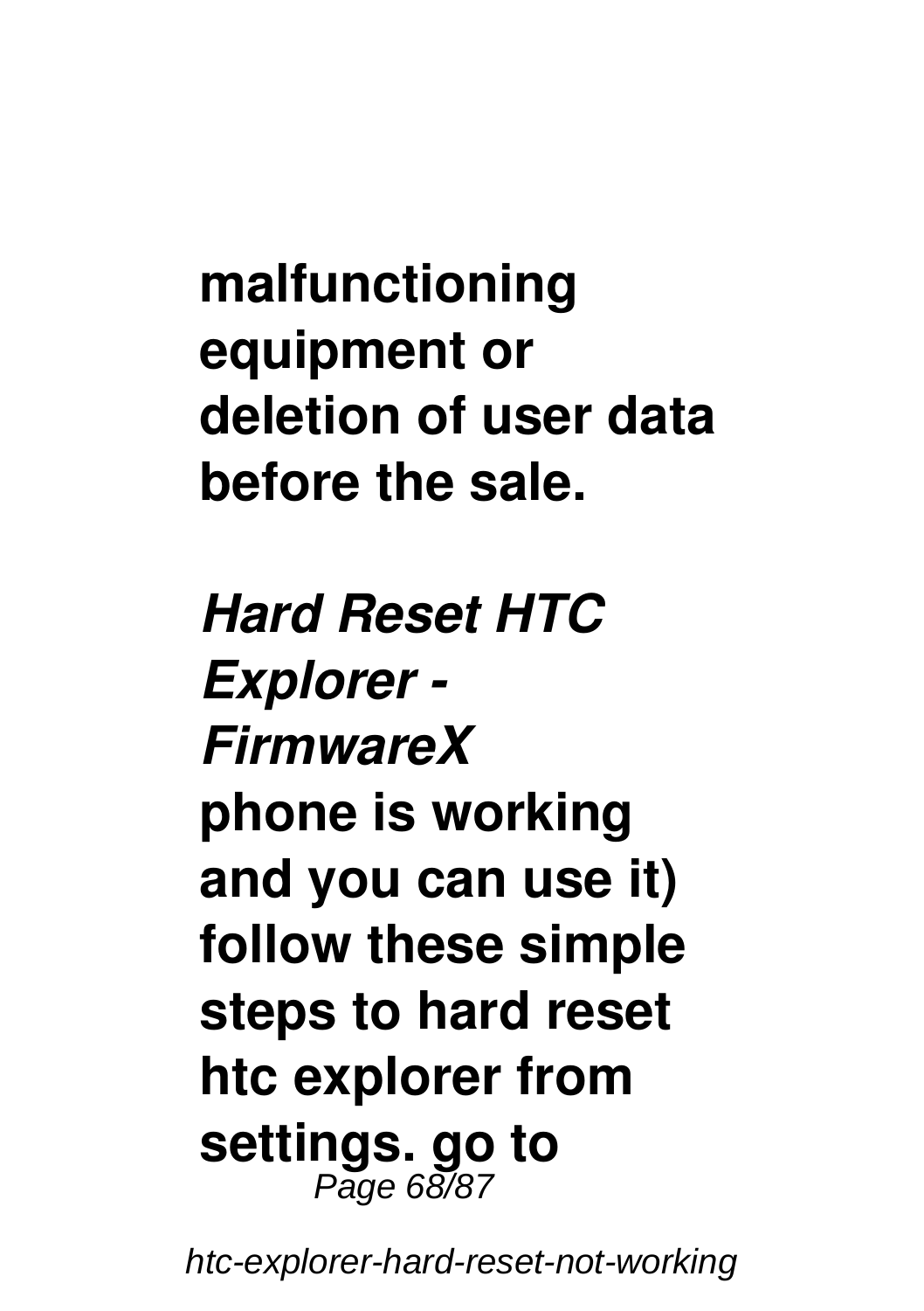**malfunctioning equipment or deletion of user data before the sale.**

***Hard Reset HTC Explorer - FirmwareX***

**phone is working and you can use it) follow these simple steps to hard reset htc explorer from settings. go to**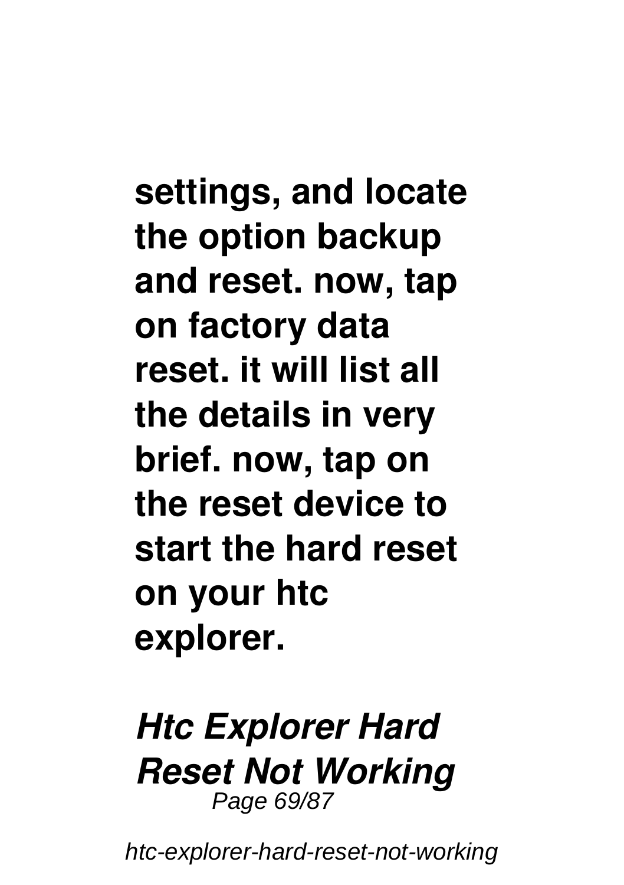**settings, and locate the option backup and reset. now, tap on factory data reset. it will list all the details in very brief. now, tap on the reset device to start the hard reset on your htc explorer.**

### *Htc Explorer Hard Reset Not Working*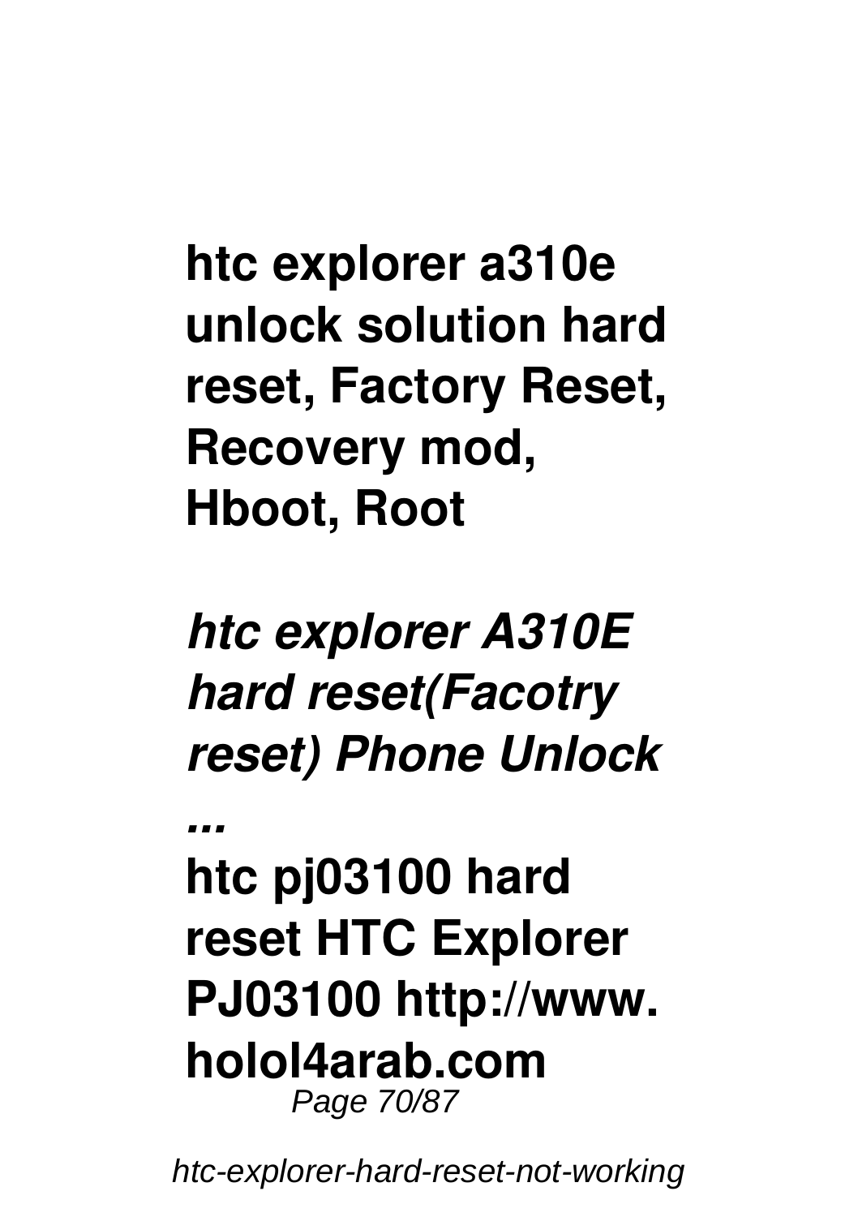**htc explorer a310e unlock solution hard reset, Factory Reset, Recovery mod, Hboot, Root**

***htc explorer A310E hard reset(Facotry reset) Phone Unlock ...***

**htc pj03100 hard reset HTC Explorer PJ03100 http://www. holol4arab.com**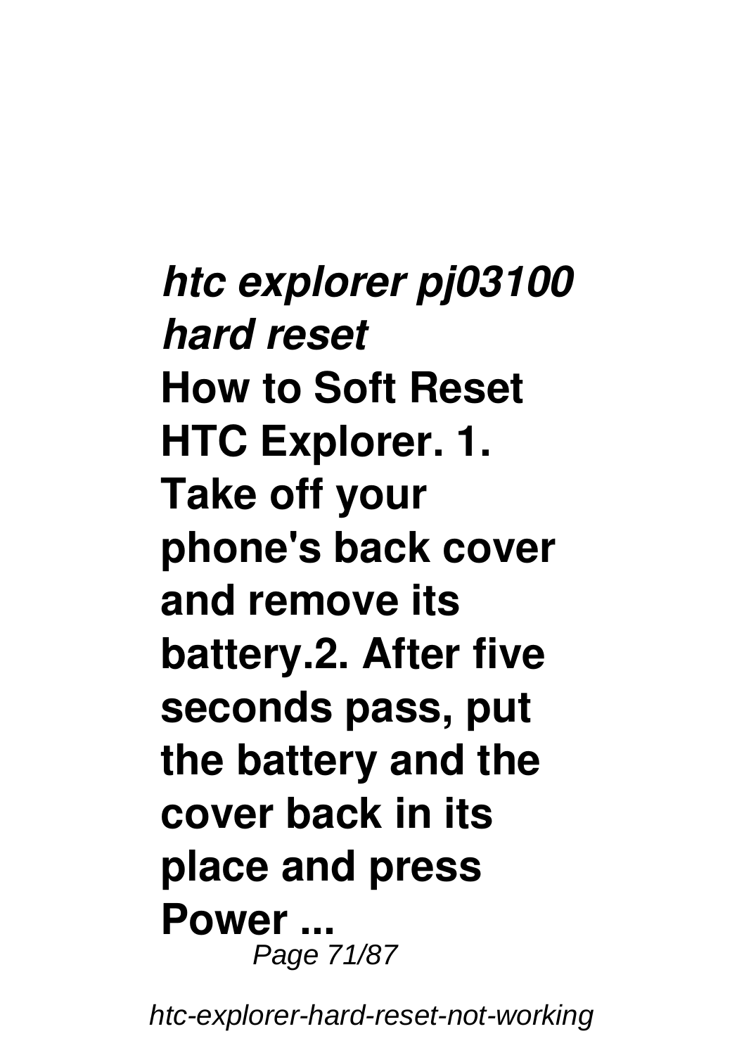***htc explorer pj03100 hard reset***

**How to Soft Reset HTC Explorer. 1. Take off your phone's back cover and remove its battery.2. After five seconds pass, put the battery and the cover back in its place and press Power ...**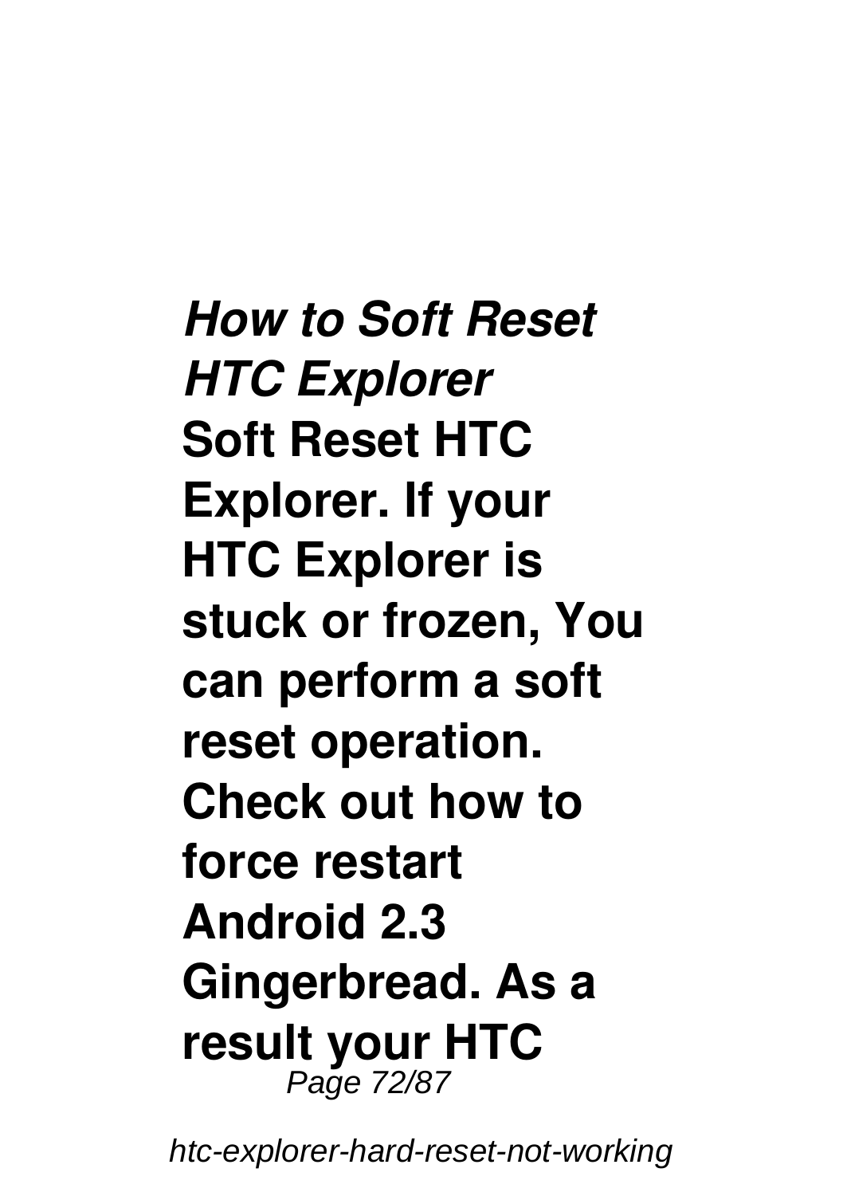***How to Soft Reset HTC Explorer***

**Soft Reset HTC Explorer. If your HTC Explorer is stuck or frozen, You can perform a soft reset operation. Check out how to force restart Android 2.3 Gingerbread. As a result your HTC**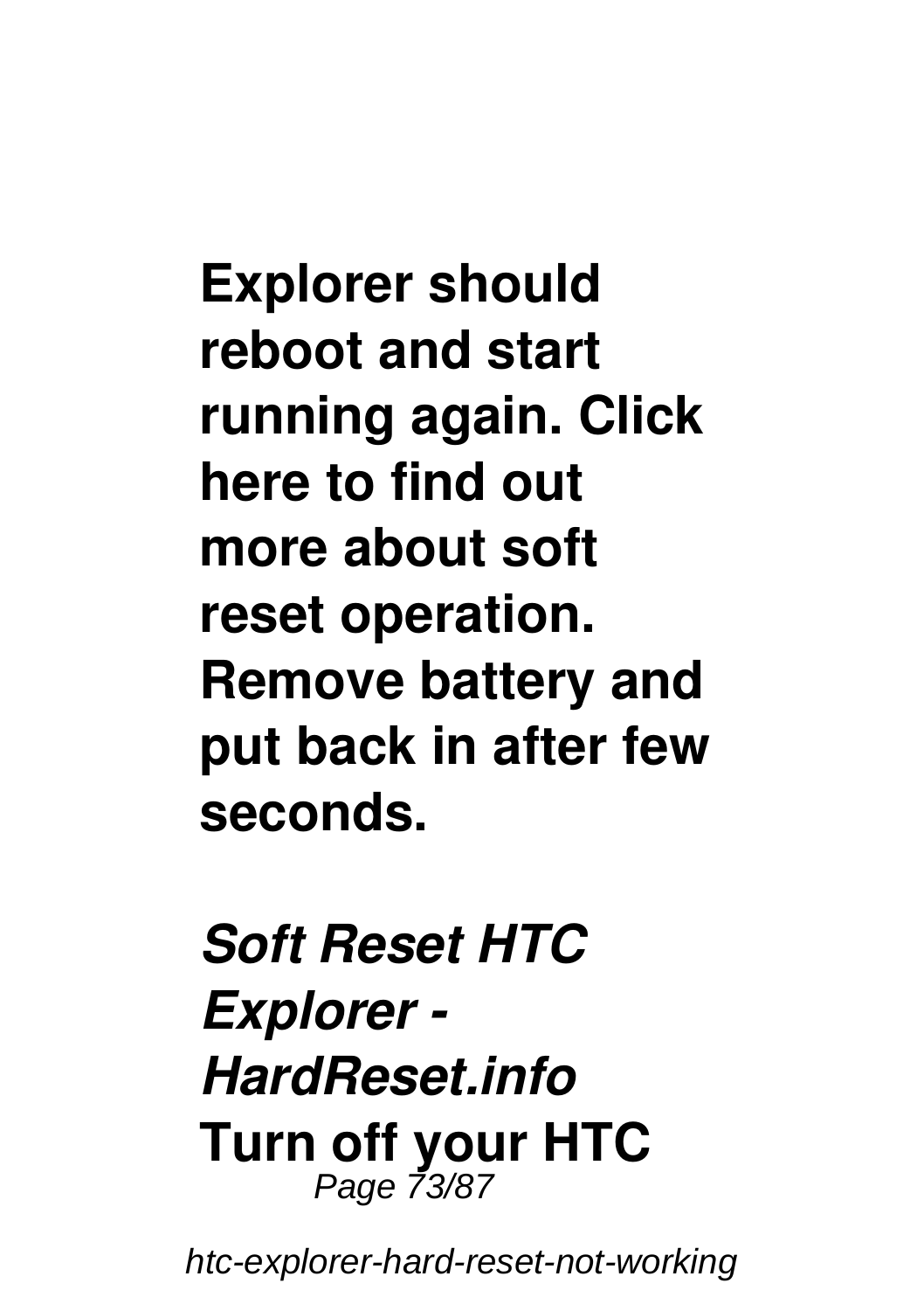**Explorer should reboot and start running again. Click here to find out more about soft reset operation. Remove battery and put back in after few seconds.**

***Soft Reset HTC Explorer - HardReset.info***

**Turn off your HTC**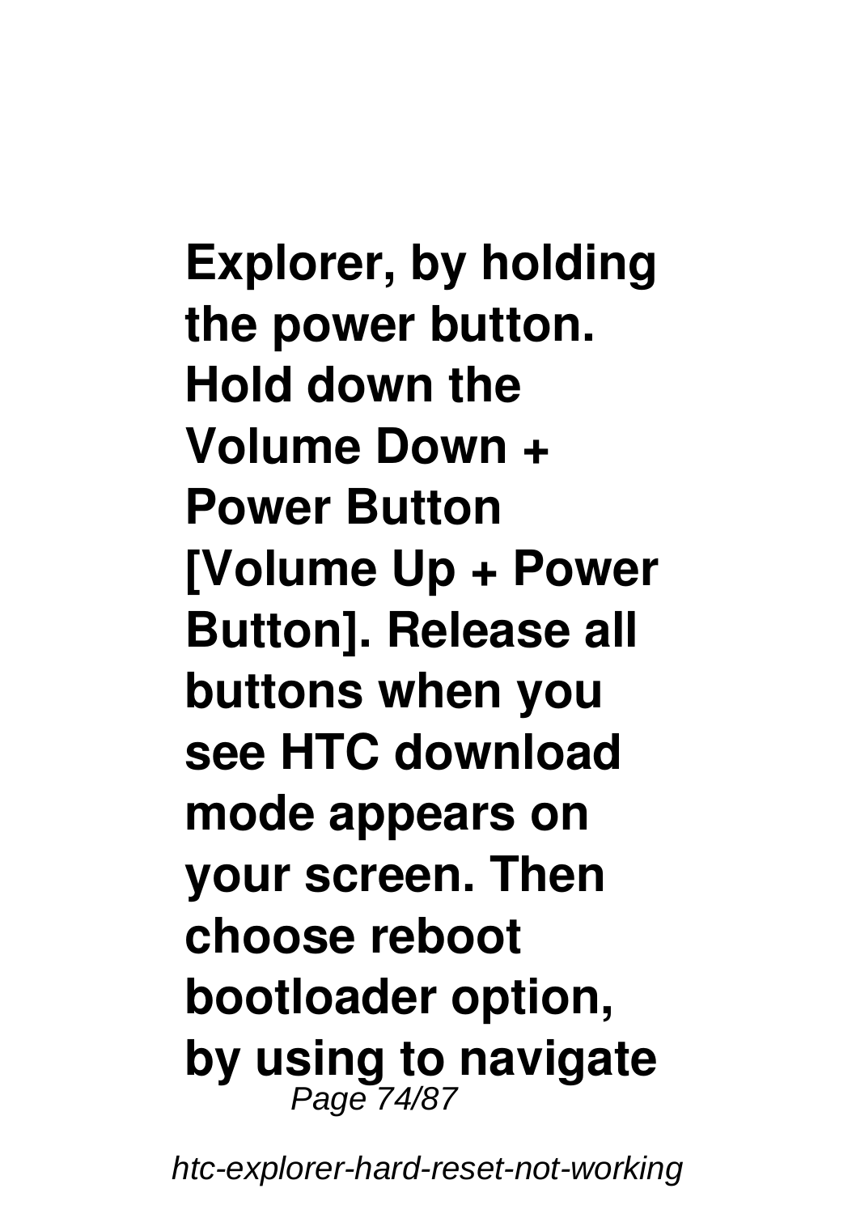**Explorer, by holding the power button. Hold down the Volume Down + Power Button [Volume Up + Power Button]. Release all buttons when you see HTC download mode appears on your screen. Then choose reboot bootloader option, by using to navigate**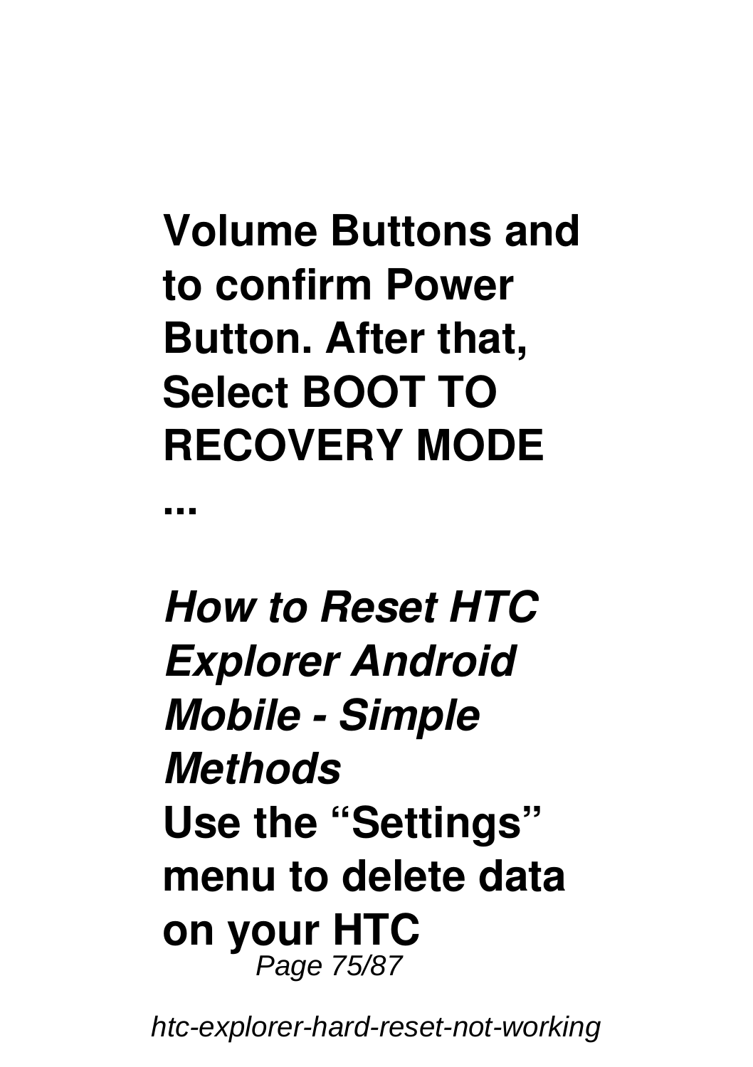**Volume Buttons and to confirm Power Button. After that, Select BOOT TO RECOVERY MODE ...**

***How to Reset HTC Explorer Android Mobile - Simple Methods***

**Use the “Settings” menu to delete data on your HTC**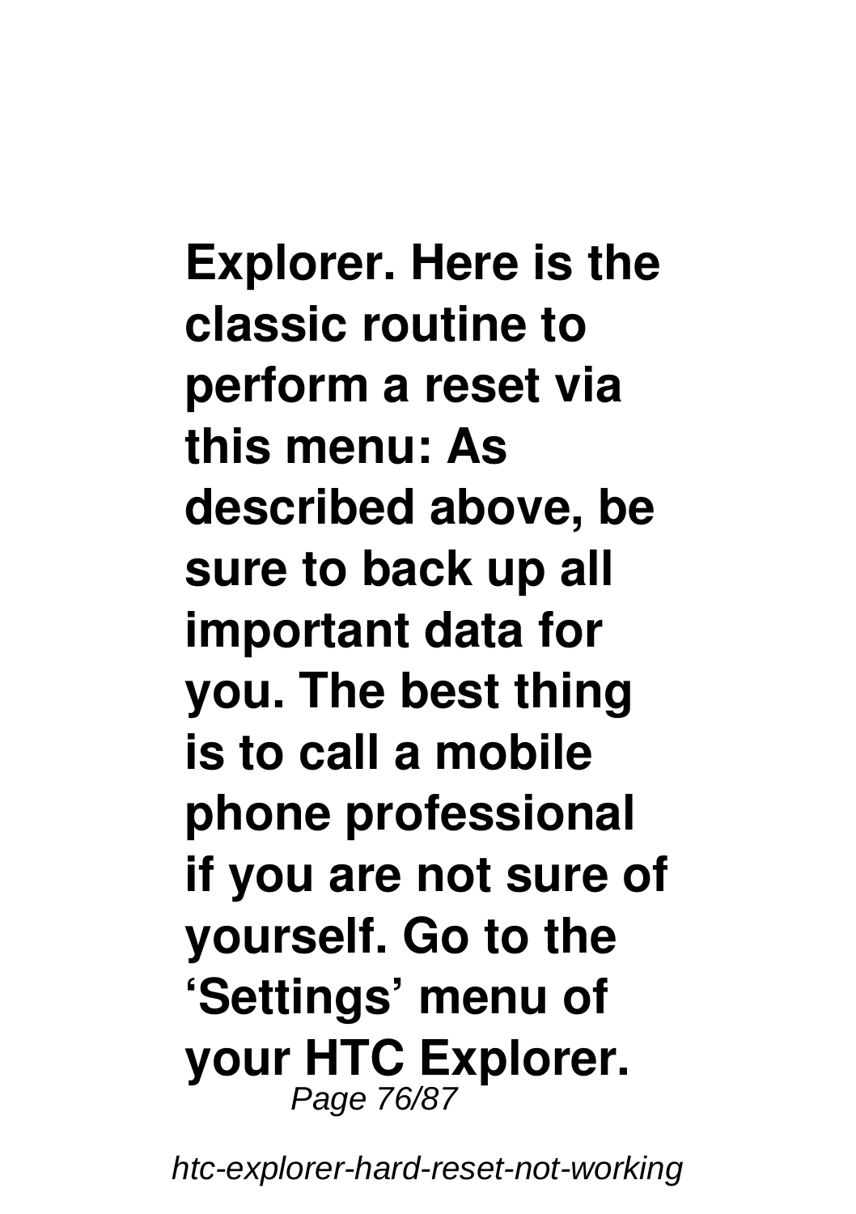**Explorer. Here is the classic routine to perform a reset via this menu: As described above, be sure to back up all important data for you. The best thing is to call a mobile phone professional if you are not sure of yourself. Go to the 'Settings' menu of your HTC Explorer.**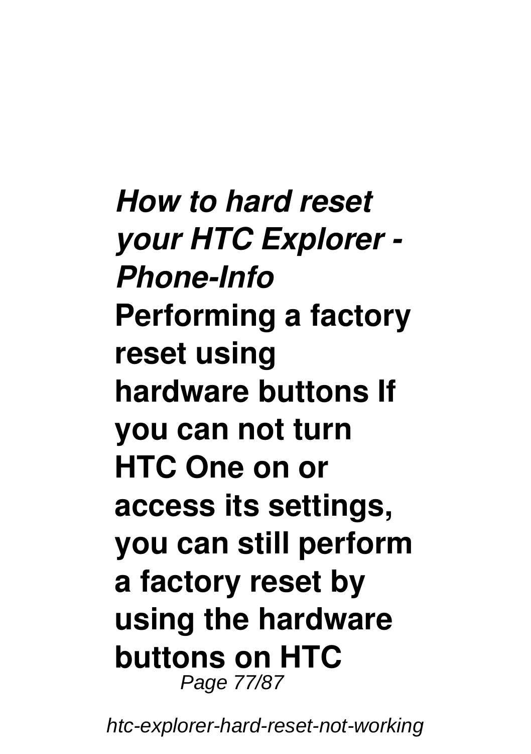***How to hard reset your HTC Explorer - Phone-Info***

**Performing a factory reset using hardware buttons If you can not turn HTC One on or access its settings, you can still perform a factory reset by using the hardware buttons on HTC**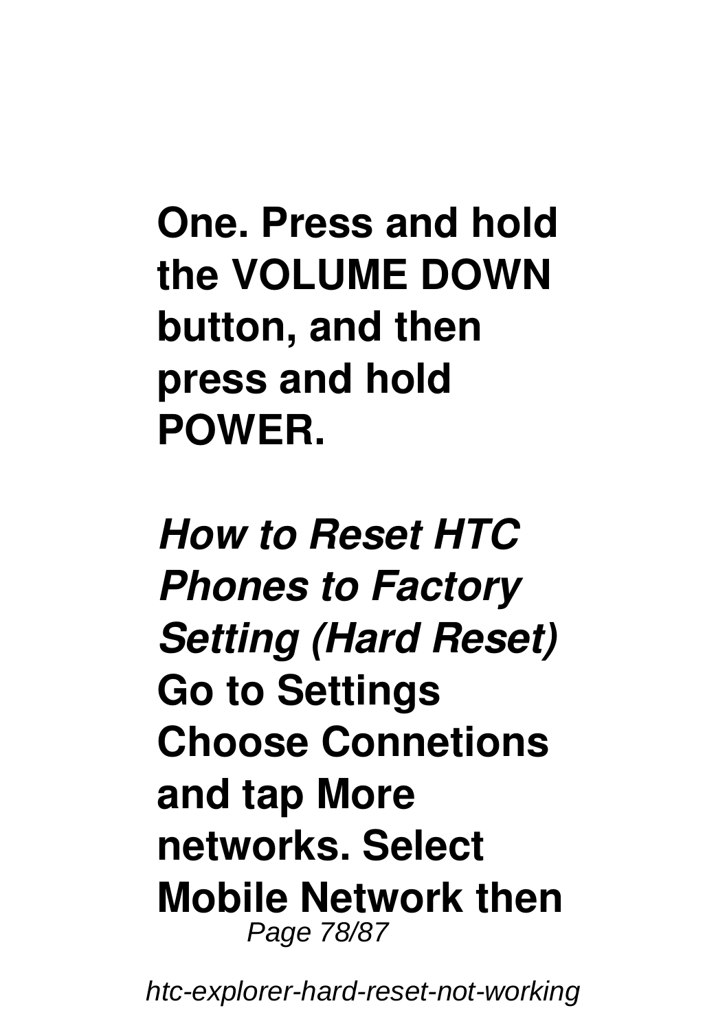**One. Press and hold the VOLUME DOWN button, and then press and hold POWER.**

***How to Reset HTC Phones to Factory Setting (Hard Reset)***

**Go to Settings Choose Connetions and tap More networks. Select Mobile Network then**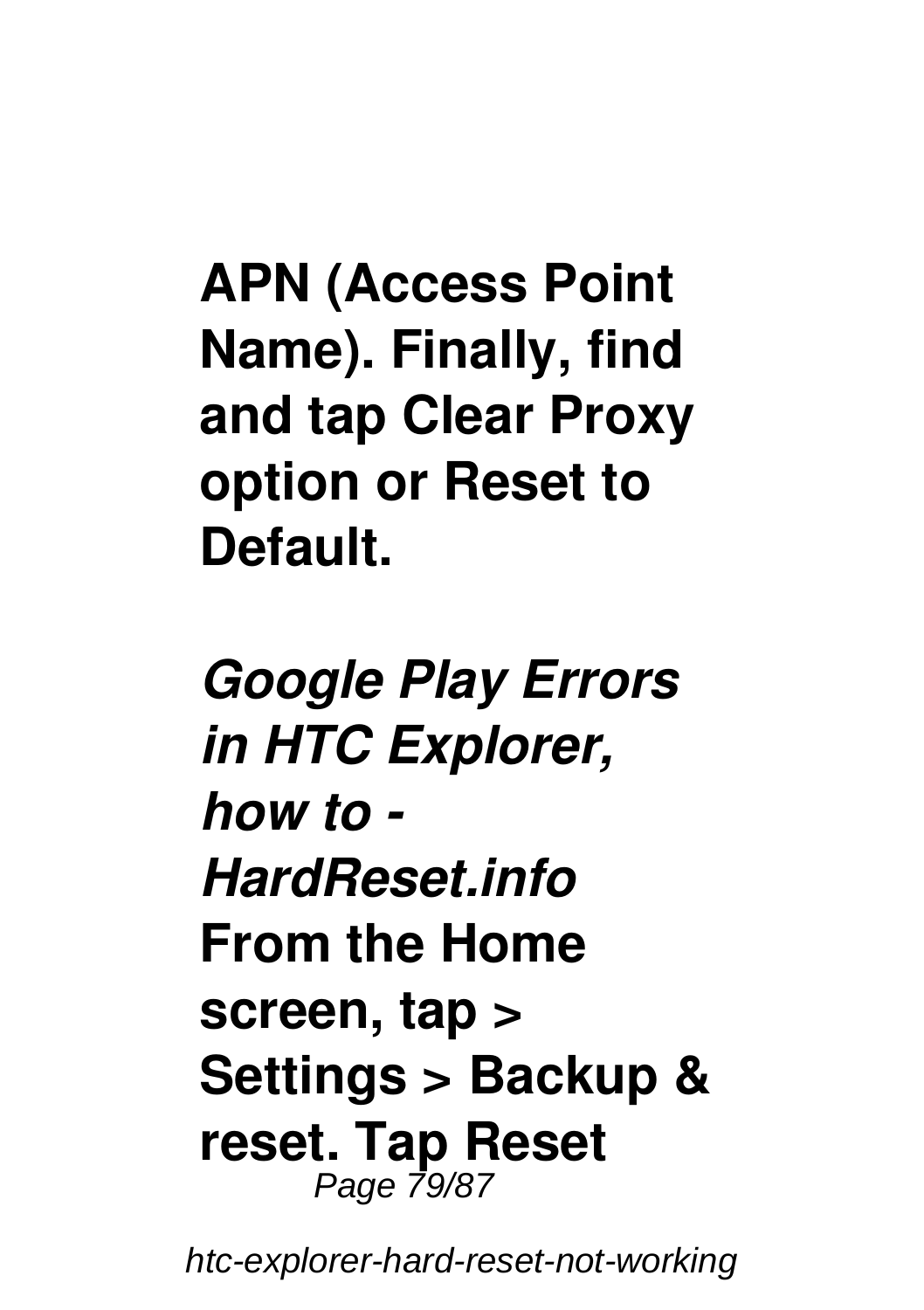**APN (Access Point Name). Finally, find and tap Clear Proxy option or Reset to Default.**

***Google Play Errors in HTC Explorer, how to - HardReset.info***

**From the Home screen, tap > Settings > Backup & reset. Tap Reset**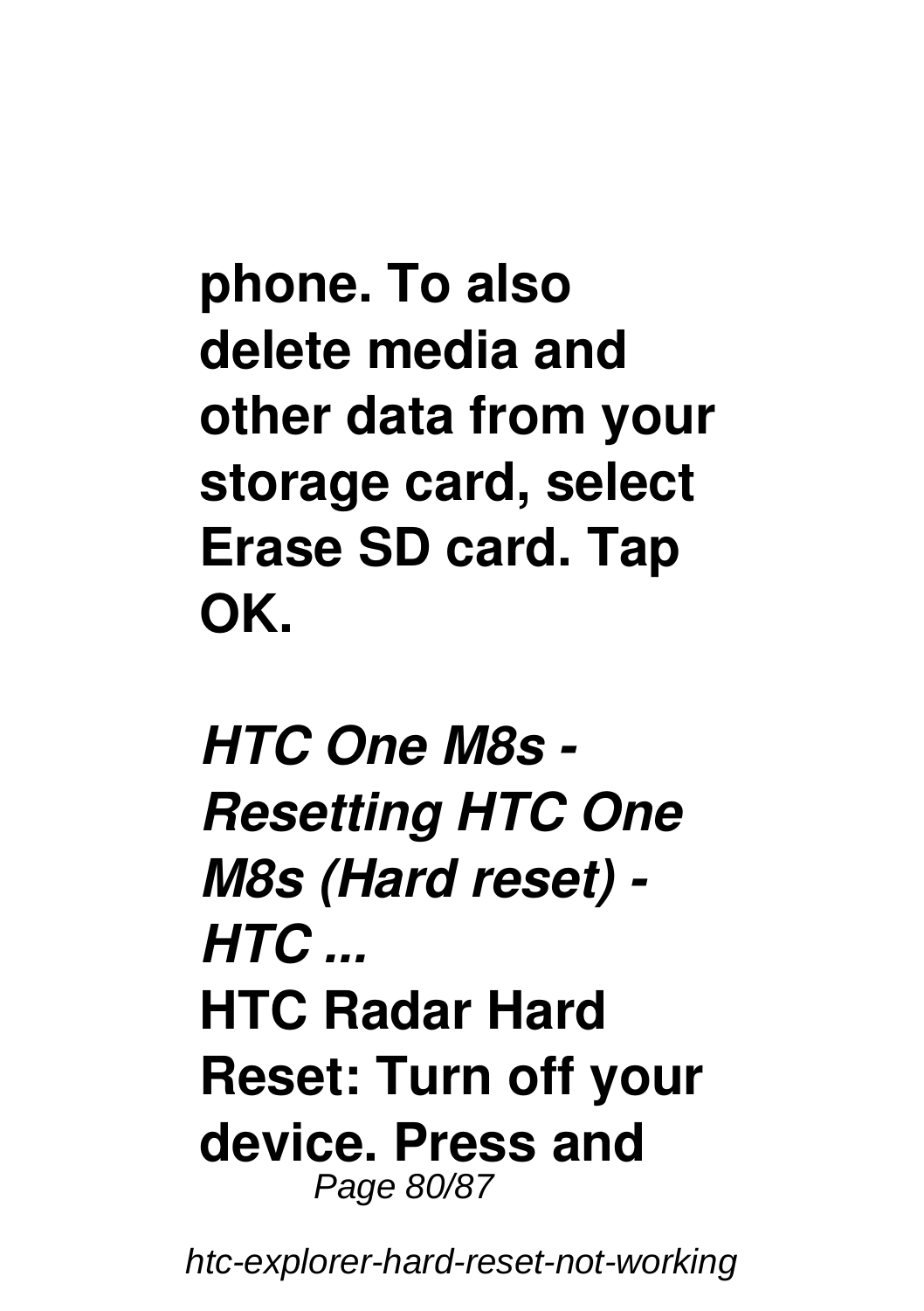**phone. To also delete media and other data from your storage card, select Erase SD card. Tap OK.**

***HTC One M8s - Resetting HTC One M8s (Hard reset) - HTC ...***

**HTC Radar Hard Reset: Turn off your device. Press and**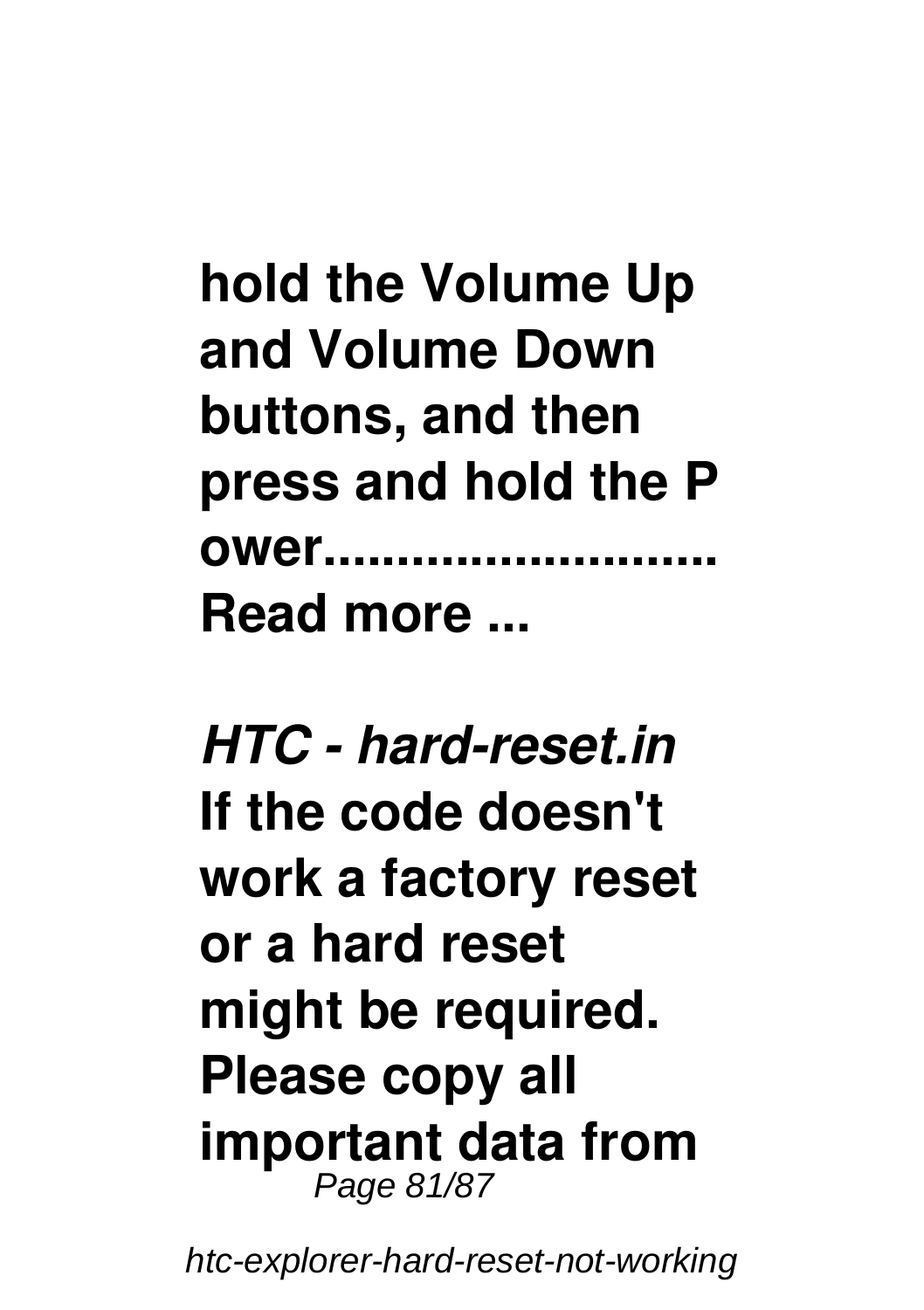**hold the Volume Up and Volume Down buttons, and then press and hold the P ower.......................... Read more ...**

***HTC - hard-reset.in***

**If the code doesn't work a factory reset or a hard reset might be required. Please copy all important data from**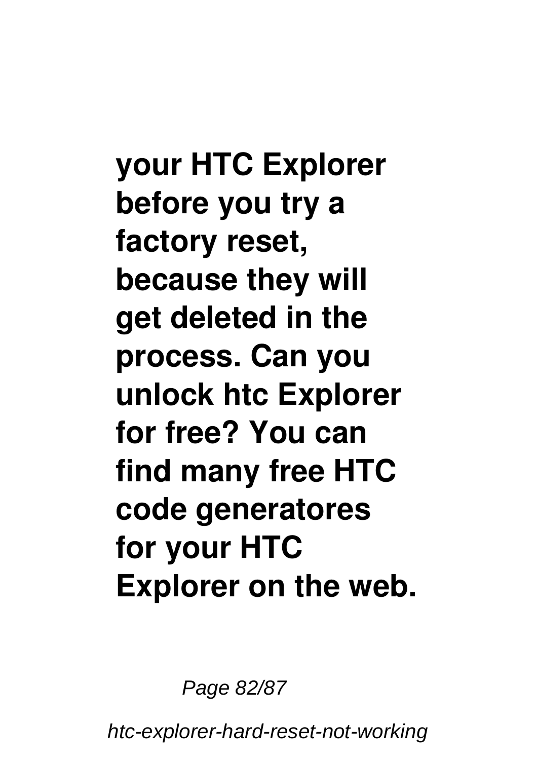**your HTC Explorer before you try a factory reset, because they will get deleted in the process. Can you unlock htc Explorer for free? You can find many free HTC code generatores for your HTC Explorer on the web.**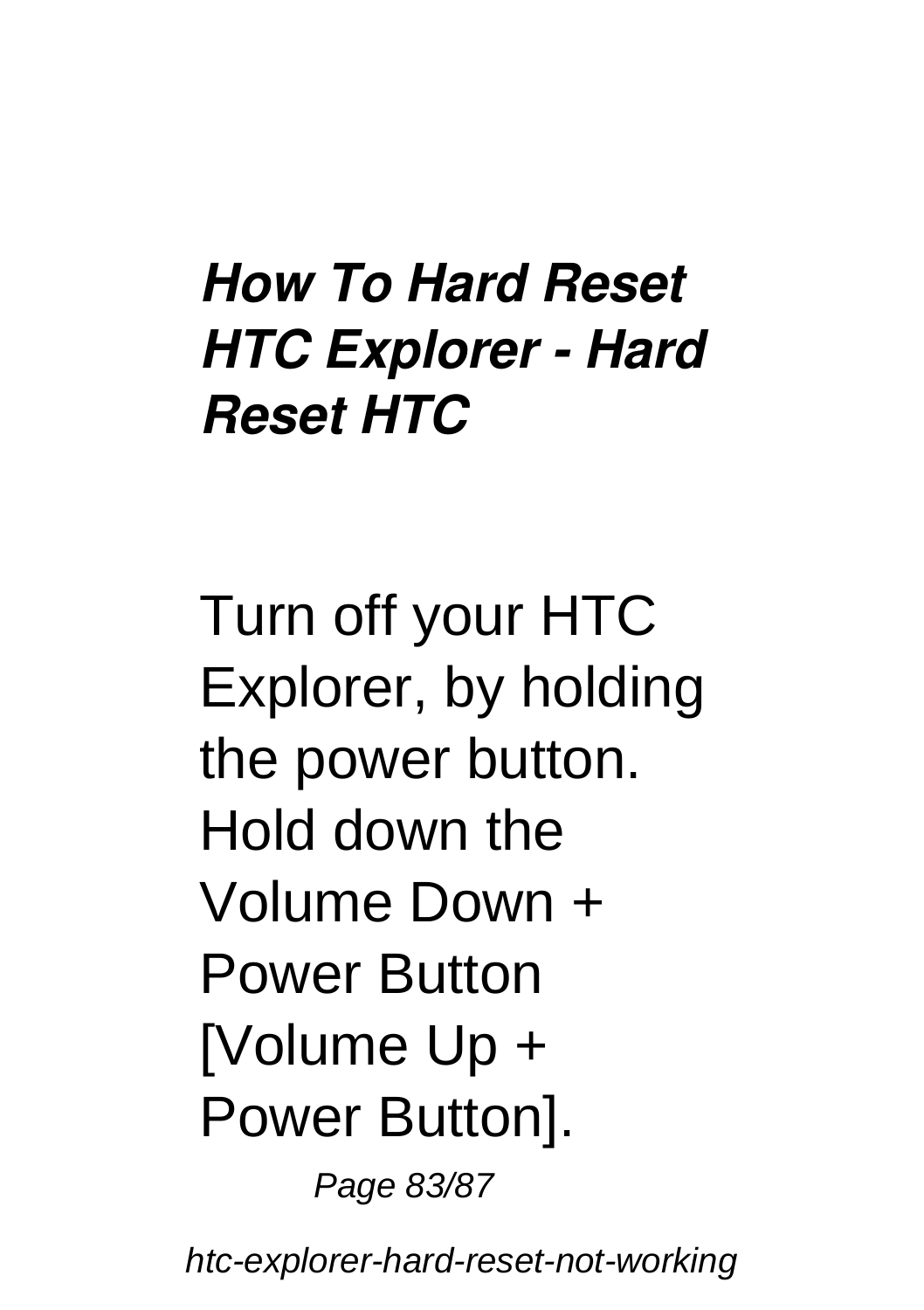***How To Hard Reset HTC Explorer - Hard Reset HTC***

Turn off your HTC Explorer, by holding the power button. Hold down the Volume Down + Power Button [Volume Up + Power Button].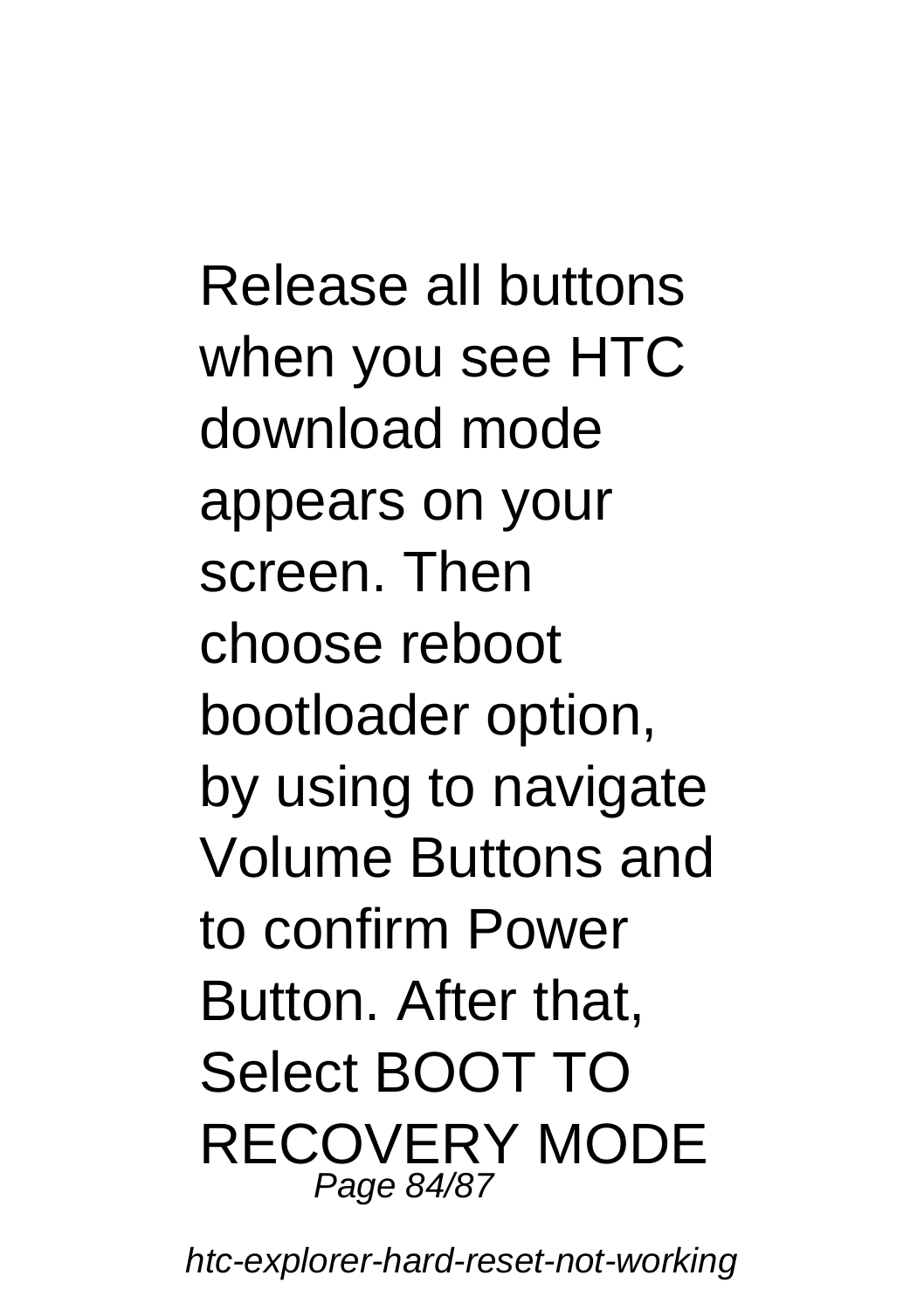Release all buttons when you see HTC download mode appears on your screen. Then choose reboot bootloader option, by using to navigate Volume Buttons and to confirm Power Button. After that, Select BOOT TO RECOVERY MODE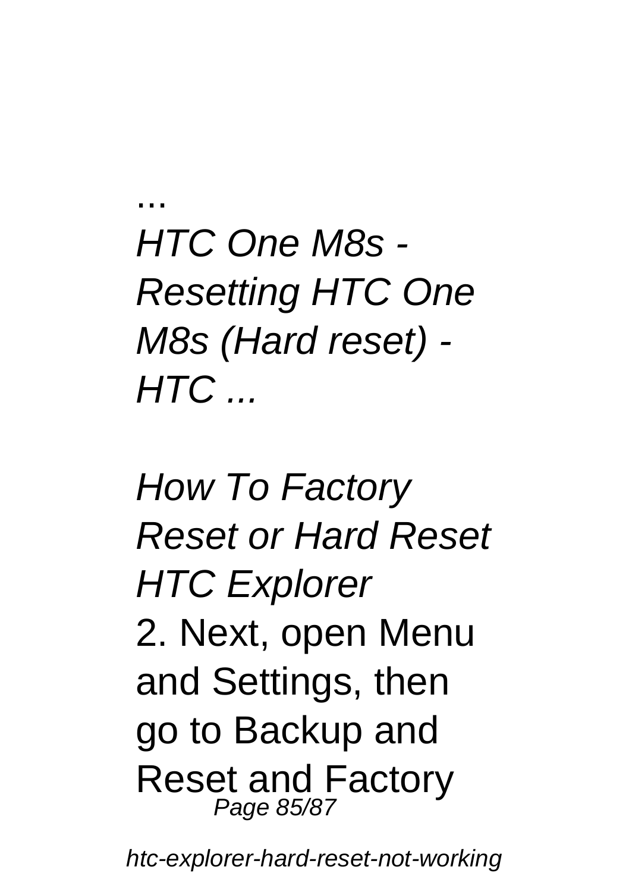...

*HTC One M8s - Resetting HTC One M8s (Hard reset) - HTC ...*

*How To Factory Reset or Hard Reset HTC Explorer*

2. Next, open Menu and Settings, then go to Backup and Reset and Factory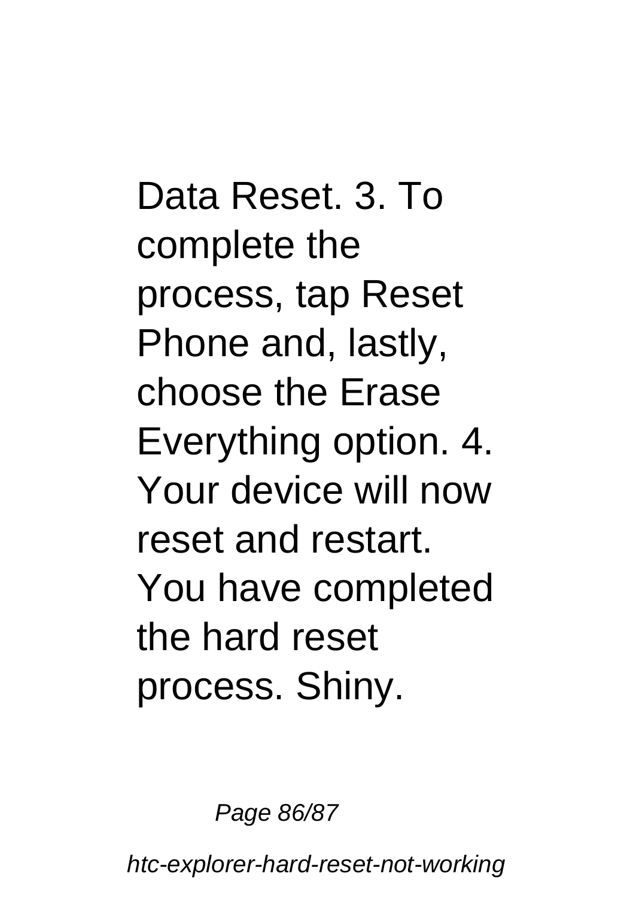Data Reset. 3. To complete the process, tap Reset Phone and, lastly, choose the Erase Everything option. 4. Your device will now reset and restart. You have completed the hard reset process. Shiny.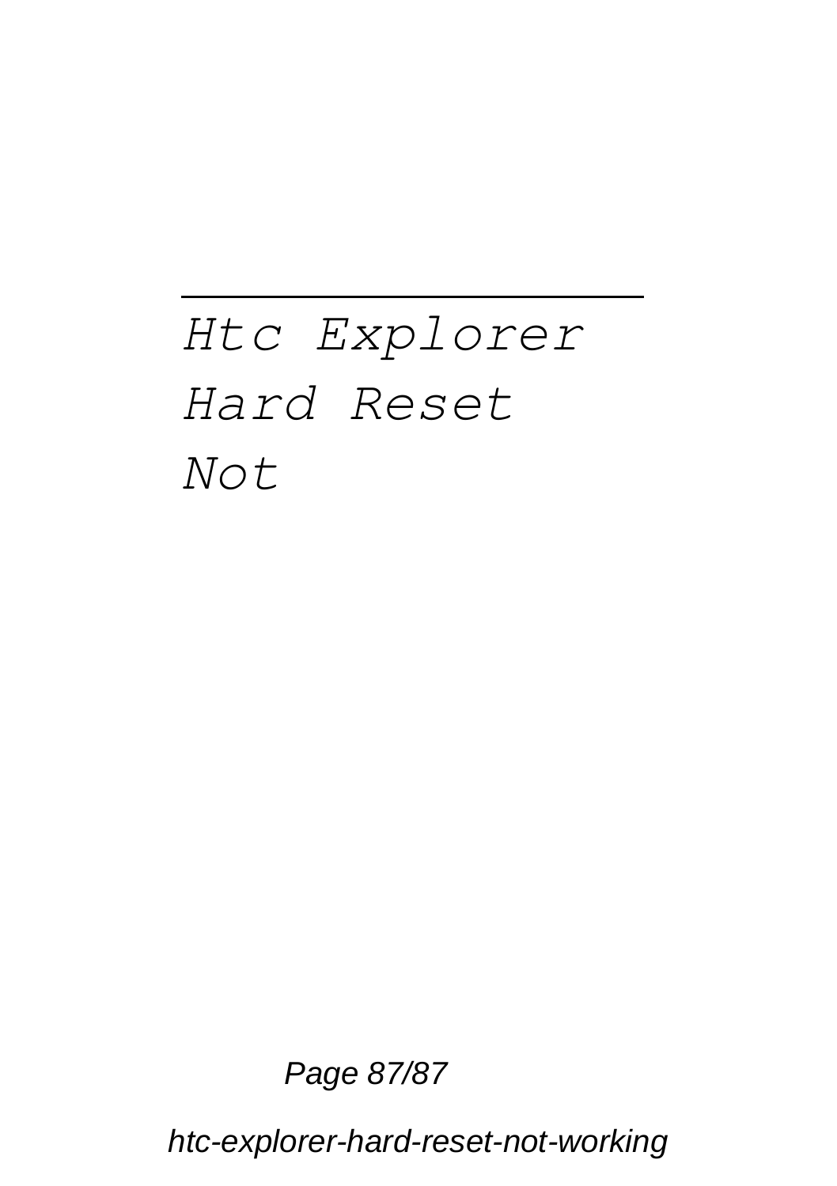*Htc Explorer Hard Reset Not*